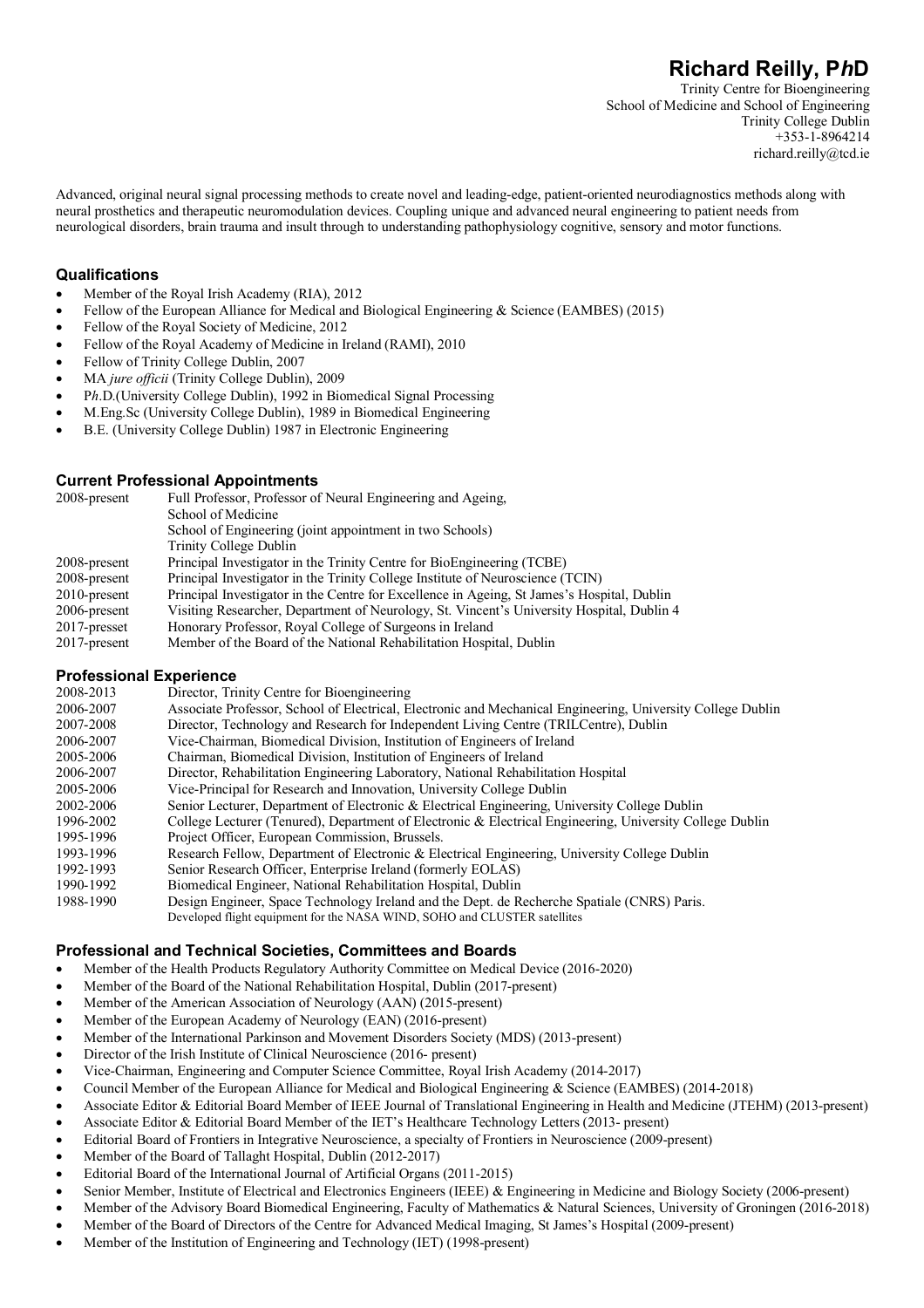# Richard Reilly, P*h*D

Trinity Centre for Bioengineering
School of Medicine and School of Engineering
Trinity College Dublin
+353-1-8964214
richard.reilly@tcd.ie

Advanced, original neural signal processing methods to create novel and leading-edge, patient-oriented neurodiagnostics methods along with neural prosthetics and therapeutic neuromodulation devices. Coupling unique and advanced neural engineering to patient needs from neurological disorders, brain trauma and insult through to understanding pathophysiology cognitive, sensory and motor functions.

## Qualifications

- Member of the Royal Irish Academy (RIA), 2012
- Fellow of the European Alliance for Medical and Biological Engineering & Science (EAMBES) (2015)
- Fellow of the Royal Society of Medicine, 2012
- Fellow of the Royal Academy of Medicine in Ireland (RAMI), 2010
- Fellow of Trinity College Dublin, 2007
- MA *jure officii* (Trinity College Dublin), 2009
- P*h*.D.(University College Dublin), 1992 in Biomedical Signal Processing
- M.Eng.Sc (University College Dublin), 1989 in Biomedical Engineering
- B.E. (University College Dublin) 1987 in Electronic Engineering

## Current Professional Appointments

| | |
|---|---|
| 2008-present | Full Professor, Professor of Neural Engineering and Ageing, School of Medicine School of Engineering (joint appointment in two Schools) Trinity College Dublin |
| 2008-present | Principal Investigator in the Trinity Centre for BioEngineering (TCBE) |
| 2008-present | Principal Investigator in the Trinity College Institute of Neuroscience (TCIN) |
| 2010-present | Principal Investigator in the Centre for Excellence in Ageing, St James's Hospital, Dublin |
| 2006-present | Visiting Researcher, Department of Neurology, St. Vincent's University Hospital, Dublin 4 |
| 2017-presset | Honorary Professor, Royal College of Surgeons in Ireland |
| 2017-present | Member of the Board of the National Rehabilitation Hospital, Dublin |

## Professional Experience

| | |
|---|---|
| 2008-2013 | Director, Trinity Centre for Bioengineering |
| 2006-2007 | Associate Professor, School of Electrical, Electronic and Mechanical Engineering, University College Dublin |
| 2007-2008 | Director, Technology and Research for Independent Living Centre (TRILCentre), Dublin |
| 2006-2007 | Vice-Chairman, Biomedical Division, Institution of Engineers of Ireland |
| 2005-2006 | Chairman, Biomedical Division, Institution of Engineers of Ireland |
| 2006-2007 | Director, Rehabilitation Engineering Laboratory, National Rehabilitation Hospital |
| 2005-2006 | Vice-Principal for Research and Innovation, University College Dublin |
| 2002-2006 | Senior Lecturer, Department of Electronic & Electrical Engineering, University College Dublin |
| 1996-2002 | College Lecturer (Tenured), Department of Electronic & Electrical Engineering, University College Dublin |
| 1995-1996 | Project Officer, European Commission, Brussels. |
| 1993-1996 | Research Fellow, Department of Electronic & Electrical Engineering, University College Dublin |
| 1992-1993 | Senior Research Officer, Enterprise Ireland (formerly EOLAS) |
| 1990-1992 | Biomedical Engineer, National Rehabilitation Hospital, Dublin |
| 1988-1990 | Design Engineer, Space Technology Ireland and the Dept. de Recherche Spatiale (CNRS) Paris. Developed flight equipment for the NASA WIND, SOHO and CLUSTER satellites |

## Professional and Technical Societies, Committees and Boards

- Member of the Health Products Regulatory Authority Committee on Medical Device (2016-2020)
- Member of the Board of the National Rehabilitation Hospital, Dublin (2017-present)
- Member of the American Association of Neurology (AAN) (2015-present)
- Member of the European Academy of Neurology (EAN) (2016-present)
- Member of the International Parkinson and Movement Disorders Society (MDS) (2013-present)
- Director of the Irish Institute of Clinical Neuroscience (2016- present)
- Vice-Chairman, Engineering and Computer Science Committee, Royal Irish Academy (2014-2017)
- Council Member of the European Alliance for Medical and Biological Engineering & Science (EAMBES) (2014-2018)
- Associate Editor & Editorial Board Member of IEEE Journal of Translational Engineering in Health and Medicine (JTEHM) (2013-present)
- Associate Editor & Editorial Board Member of the IET's Healthcare Technology Letters (2013- present)
- Editorial Board of Frontiers in Integrative Neuroscience, a specialty of Frontiers in Neuroscience (2009-present)
- Member of the Board of Tallaght Hospital, Dublin (2012-2017)
- Editorial Board of the International Journal of Artificial Organs (2011-2015)
- Senior Member, Institute of Electrical and Electronics Engineers (IEEE) & Engineering in Medicine and Biology Society (2006-present)
- Member of the Advisory Board Biomedical Engineering, Faculty of Mathematics & Natural Sciences, University of Groningen (2016-2018)
- Member of the Board of Directors of the Centre for Advanced Medical Imaging, St James's Hospital (2009-present)
- Member of the Institution of Engineering and Technology (IET) (1998-present)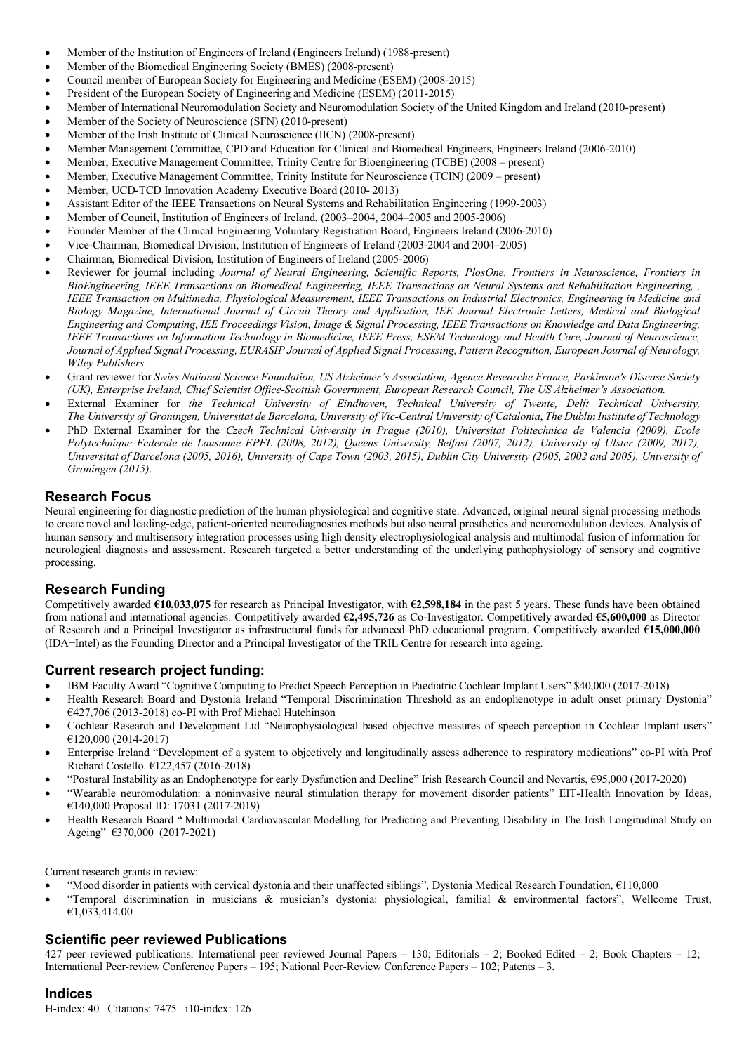- Member of the Institution of Engineers of Ireland (Engineers Ireland) (1988-present)
- Member of the Biomedical Engineering Society (BMES) (2008-present)
- Council member of European Society for Engineering and Medicine (ESEM) (2008-2015)
- President of the European Society of Engineering and Medicine (ESEM) (2011-2015)
- Member of International Neuromodulation Society and Neuromodulation Society of the United Kingdom and Ireland (2010-present)
- Member of the Society of Neuroscience (SFN) (2010-present)
- Member of the Irish Institute of Clinical Neuroscience (IICN) (2008-present)
- Member Management Committee, CPD and Education for Clinical and Biomedical Engineers, Engineers Ireland (2006-2010)
- Member, Executive Management Committee, Trinity Centre for Bioengineering (TCBE) (2008 – present)
- Member, Executive Management Committee, Trinity Institute for Neuroscience (TCIN) (2009 – present)
- Member, UCD-TCD Innovation Academy Executive Board (2010- 2013)
- Assistant Editor of the IEEE Transactions on Neural Systems and Rehabilitation Engineering (1999-2003)
- Member of Council, Institution of Engineers of Ireland, (2003–2004, 2004–2005 and 2005-2006)
- Founder Member of the Clinical Engineering Voluntary Registration Board, Engineers Ireland (2006-2010)
- Vice-Chairman, Biomedical Division, Institution of Engineers of Ireland (2003-2004 and 2004–2005)
- Chairman, Biomedical Division, Institution of Engineers of Ireland (2005-2006)
- Reviewer for journal including *Journal of Neural Engineering, Scientific Reports, PlosOne, Frontiers in Neuroscience, Frontiers in BioEngineering, IEEE Transactions on Biomedical Engineering, IEEE Transactions on Neural Systems and Rehabilitation Engineering, , IEEE Transaction on Multimedia, Physiological Measurement, IEEE Transactions on Industrial Electronics, Engineering in Medicine and Biology Magazine, International Journal of Circuit Theory and Application, IEE Journal Electronic Letters, Medical and Biological Engineering and Computing, IEE Proceedings Vision, Image & Signal Processing, IEEE Transactions on Knowledge and Data Engineering, IEEE Transactions on Information Technology in Biomedicine, IEEE Press, ESEM Technology and Health Care, Journal of Neuroscience, Journal of Applied Signal Processing, EURASIP Journal of Applied Signal Processing, Pattern Recognition, European Journal of Neurology, Wiley Publishers.*
- Grant reviewer for *Swiss National Science Foundation, US Alzheimer's Association, Agence Researche France, Parkinson's Disease Society (UK), Enterprise Ireland, Chief Scientist Office-Scottish Government, European Research Council, The US Alzheimer's Association.*
- External Examiner for *the Technical University of Eindhoven, Technical University of Twente, Delft Technical University, The University of Groningen, Universitat de Barcelona, University of Vic-Central University of Catalonia*, *The Dublin Institute of Technology*
- PhD External Examiner for the *Czech Technical University in Prague (2010), Universitat Politechnica de Valencia (2009), Ecole Polytechnique Federale de Lausanne EPFL (2008, 2012), Queens University, Belfast (2007, 2012), University of Ulster (2009, 2017), Universitat of Barcelona (2005, 2016), University of Cape Town (2003, 2015), Dublin City University (2005, 2002 and 2005), University of Groningen (2015)*.

## Research Focus

Neural engineering for diagnostic prediction of the human physiological and cognitive state. Advanced, original neural signal processing methods to create novel and leading-edge, patient-oriented neurodiagnostics methods but also neural prosthetics and neuromodulation devices. Analysis of human sensory and multisensory integration processes using high density electrophysiological analysis and multimodal fusion of information for neurological diagnosis and assessment. Research targeted a better understanding of the underlying pathophysiology of sensory and cognitive processing.

## Research Funding

Competitively awarded **€10,033,075** for research as Principal Investigator, with **€2,598,184** in the past 5 years. These funds have been obtained from national and international agencies. Competitively awarded **€2,495,726** as Co-Investigator. Competitively awarded **€5,600,000** as Director of Research and a Principal Investigator as infrastructural funds for advanced PhD educational program. Competitively awarded **€15,000,000** (IDA+Intel) as the Founding Director and a Principal Investigator of the TRIL Centre for research into ageing.

## Current research project funding:

- IBM Faculty Award "Cognitive Computing to Predict Speech Perception in Paediatric Cochlear Implant Users" $40,000 (2017-2018)
- Health Research Board and Dystonia Ireland "Temporal Discrimination Threshold as an endophenotype in adult onset primary Dystonia" €427,706 (2013-2018) co-PI with Prof Michael Hutchinson
- Cochlear Research and Development Ltd "Neurophysiological based objective measures of speech perception in Cochlear Implant users" €120,000 (2014-2017)
- Enterprise Ireland "Development of a system to objectively and longitudinally assess adherence to respiratory medications" co-PI with Prof Richard Costello. €122,457 (2016-2018)
- "Postural Instability as an Endophenotype for early Dysfunction and Decline" Irish Research Council and Novartis, €95,000 (2017-2020)
- "Wearable neuromodulation: a noninvasive neural stimulation therapy for movement disorder patients" EIT-Health Innovation by Ideas, €140,000 Proposal ID: 17031 (2017-2019)
- Health Research Board " Multimodal Cardiovascular Modelling for Predicting and Preventing Disability in The Irish Longitudinal Study on Ageing" €370,000 (2017-2021)

Current research grants in review:

- "Mood disorder in patients with cervical dystonia and their unaffected siblings", Dystonia Medical Research Foundation, €110,000
- "Temporal discrimination in musicians & musician's dystonia: physiological, familial & environmental factors", Wellcome Trust, €1,033,414.00

## Scientific peer reviewed Publications

427 peer reviewed publications: International peer reviewed Journal Papers – 130; Editorials – 2; Booked Edited – 2; Book Chapters – 12; International Peer-review Conference Papers – 195; National Peer-Review Conference Papers – 102; Patents – 3.

## Indices

H-index: 40 Citations: 7475 i10-index: 126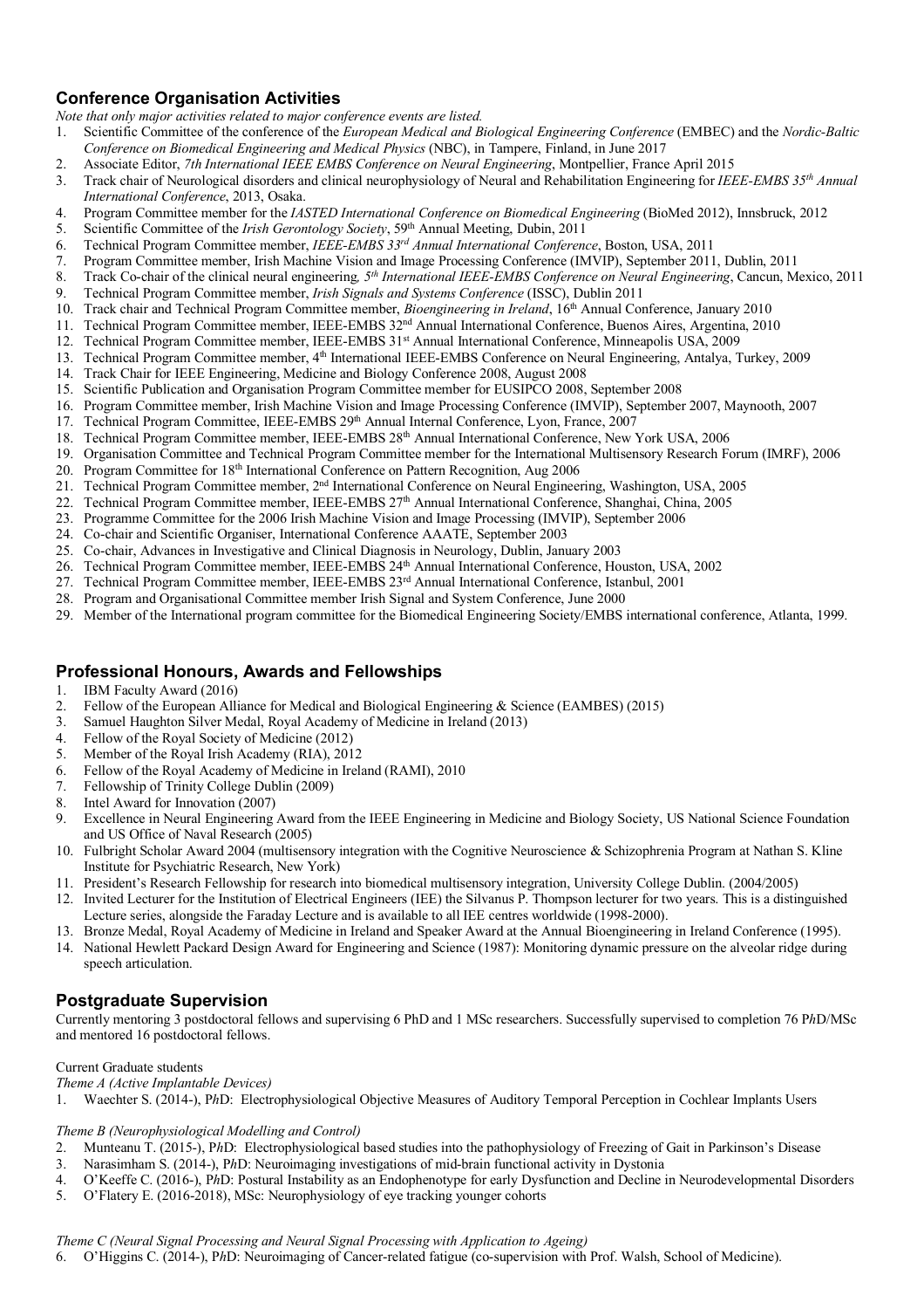## Conference Organisation Activities

*Note that only major activities related to major conference events are listed.*

1. Scientific Committee of the conference of the *European Medical and Biological Engineering Conference* (EMBEC) and the *Nordic-Baltic Conference on Biomedical Engineering and Medical Physics* (NBC), in Tampere, Finland, in June 2017
2. Associate Editor, *7th International IEEE EMBS Conference on Neural Engineering*, Montpellier, France April 2015
3. Track chair of Neurological disorders and clinical neurophysiology of Neural and Rehabilitation Engineering for *IEEE-EMBS 35th Annual International Conference*, 2013, Osaka.
4. Program Committee member for the *IASTED International Conference on Biomedical Engineering* (BioMed 2012), Innsbruck, 2012
5. Scientific Committee of the *Irish Gerontology Society*, 59th Annual Meeting, Dubin, 2011
6. Technical Program Committee member, *IEEE-EMBS 33rd Annual International Conference*, Boston, USA, 2011
7. Program Committee member, Irish Machine Vision and Image Processing Conference (IMVIP), September 2011, Dublin, 2011
8. Track Co-chair of the clinical neural engineering*, 5th International IEEE-EMBS Conference on Neural Engineering*, Cancun, Mexico, 2011
9. Technical Program Committee member, *Irish Signals and Systems Conference* (ISSC), Dublin 2011
10. Track chair and Technical Program Committee member, *Bioengineering in Ireland*, 16th Annual Conference, January 2010
11. Technical Program Committee member, IEEE-EMBS 32nd Annual International Conference, Buenos Aires, Argentina, 2010
12. Technical Program Committee member, IEEE-EMBS 31st Annual International Conference, Minneapolis USA, 2009
13. Technical Program Committee member, 4th International IEEE-EMBS Conference on Neural Engineering, Antalya, Turkey, 2009
14. Track Chair for IEEE Engineering, Medicine and Biology Conference 2008, August 2008
15. Scientific Publication and Organisation Program Committee member for EUSIPCO 2008, September 2008
16. Program Committee member, Irish Machine Vision and Image Processing Conference (IMVIP), September 2007, Maynooth, 2007
17. Technical Program Committee, IEEE-EMBS 29th Annual Internal Conference, Lyon, France, 2007
18. Technical Program Committee member, IEEE-EMBS 28th Annual International Conference, New York USA, 2006
19. Organisation Committee and Technical Program Committee member for the International Multisensory Research Forum (IMRF), 2006
20. Program Committee for 18th International Conference on Pattern Recognition, Aug 2006
21. Technical Program Committee member, 2nd International Conference on Neural Engineering, Washington, USA, 2005
22. Technical Program Committee member, IEEE-EMBS 27th Annual International Conference, Shanghai, China, 2005
23. Programme Committee for the 2006 Irish Machine Vision and Image Processing (IMVIP), September 2006
24. Co-chair and Scientific Organiser, International Conference AAATE, September 2003
25. Co-chair, Advances in Investigative and Clinical Diagnosis in Neurology, Dublin, January 2003
26. Technical Program Committee member, IEEE-EMBS 24th Annual International Conference, Houston, USA, 2002
27. Technical Program Committee member, IEEE-EMBS 23rd Annual International Conference, Istanbul, 2001
28. Program and Organisational Committee member Irish Signal and System Conference, June 2000
29. Member of the International program committee for the Biomedical Engineering Society/EMBS international conference, Atlanta, 1999.

## Professional Honours, Awards and Fellowships

1. IBM Faculty Award (2016)
2. Fellow of the European Alliance for Medical and Biological Engineering & Science (EAMBES) (2015)
3. Samuel Haughton Silver Medal, Royal Academy of Medicine in Ireland (2013)
4. Fellow of the Royal Society of Medicine (2012)
5. Member of the Royal Irish Academy (RIA), 2012
6. Fellow of the Royal Academy of Medicine in Ireland (RAMI), 2010
7. Fellowship of Trinity College Dublin (2009)
8. Intel Award for Innovation (2007)
9. Excellence in Neural Engineering Award from the IEEE Engineering in Medicine and Biology Society, US National Science Foundation and US Office of Naval Research (2005)
10. Fulbright Scholar Award 2004 (multisensory integration with the Cognitive Neuroscience & Schizophrenia Program at Nathan S. Kline Institute for Psychiatric Research, New York)
11. President's Research Fellowship for research into biomedical multisensory integration, University College Dublin. (2004/2005)
12. Invited Lecturer for the Institution of Electrical Engineers (IEE) the Silvanus P. Thompson lecturer for two years. This is a distinguished Lecture series, alongside the Faraday Lecture and is available to all IEE centres worldwide (1998-2000).
13. Bronze Medal, Royal Academy of Medicine in Ireland and Speaker Award at the Annual Bioengineering in Ireland Conference (1995).
14. National Hewlett Packard Design Award for Engineering and Science (1987): Monitoring dynamic pressure on the alveolar ridge during speech articulation.

## Postgraduate Supervision

Currently mentoring 3 postdoctoral fellows and supervising 6 PhD and 1 MSc researchers. Successfully supervised to completion 76 P*h*D/MSc and mentored 16 postdoctoral fellows.

Current Graduate students

*Theme A (Active Implantable Devices)*

1. Waechter S. (2014-), P*h*D: Electrophysiological Objective Measures of Auditory Temporal Perception in Cochlear Implants Users

*Theme B (Neurophysiological Modelling and Control)*

2. Munteanu T. (2015-), P*h*D: Electrophysiological based studies into the pathophysiology of Freezing of Gait in Parkinson's Disease
3. Narasimham S. (2014-), P*h*D: Neuroimaging investigations of mid-brain functional activity in Dystonia
4. O'Keeffe C. (2016-), P*h*D: Postural Instability as an Endophenotype for early Dysfunction and Decline in Neurodevelopmental Disorders
5. O'Flatery E. (2016-2018), MSc: Neurophysiology of eye tracking younger cohorts

*Theme C (Neural Signal Processing and Neural Signal Processing with Application to Ageing)*

6. O'Higgins C. (2014-), P*h*D: Neuroimaging of Cancer-related fatigue (co-supervision with Prof. Walsh, School of Medicine).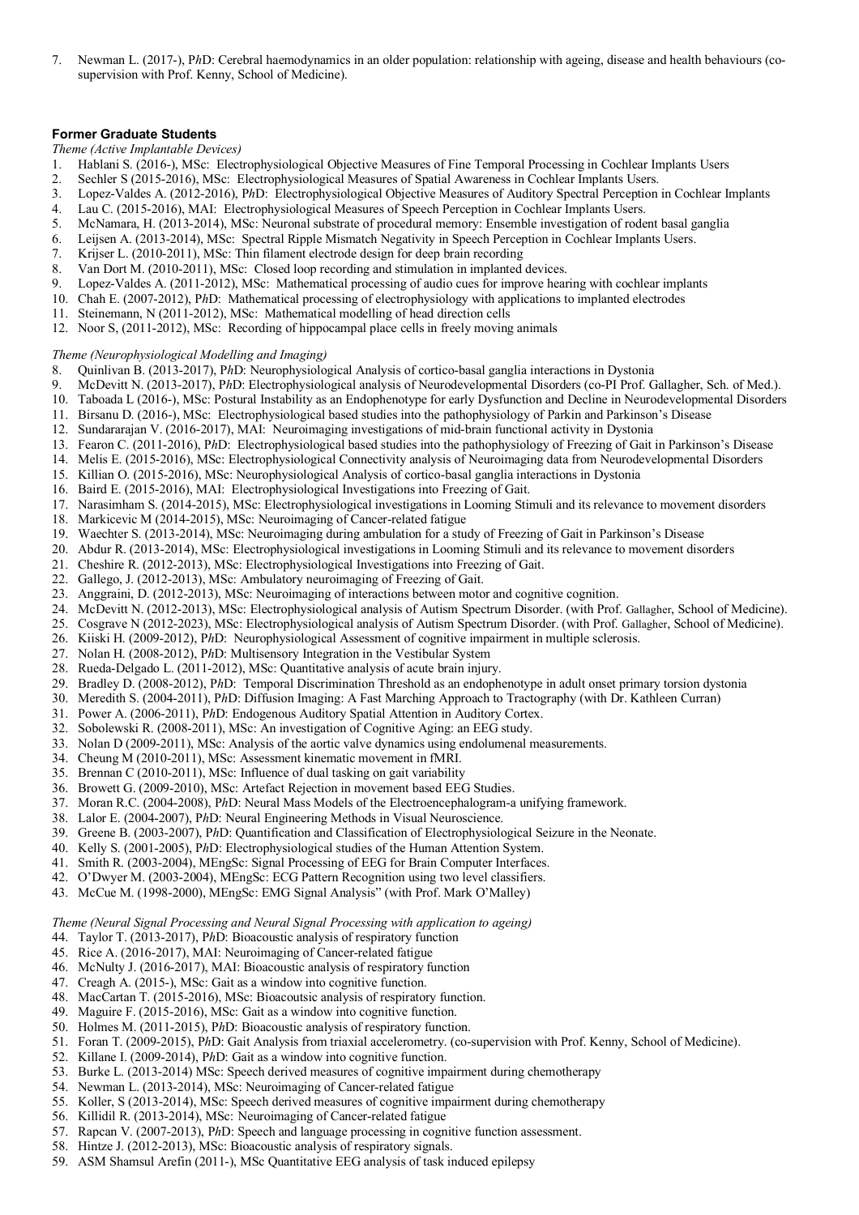7. Newman L. (2017-), P*h*D: Cerebral haemodynamics in an older population: relationship with ageing, disease and health behaviours (co-supervision with Prof. Kenny, School of Medicine).

### Former Graduate Students

*Theme (Active Implantable Devices)*

1. Hablani S. (2016-), MSc: Electrophysiological Objective Measures of Fine Temporal Processing in Cochlear Implants Users
2. Sechler S (2015-2016), MSc: Electrophysiological Measures of Spatial Awareness in Cochlear Implants Users.
3. Lopez-Valdes A. (2012-2016), P*h*D: Electrophysiological Objective Measures of Auditory Spectral Perception in Cochlear Implants
4. Lau C. (2015-2016), MAI: Electrophysiological Measures of Speech Perception in Cochlear Implants Users.
5. McNamara, H. (2013-2014), MSc: Neuronal substrate of procedural memory: Ensemble investigation of rodent basal ganglia
6. Leijsen A. (2013-2014), MSc: Spectral Ripple Mismatch Negativity in Speech Perception in Cochlear Implants Users.
7. Krijser L. (2010-2011), MSc: Thin filament electrode design for deep brain recording
8. Van Dort M. (2010-2011), MSc: Closed loop recording and stimulation in implanted devices.
9. Lopez-Valdes A. (2011-2012), MSc: Mathematical processing of audio cues for improve hearing with cochlear implants
10. Chah E. (2007-2012), P*h*D: Mathematical processing of electrophysiology with applications to implanted electrodes
11. Steinemann, N (2011-2012), MSc: Mathematical modelling of head direction cells
12. Noor S, (2011-2012), MSc: Recording of hippocampal place cells in freely moving animals

*Theme (Neurophysiological Modelling and Imaging)*

8. Quinlivan B. (2013-2017), P*h*D: Neurophysiological Analysis of cortico-basal ganglia interactions in Dystonia
9. McDevitt N. (2013-2017), P*h*D: Electrophysiological analysis of Neurodevelopmental Disorders (co-PI Prof. Gallagher, Sch. of Med.).
10. Taboada L (2016-), MSc: Postural Instability as an Endophenotype for early Dysfunction and Decline in Neurodevelopmental Disorders
11. Birsanu D. (2016-), MSc: Electrophysiological based studies into the pathophysiology of Parkin and Parkinson's Disease
12. Sundararajan V. (2016-2017), MAI: Neuroimaging investigations of mid-brain functional activity in Dystonia
13. Fearon C. (2011-2016), P*h*D: Electrophysiological based studies into the pathophysiology of Freezing of Gait in Parkinson's Disease
14. Melis E. (2015-2016), MSc: Electrophysiological Connectivity analysis of Neuroimaging data from Neurodevelopmental Disorders
15. Killian O. (2015-2016), MSc: Neurophysiological Analysis of cortico-basal ganglia interactions in Dystonia
16. Baird E. (2015-2016), MAI: Electrophysiological Investigations into Freezing of Gait.
17. Narasimham S. (2014-2015), MSc: Electrophysiological investigations in Looming Stimuli and its relevance to movement disorders
18. Markicevic M (2014-2015), MSc: Neuroimaging of Cancer-related fatigue
19. Waechter S. (2013-2014), MSc: Neuroimaging during ambulation for a study of Freezing of Gait in Parkinson's Disease
20. Abdur R. (2013-2014), MSc: Electrophysiological investigations in Looming Stimuli and its relevance to movement disorders
21. Cheshire R. (2012-2013), MSc: Electrophysiological Investigations into Freezing of Gait.
22. Gallego, J. (2012-2013), MSc: Ambulatory neuroimaging of Freezing of Gait.
23. Anggraini, D. (2012-2013), MSc: Neuroimaging of interactions between motor and cognitive cognition.
24. McDevitt N. (2012-2013), MSc: Electrophysiological analysis of Autism Spectrum Disorder. (with Prof. Gallagher, School of Medicine).
25. Cosgrave N (2012-2023), MSc: Electrophysiological analysis of Autism Spectrum Disorder. (with Prof. Gallagher, School of Medicine).
26. Kiiski H. (2009-2012), P*h*D: Neurophysiological Assessment of cognitive impairment in multiple sclerosis.
27. Nolan H. (2008-2012), P*h*D: Multisensory Integration in the Vestibular System
28. Rueda-Delgado L. (2011-2012), MSc: Quantitative analysis of acute brain injury.
29. Bradley D. (2008-2012), P*h*D: Temporal Discrimination Threshold as an endophenotype in adult onset primary torsion dystonia
30. Meredith S. (2004-2011), P*h*D: Diffusion Imaging: A Fast Marching Approach to Tractography (with Dr. Kathleen Curran)
31. Power A. (2006-2011), P*h*D: Endogenous Auditory Spatial Attention in Auditory Cortex.
32. Sobolewski R. (2008-2011), MSc: An investigation of Cognitive Aging: an EEG study.
33. Nolan D (2009-2011), MSc: Analysis of the aortic valve dynamics using endolumenal measurements.
34. Cheung M (2010-2011), MSc: Assessment kinematic movement in fMRI.
35. Brennan C (2010-2011), MSc: Influence of dual tasking on gait variability
36. Browett G. (2009-2010), MSc: Artefact Rejection in movement based EEG Studies.
37. Moran R.C. (2004-2008), P*h*D: Neural Mass Models of the Electroencephalogram-a unifying framework.
38. Lalor E. (2004-2007), P*h*D: Neural Engineering Methods in Visual Neuroscience.
39. Greene B. (2003-2007), P*h*D: Quantification and Classification of Electrophysiological Seizure in the Neonate.
40. Kelly S. (2001-2005), P*h*D: Electrophysiological studies of the Human Attention System.
41. Smith R. (2003-2004), MEngSc: Signal Processing of EEG for Brain Computer Interfaces.
42. O'Dwyer M. (2003-2004), MEngSc: ECG Pattern Recognition using two level classifiers.
43. McCue M. (1998-2000), MEngSc: EMG Signal Analysis" (with Prof. Mark O'Malley)

*Theme (Neural Signal Processing and Neural Signal Processing with application to ageing)*

44. Taylor T. (2013-2017), P*h*D: Bioacoustic analysis of respiratory function
45. Rice A. (2016-2017), MAI: Neuroimaging of Cancer-related fatigue
46. McNulty J. (2016-2017), MAI: Bioacoustic analysis of respiratory function
47. Creagh A. (2015-), MSc: Gait as a window into cognitive function.
48. MacCartan T. (2015-2016), MSc: Bioacoutsic analysis of respiratory function.
49. Maguire F. (2015-2016), MSc: Gait as a window into cognitive function.
50. Holmes M. (2011-2015), P*h*D: Bioacoustic analysis of respiratory function.
51. Foran T. (2009-2015), P*h*D: Gait Analysis from triaxial accelerometry. (co-supervision with Prof. Kenny, School of Medicine).
52. Killane I. (2009-2014), P*h*D: Gait as a window into cognitive function.
53. Burke L. (2013-2014) MSc: Speech derived measures of cognitive impairment during chemotherapy
54. Newman L. (2013-2014), MSc: Neuroimaging of Cancer-related fatigue
55. Koller, S (2013-2014), MSc: Speech derived measures of cognitive impairment during chemotherapy
56. Killidil R. (2013-2014), MSc: Neuroimaging of Cancer-related fatigue
57. Rapcan V. (2007-2013), P*h*D: Speech and language processing in cognitive function assessment.
58. Hintze J. (2012-2013), MSc: Bioacoustic analysis of respiratory signals.
59. ASM Shamsul Arefin (2011-), MSc Quantitative EEG analysis of task induced epilepsy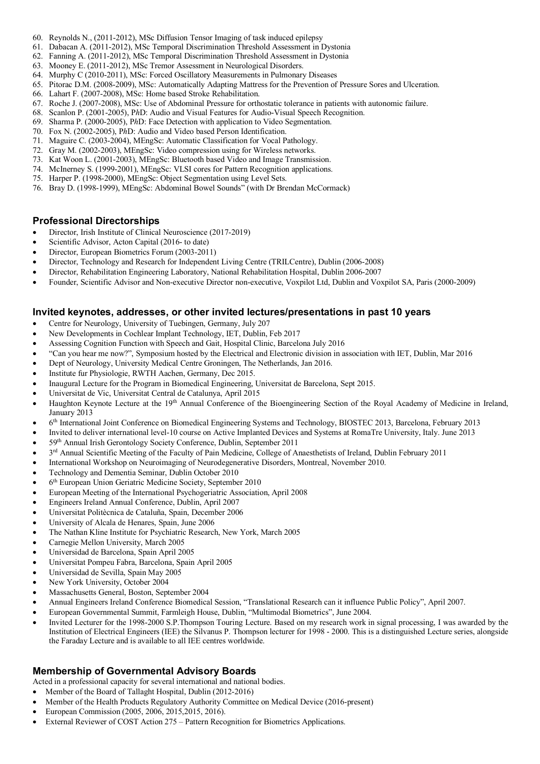60. Reynolds N., (2011-2012), MSc Diffusion Tensor Imaging of task induced epilepsy
61. Dabacan A. (2011-2012), MSc Temporal Discrimination Threshold Assessment in Dystonia
62. Fanning A. (2011-2012), MSc Temporal Discrimination Threshold Assessment in Dystonia
63. Mooney E. (2011-2012), MSc Tremor Assessment in Neurological Disorders.
64. Murphy C (2010-2011), MSc: Forced Oscillatory Measurements in Pulmonary Diseases
65. Pitorac D.M. (2008-2009), MSc: Automatically Adapting Mattress for the Prevention of Pressure Sores and Ulceration.
66. Lahart F. (2007-2008), MSc: Home based Stroke Rehabilitation.
67. Roche J. (2007-2008), MSc: Use of Abdominal Pressure for orthostatic tolerance in patients with autonomic failure.
68. Scanlon P. (2001-2005), P*h*D: Audio and Visual Features for Audio-Visual Speech Recognition.
69. Sharma P. (2000-2005), P*h*D: Face Detection with application to Video Segmentation.
70. Fox N. (2002-2005), P*h*D: Audio and Video based Person Identification.
71. Maguire C. (2003-2004), MEngSc: Automatic Classification for Vocal Pathology.
72. Gray M. (2002-2003), MEngSc: Video compression using for Wireless networks.
73. Kat Woon L. (2001-2003), MEngSc: Bluetooth based Video and Image Transmission.
74. McInerney S. (1999-2001), MEngSc: VLSI cores for Pattern Recognition applications.
75. Harper P. (1998-2000), MEngSc: Object Segmentation using Level Sets.
76. Bray D. (1998-1999), MEngSc: Abdominal Bowel Sounds" (with Dr Brendan McCormack)

## Professional Directorships

- Director, Irish Institute of Clinical Neuroscience (2017-2019)
- Scientific Advisor, Acton Capital (2016- to date)
- Director, European Biometrics Forum (2003-2011)
- Director, Technology and Research for Independent Living Centre (TRILCentre), Dublin (2006-2008)
- Director, Rehabilitation Engineering Laboratory, National Rehabilitation Hospital, Dublin 2006-2007
- Founder, Scientific Advisor and Non-executive Director non-executive, Voxpilot Ltd, Dublin and Voxpilot SA, Paris (2000-2009)

## Invited keynotes, addresses, or other invited lectures/presentations in past 10 years

- Centre for Neurology, University of Tuebingen, Germany, July 207
- New Developments in Cochlear Implant Technology, IET, Dublin, Feb 2017
- Assessing Cognition Function with Speech and Gait, Hospital Clinic, Barcelona July 2016
- "Can you hear me now?", Symposium hosted by the Electrical and Electronic division in association with IET, Dublin, Mar 2016
- Dept of Neurology, University Medical Centre Groningen, The Netherlands, Jan 2016.
- Institute fur Physiologie, RWTH Aachen, Germany, Dec 2015.
- Inaugural Lecture for the Program in Biomedical Engineering, Universitat de Barcelona, Sept 2015.
- Universitat de Vic, Universitat Central de Catalunya, April 2015
- Haughton Keynote Lecture at the 19th Annual Conference of the Bioengineering Section of the Royal Academy of Medicine in Ireland, January 2013
- 6th International Joint Conference on Biomedical Engineering Systems and Technology, BIOSTEC 2013, Barcelona, February 2013
- Invited to deliver international level-10 course on Active Implanted Devices and Systems at RomaTre University, Italy. June 2013
- 59th Annual Irish Gerontology Society Conference, Dublin, September 2011
- 3rd Annual Scientific Meeting of the Faculty of Pain Medicine, College of Anaesthetists of Ireland, Dublin February 2011
- International Workshop on Neuroimaging of Neurodegenerative Disorders, Montreal, November 2010.
- Technology and Dementia Seminar, Dublin October 2010
- 6th European Union Geriatric Medicine Society, September 2010
- European Meeting of the International Psychogeriatric Association, April 2008
- Engineers Ireland Annual Conference, Dublin, April 2007
- Universitat Politècnica de Cataluña, Spain, December 2006
- University of Alcala de Henares, Spain, June 2006
- The Nathan Kline Institute for Psychiatric Research, New York, March 2005
- Carnegie Mellon University, March 2005
- Universidad de Barcelona, Spain April 2005
- Universitat Pompeu Fabra, Barcelona, Spain April 2005
- Universidad de Sevilla, Spain May 2005
- New York University, October 2004
- Massachusetts General, Boston, September 2004
- Annual Engineers Ireland Conference Biomedical Session, "Translational Research can it influence Public Policy", April 2007.
- European Governmental Summit, Farmleigh House, Dublin, "Multimodal Biometrics", June 2004.
- Invited Lecturer for the 1998-2000 S.P.Thompson Touring Lecture. Based on my research work in signal processing, I was awarded by the Institution of Electrical Engineers (IEE) the Silvanus P. Thompson lecturer for 1998 - 2000. This is a distinguished Lecture series, alongside the Faraday Lecture and is available to all IEE centres worldwide.

## Membership of Governmental Advisory Boards

Acted in a professional capacity for several international and national bodies.

- Member of the Board of Tallaght Hospital, Dublin (2012-2016)
- Member of the Health Products Regulatory Authority Committee on Medical Device (2016-present)
- European Commission (2005, 2006, 2015,2015, 2016).
- External Reviewer of COST Action 275 – Pattern Recognition for Biometrics Applications.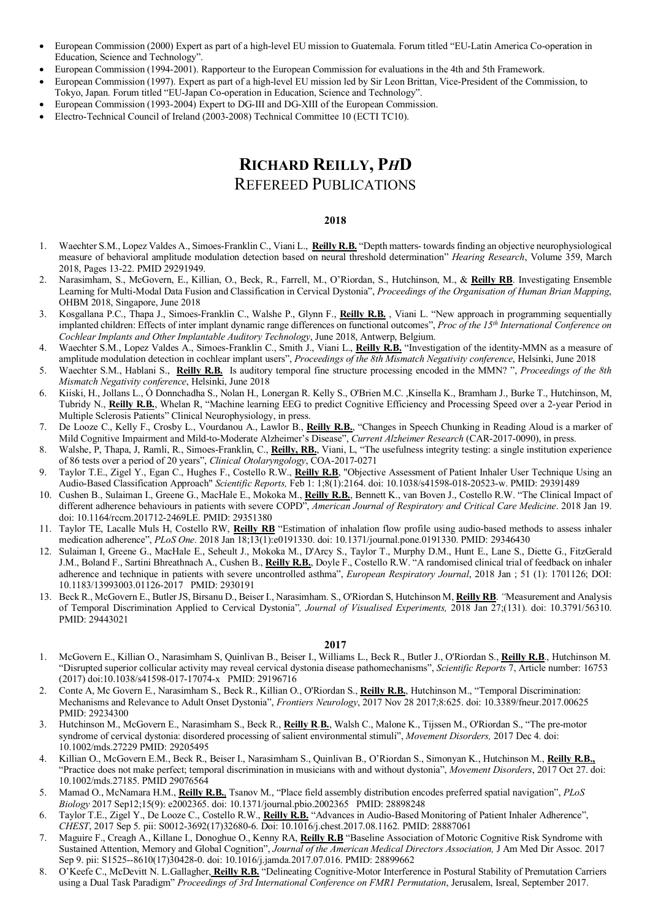- European Commission (2000) Expert as part of a high-level EU mission to Guatemala. Forum titled "EU-Latin America Co-operation in Education, Science and Technology".
- European Commission (1994-2001). Rapporteur to the European Commission for evaluations in the 4th and 5th Framework.
- European Commission (1997). Expert as part of a high-level EU mission led by Sir Leon Brittan, Vice-President of the Commission, to Tokyo, Japan. Forum titled "EU-Japan Co-operation in Education, Science and Technology".
- European Commission (1993-2004) Expert to DG-III and DG-XIII of the European Commission.
- Electro-Technical Council of Ireland (2003-2008) Technical Committee 10 (ECTI TC10).

# RICHARD REILLY, PHD
## REFEREED PUBLICATIONS

### 2018

1. Waechter S.M., Lopez Valdes A., Simoes-Franklin C., Viani L., **Reilly R.B.** "Depth matters- towards finding an objective neurophysiological measure of behavioral amplitude modulation detection based on neural threshold determination" *Hearing Research*, Volume 359, March 2018, Pages 13-22. PMID 29291949.
2. Narasimham, S., McGovern, E., Killian, O., Beck, R., Farrell, M., O'Riordan, S., Hutchinson, M., & **Reilly RB**. Investigating Ensemble Learning for Multi-Modal Data Fusion and Classification in Cervical Dystonia", *Proceedings of the Organisation of Human Brian Mapping*, OHBM 2018, Singapore, June 2018
3. Kosgallana P.C., Thapa J., Simoes-Franklin C., Walshe P., Glynn F., **Reilly R.B.** , Viani L. "New approach in programming sequentially implanted children: Effects of inter implant dynamic range differences on functional outcomes", *Proc of the 15th International Conference on Cochlear Implants and Other Implantable Auditory Technology*, June 2018, Antwerp, Belgium.
4. Waechter S.M., Lopez Valdes A., Simoes-Franklin C., Smith J., Viani L., **Reilly R.B.** "Investigation of the identity-MMN as a measure of amplitude modulation detection in cochlear implant users", *Proceedings of the 8th Mismatch Negativity conference*, Helsinki, June 2018
5. Waechter S.M., Hablani S., **Reilly R.B.** Is auditory temporal fine structure processing encoded in the MMN? ", *Proceedings of the 8th Mismatch Negativity conference*, Helsinki, June 2018
6. Kiiski, H., Jollans L., Ó Donnchadha S., Nolan H., Lonergan R. Kelly S., O'Brien M.C. ,Kinsella K., Bramham J., Burke T., Hutchinson, M, Tubridy N., **Reilly R.B.**, Whelan R, "Machine learning EEG to predict Cognitive Efficiency and Processing Speed over a 2-year Period in Multiple Sclerosis Patients" Clinical Neurophysiology, in press.
7. De Looze C., Kelly F., Crosby L., Vourdanou A., Lawlor B., **Reilly R.B.**, "Changes in Speech Chunking in Reading Aloud is a marker of Mild Cognitive Impairment and Mild-to-Moderate Alzheimer's Disease", *Current Alzheimer Research* (CAR-2017-0090), in press.
8. Walshe, P, Thapa, J, Ramli, R., Simoes-Franklin, C., **Reilly, RB.**, Viani, L, "The usefulness integrity testing: a single institution experience of 86 tests over a period of 20 years", *Clinical Otolaryngology*, COA-2017-0271
9. Taylor T.E., Zigel Y., Egan C., Hughes F., Costello R.W., **Reilly R.B**, "Objective Assessment of Patient Inhaler User Technique Using an Audio-Based Classification Approach" *Scientific Reports,* Feb 1: 1;8(1):2164. doi: 10.1038/s41598-018-20523-w. PMID: 29391489
10. Cushen B., Sulaiman I., Greene G., MacHale E., Mokoka M., **Reilly R.B.**, Bennett K., van Boven J., Costello R.W. "The Clinical Impact of different adherence behaviours in patients with severe COPD", *American Journal of Respiratory and Critical Care Medicine*. 2018 Jan 19. doi: 10.1164/rccm.201712-2469LE. PMID: 29351380
11. Taylor TE, Lacalle Muls H, Costello RW, **Reilly RB** "Estimation of inhalation flow profile using audio-based methods to assess inhaler medication adherence", *PLoS One*. 2018 Jan 18;13(1):e0191330. doi: 10.1371/journal.pone.0191330. PMID: 29346430
12. Sulaiman I, Greene G., MacHale E., Seheult J., Mokoka M., D'Arcy S., Taylor T., Murphy D.M., Hunt E., Lane S., Diette G., FitzGerald J.M., Boland F., Sartini Bhreathnach A., Cushen B., **Reilly R.B.**, Doyle F., Costello R.W. "A randomised clinical trial of feedback on inhaler adherence and technique in patients with severe uncontrolled asthma", *European Respiratory Journal*, 2018 Jan ; 51 (1): 1701126; DOI: 10.1183/13993003.01126-2017 PMID: 2930191
13. Beck R., McGovern E., Butler JS, Birsanu D., Beiser I., Narasimham. S., O'Riordan S, Hutchinson M, **Reilly RB**. *"*Measurement and Analysis of Temporal Discrimination Applied to Cervical Dystonia"*, Journal of Visualised Experiments,* 2018 Jan 27;(131). doi: 10.3791/56310. PMID: 29443021

### 2017

1. McGovern E., Killian O., Narasimham S, Quinlivan B., Beiser I., Williams L., Beck R., Butler J., O'Riordan S., **Reilly R.B**., Hutchinson M. "Disrupted superior collicular activity may reveal cervical dystonia disease pathomechanisms", *Scientific Reports* 7, Article number: 16753 (2017) doi:10.1038/s41598-017-17074-x PMID: 29196716
2. Conte A, Mc Govern E., Narasimham S., Beck R., Killian O., O'Riordan S., **Reilly R.B.**, Hutchinson M., "Temporal Discrimination: Mechanisms and Relevance to Adult Onset Dystonia", *Frontiers Neurology*, 2017 Nov 28 2017;8:625. doi: 10.3389/fneur.2017.00625 PMID: 29234300
3. Hutchinson M., McGovern E., Narasimham S., Beck R., **Reilly R**.**B.**, Walsh C., Malone K., Tijssen M., O'Riordan S., "The pre-motor syndrome of cervical dystonia: disordered processing of salient environmental stimuli", *Movement Disorders,* 2017 Dec 4. doi: 10.1002/mds.27229 PMID: 29205495
4. Killian O., McGovern E.M., Beck R., Beiser I., Narasimham S., Quinlivan B., O'Riordan S., Simonyan K., Hutchinson M., **Reilly R.B.,** "Practice does not make perfect; temporal discrimination in musicians with and without dystonia", *Movement Disorders*, 2017 Oct 27. doi: 10.1002/mds.27185. PMID 29076564
5. Mamad O., McNamara H.M., **Reilly R.B.**, Tsanov M., "Place field assembly distribution encodes preferred spatial navigation", *PLoS Biology* 2017 Sep12;15(9): e2002365. doi: 10.1371/journal.pbio.2002365 PMID: 28898248
6. Taylor T.E., Zigel Y., De Looze C., Costello R.W., **Reilly R.B.** "Advances in Audio-Based Monitoring of Patient Inhaler Adherence", *CHEST*, 2017 Sep 5. pii: S0012-3692(17)32680-6. Doi: 10.1016/j.chest.2017.08.1162. PMID: 28887061
7. Maguire F., Creagh A., Killane I., Donoghue O., Kenny RA, **Reilly R.B** "Baseline Association of Motoric Cognitive Risk Syndrome with Sustained Attention, Memory and Global Cognition", *Journal of the American Medical Directors Association,* J Am Med Dir Assoc. 2017 Sep 9. pii: S1525--8610(17)30428-0. doi: 10.1016/j.jamda.2017.07.016. PMID: 28899662
8. O'Keefe C., McDevitt N. L.Gallagher, **Reilly R.B.** "Delineating Cognitive-Motor Interference in Postural Stability of Premutation Carriers using a Dual Task Paradigm" *Proceedings of 3rd International Conference on FMR1 Permutation*, Jerusalem, Isreal, September 2017.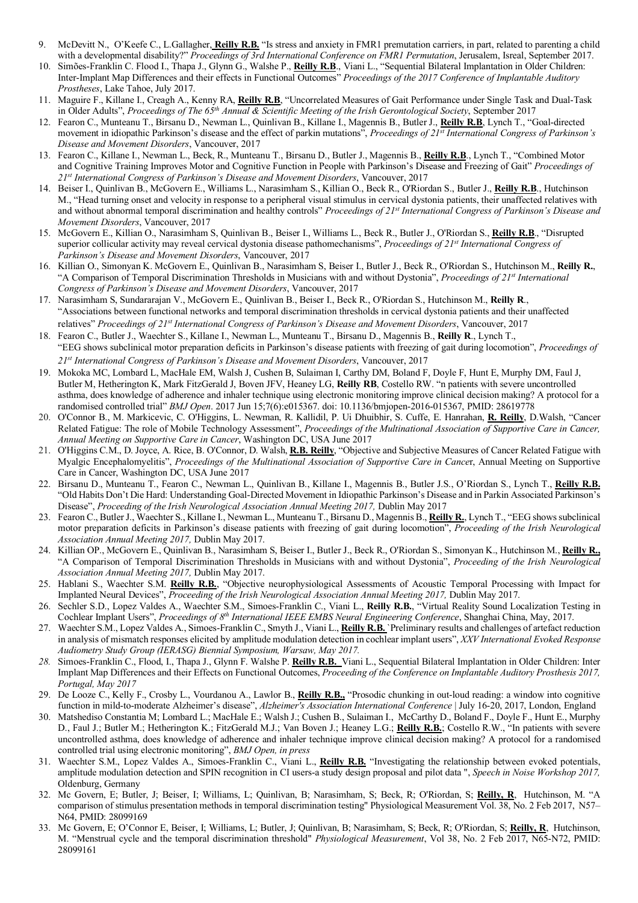9. McDevitt N., O'Keefe C., L.Gallagher, **Reilly R.B.** "Is stress and anxiety in FMR1 premutation carriers, in part, related to parenting a child with a developmental disability?" *Proceedings of 3rd International Conference on FMR1 Permutation*, Jerusalem, Isreal, September 2017.
10. Simões-Franklin C. Flood I., Thapa J., Glynn G., Walshe P., **Reilly R.B**., Viani L., "Sequential Bilateral Implantation in Older Children: Inter-Implant Map Differences and their effects in Functional Outcomes" *Proceedings of the 2017 Conference of Implantable Auditory Prostheses*, Lake Tahoe, July 2017.
11. Maguire F., Killane I., Creagh A., Kenny RA, **Reilly R.B**, "Uncorrelated Measures of Gait Performance under Single Task and Dual-Task in Older Adults", *Proceedings of The 65th Annual & Scientific Meeting of the Irish Gerontological Society*, September 2017
12. Fearon C., Munteanu T., Birsanu D., Newman L., Quinlivan B., Killane I., Magennis B., Butler J., **Reilly R.B**, Lynch T., "Goal-directed movement in idiopathic Parkinson's disease and the effect of parkin mutations", *Proceedings of 21st International Congress of Parkinson's Disease and Movement Disorders*, Vancouver, 2017
13. Fearon C., Killane I., Newman L., Beck, R., Munteanu T., Birsanu D., Butler J., Magennis B., **Reilly R.B**., Lynch T., "Combined Motor and Cognitive Training Improves Motor and Cognitive Function in People with Parkinson's Disease and Freezing of Gait" *Proceedings of 21st International Congress of Parkinson's Disease and Movement Disorders*, Vancouver, 2017
14. Beiser I., Quinlivan B., McGovern E., Williams L., Narasimham S., Killian O., Beck R., O'Riordan S., Butler J., **Reilly R.B**., Hutchinson M., "Head turning onset and velocity in response to a peripheral visual stimulus in cervical dystonia patients, their unaffected relatives with and without abnormal temporal discrimination and healthy controls" *Proceedings of 21st International Congress of Parkinson's Disease and Movement Disorders*, Vancouver, 2017
15. McGovern E., Killian O., Narasimham S, Quinlivan B., Beiser I., Williams L., Beck R., Butler J., O'Riordan S., **Reilly R.B**., "Disrupted superior collicular activity may reveal cervical dystonia disease pathomechanisms", *Proceedings of 21st International Congress of Parkinson's Disease and Movement Disorders*, Vancouver, 2017
16. Killian O., Simonyan K. McGovern E., Quinlivan B., Narasimham S, Beiser I., Butler J., Beck R., O'Riordan S., Hutchinson M., **Reilly R.**, "A Comparison of Temporal Discrimination Thresholds in Musicians with and without Dystonia", *Proceedings of 21st International Congress of Parkinson's Disease and Movement Disorders*, Vancouver, 2017
17. Narasimham S, Sundararajan V., McGovern E., Quinlivan B., Beiser I., Beck R., O'Riordan S., Hutchinson M., **Reilly R**., "Associations between functional networks and temporal discrimination thresholds in cervical dystonia patients and their unaffected relatives" *Proceedings of 21st International Congress of Parkinson's Disease and Movement Disorders*, Vancouver, 2017
18. Fearon C., Butler J., Waechter S., Killane I., Newman L., Munteanu T., Birsanu D., Magennis B., **Reilly R**., Lynch T., "EEG shows subclinical motor preparation deficits in Parkinson's disease patients with freezing of gait during locomotion", *Proceedings of 21st International Congress of Parkinson's Disease and Movement Disorders*, Vancouver, 2017
19. Mokoka MC, Lombard L, MacHale EM, Walsh J, Cushen B, Sulaiman I, Carthy DM, Boland F, Doyle F, Hunt E, Murphy DM, Faul J, Butler M, Hetherington K, Mark FitzGerald J, Boven JFV, Heaney LG, **Reilly RB**, Costello RW. "n patients with severe uncontrolled asthma, does knowledge of adherence and inhaler technique using electronic monitoring improve clinical decision making? A protocol for a randomised controlled trial" *BMJ Open*. 2017 Jun 15;7(6):e015367. doi: 10.1136/bmjopen-2016-015367, PMID: 28619778
20. O'Connor B., M. Markicevic, C. O'Higgins, L. Newman, R. Kallidil, P. Ui Dhuibhir, S. Cuffe, E. Hanrahan, **R. Reilly**, D.Walsh, "Cancer Related Fatigue: The role of Mobile Technology Assessment", *Proceedings of the Multinational Association of Supportive Care in Cancer, Annual Meeting on Supportive Care in Cancer*, Washington DC, USA June 2017
21. O'Higgins C.M., D. Joyce, A. Rice, B. O'Connor, D. Walsh, **R.B. Reilly**, "Objective and Subjective Measures of Cancer Related Fatigue with Myalgic Encephalomyelitis", *Proceedings of the Multinational Association of Supportive Care in Cancer*, Annual Meeting on Supportive Care in Cancer, Washington DC, USA June 2017
22. Birsanu D., Munteanu T., Fearon C., Newman L., Quinlivan B., Killane I., Magennis B., Butler J.S., O'Riordan S., Lynch T., **Reilly R.B.** "Old Habits Don't Die Hard: Understanding Goal-Directed Movement in Idiopathic Parkinson's Disease and in Parkin Associated Parkinson's Disease", *Proceeding of the Irish Neurological Association Annual Meeting 2017,* Dublin May 2017
23. Fearon C., Butler J., Waechter S., Killane I., Newman L., Munteanu T., Birsanu D., Magennis B., **Reilly R.**, Lynch T., "EEG shows subclinical motor preparation deficits in Parkinson's disease patients with freezing of gait during locomotion", *Proceeding of the Irish Neurological Association Annual Meeting 2017,* Dublin May 2017.
24. Killian OP., McGovern E., Quinlivan B., Narasimham S, Beiser I., Butler J., Beck R., O'Riordan S., Simonyan K., Hutchinson M., **Reilly R.,** "A Comparison of Temporal Discrimination Thresholds in Musicians with and without Dystonia", *Proceeding of the Irish Neurological Association Annual Meeting 2017,* Dublin May 2017.
25. Hablani S., Waechter S.M. **Reilly R.B.**, "Objective neurophysiological Assessments of Acoustic Temporal Processing with Impact for Implanted Neural Devices", *Proceeding of the Irish Neurological Association Annual Meeting 2017,* Dublin May 2017.
26. Sechler S.D., Lopez Valdes A., Waechter S.M., Simoes-Franklin C., Viani L., **Reilly R.B.**, "Virtual Reality Sound Localization Testing in Cochlear Implant Users", *Proceedings of 8th International IEEE EMBS Neural Engineering Conference*, Shanghai China, May, 2017.
27. Waechter S.M., Lopez Valdes A., Simoes-Franklin C., Smyth J., Viani L., **Reilly R.B.** `Preliminary results and challenges of artefact reduction in analysis of mismatch responses elicited by amplitude modulation detection in cochlear implant users", *XXV International Evoked Response Audiometry Study Group (IERASG) Biennial Symposium, Warsaw, May 2017.*
28. Simoes-Franklin C., Flood, I., Thapa J., Glynn F. Walshe P. **Reilly R.B.** Viani L., Sequential Bilateral Implantation in Older Children: Inter Implant Map Differences and their Effects on Functional Outcomes, *Proceeding of the Conference on Implantable Auditory Prosthesis 2017, Portugal, May 2017*
29. De Looze C., Kelly F., Crosby L., Vourdanou A., Lawlor B., **Reilly R.B.,** "Prosodic chunking in out-loud reading: a window into cognitive function in mild-to-moderate Alzheimer's disease", *Alzheimer's Association International Conference* | July 16-20, 2017, London, England
30. Matshediso Constantia M; Lombard L.; MacHale E.; Walsh J.; Cushen B., Sulaiman I., McCarthy D., Boland F., Doyle F., Hunt E., Murphy D., Faul J.; Butler M., Hetherington K.; FitzGerald M.J.; Van Boven J.; Heaney L.G.; **Reilly R.B.**; Costello R.W., "In patients with severe uncontrolled asthma, does knowledge of adherence and inhaler technique improve clinical decision making? A protocol for a randomised controlled trial using electronic monitoring", *BMJ Open, in press*
31. Waechter S.M., Lopez Valdes A., Simoes-Franklin C., Viani L., **Reilly R.B.** "Investigating the relationship between evoked potentials, amplitude modulation detection and SPIN recognition in CI users-a study design proposal and pilot data ", *Speech in Noise Workshop 2017,* Oldenburg, Germany
32. Mc Govern, E; Butler, J; Beiser, I; Williams, L; Quinlivan, B; Narasimham, S; Beck, R; O'Riordan, S; **Reilly, R**, Hutchinson, M. "A comparison of stimulus presentation methods in temporal discrimination testing" Physiological Measurement Vol. 38, No. 2 Feb 2017, N57–N64, PMID: 28099169
33. Mc Govern, E; O'Connor E, Beiser, I; Williams, L; Butler, J; Quinlivan, B; Narasimham, S; Beck, R; O'Riordan, S; **Reilly, R**, Hutchinson, M. "Menstrual cycle and the temporal discrimination threshold" *Physiological Measurement*, Vol 38, No. 2 Feb 2017, N65-N72, PMID: 28099161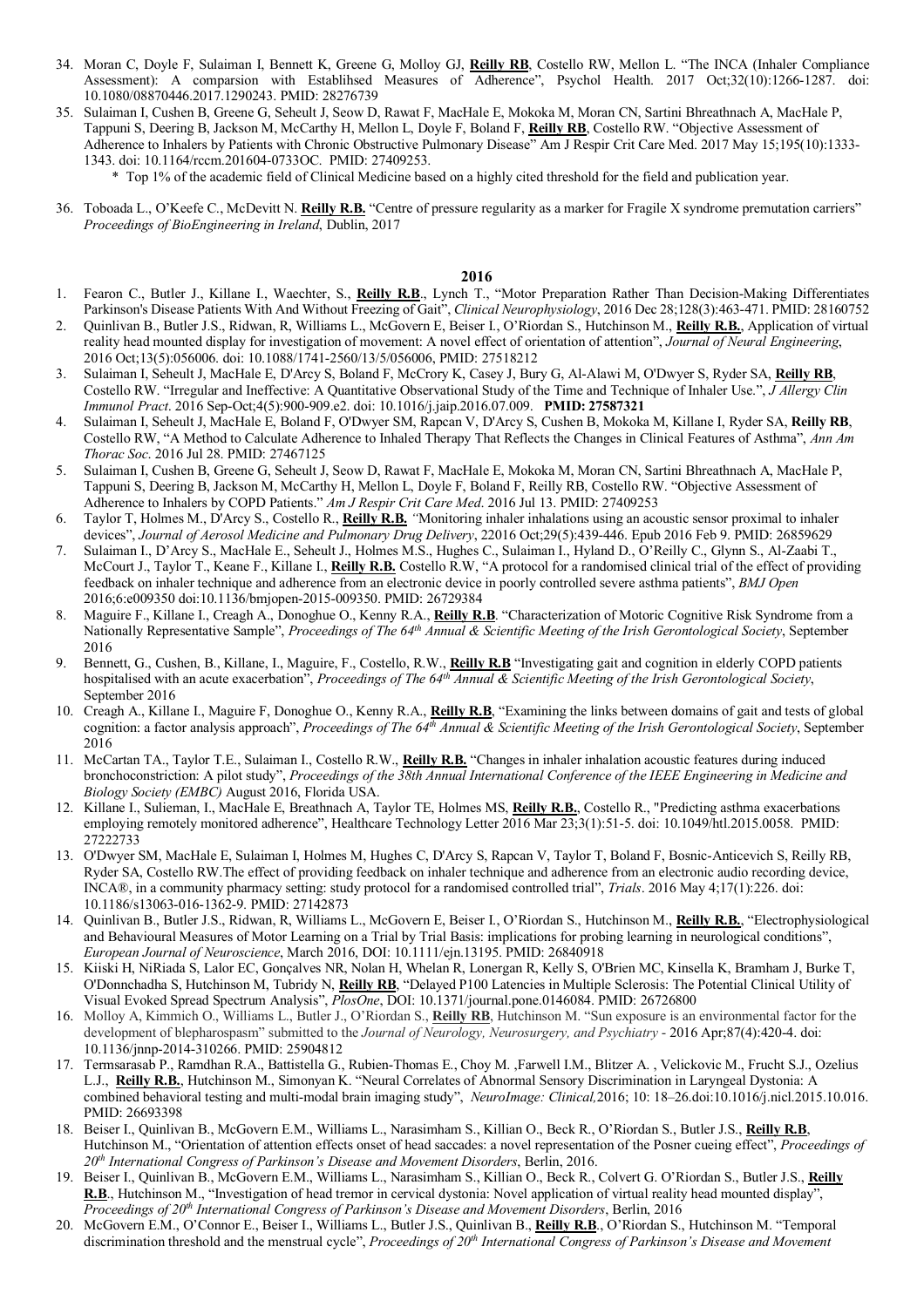34. Moran C, Doyle F, Sulaiman I, Bennett K, Greene G, Molloy GJ, **Reilly RB**, Costello RW, Mellon L. "The INCA (Inhaler Compliance Assessment): A comparsion with Establihsed Measures of Adherence", Psychol Health. 2017 Oct;32(10):1266-1287. doi: 10.1080/08870446.2017.1290243. PMID: 28276739
35. Sulaiman I, Cushen B, Greene G, Seheult J, Seow D, Rawat F, MacHale E, Mokoka M, Moran CN, Sartini Bhreathnach A, MacHale P, Tappuni S, Deering B, Jackson M, McCarthy H, Mellon L, Doyle F, Boland F, **Reilly RB**, Costello RW. "Objective Assessment of Adherence to Inhalers by Patients with Chronic Obstructive Pulmonary Disease" Am J Respir Crit Care Med. 2017 May 15;195(10):1333-1343. doi: 10.1164/rccm.201604-0733OC. PMID: 27409253.
    * Top 1% of the academic field of Clinical Medicine based on a highly cited threshold for the field and publication year.
36. Toboada L., O'Keefe C., McDevitt N. **Reilly R.B.** "Centre of pressure regularity as a marker for Fragile X syndrome premutation carriers" *Proceedings of BioEngineering in Ireland*, Dublin, 2017

## 2016

1. Fearon C., Butler J., Killane I., Waechter, S., **Reilly R.B**., Lynch T., "Motor Preparation Rather Than Decision-Making Differentiates Parkinson's Disease Patients With And Without Freezing of Gait", *Clinical Neurophysiology*, 2016 Dec 28;128(3):463-471. PMID: 28160752
2. Quinlivan B., Butler J.S., Ridwan, R, Williams L., McGovern E, Beiser I., O'Riordan S., Hutchinson M., **Reilly R.B.**, Application of virtual reality head mounted display for investigation of movement: A novel effect of orientation of attention", *Journal of Neural Engineering*, 2016 Oct;13(5):056006. doi: 10.1088/1741-2560/13/5/056006, PMID: 27518212
3. Sulaiman I, Seheult J, MacHale E, D'Arcy S, Boland F, McCrory K, Casey J, Bury G, Al-Alawi M, O'Dwyer S, Ryder SA, **Reilly RB**, Costello RW. "Irregular and Ineffective: A Quantitative Observational Study of the Time and Technique of Inhaler Use.", *J Allergy Clin Immunol Pract*. 2016 Sep-Oct;4(5):900-909.e2. doi: 10.1016/j.jaip.2016.07.009. **PMID: 27587321**
4. Sulaiman I, Seheult J, MacHale E, Boland F, O'Dwyer SM, Rapcan V, D'Arcy S, Cushen B, Mokoka M, Killane I, Ryder SA, **Reilly RB**, Costello RW, "A Method to Calculate Adherence to Inhaled Therapy That Reflects the Changes in Clinical Features of Asthma", *Ann Am Thorac Soc*. 2016 Jul 28. PMID: 27467125
5. Sulaiman I, Cushen B, Greene G, Seheult J, Seow D, Rawat F, MacHale E, Mokoka M, Moran CN, Sartini Bhreathnach A, MacHale P, Tappuni S, Deering B, Jackson M, McCarthy H, Mellon L, Doyle F, Boland F, Reilly RB, Costello RW. "Objective Assessment of Adherence to Inhalers by COPD Patients." *Am J Respir Crit Care Med*. 2016 Jul 13. PMID: 27409253
6. Taylor T, Holmes M., D'Arcy S., Costello R., **Reilly R.B.** "Monitoring inhaler inhalations using an acoustic sensor proximal to inhaler devices", *Journal of Aerosol Medicine and Pulmonary Drug Delivery*, 22016 Oct;29(5):439-446. Epub 2016 Feb 9. PMID: 26859629
7. Sulaiman I., D'Arcy S., MacHale E., Seheult J., Holmes M.S., Hughes C., Sulaiman I., Hyland D., O'Reilly C., Glynn S., Al-Zaabi T., McCourt J., Taylor T., Keane F., Killane I., **Reilly R.B.** Costello R.W, "A protocol for a randomised clinical trial of the effect of providing feedback on inhaler technique and adherence from an electronic device in poorly controlled severe asthma patients", *BMJ Open* 2016;6:e009350 doi:10.1136/bmjopen-2015-009350. PMID: 26729384
8. Maguire F., Killane I., Creagh A., Donoghue O., Kenny R.A., **Reilly R.B**. "Characterization of Motoric Cognitive Risk Syndrome from a Nationally Representative Sample", *Proceedings of The 64th Annual & Scientific Meeting of the Irish Gerontological Society*, September 2016
9. Bennett, G., Cushen, B., Killane, I., Maguire, F., Costello, R.W., **Reilly R.B** "Investigating gait and cognition in elderly COPD patients hospitalised with an acute exacerbation", *Proceedings of The 64th Annual & Scientific Meeting of the Irish Gerontological Society*, September 2016
10. Creagh A., Killane I., Maguire F, Donoghue O., Kenny R.A., **Reilly R.B**, "Examining the links between domains of gait and tests of global cognition: a factor analysis approach", *Proceedings of The 64th Annual & Scientific Meeting of the Irish Gerontological Society*, September 2016
11. McCartan TA., Taylor T.E., Sulaiman I., Costello R.W., **Reilly R.B.** "Changes in inhaler inhalation acoustic features during induced bronchoconstriction: A pilot study", *Proceedings of the 38th Annual International Conference of the IEEE Engineering in Medicine and Biology Society (EMBC)* August 2016, Florida USA.
12. Killane I., Sulieman, I., MacHale E, Breathnach A, Taylor TE, Holmes MS, **Reilly R.B.**, Costello R., "Predicting asthma exacerbations employing remotely monitored adherence", Healthcare Technology Letter 2016 Mar 23;3(1):51-5. doi: 10.1049/htl.2015.0058. PMID: 27222733
13. O'Dwyer SM, MacHale E, Sulaiman I, Holmes M, Hughes C, D'Arcy S, Rapcan V, Taylor T, Boland F, Bosnic-Anticevich S, Reilly RB, Ryder SA, Costello RW.The effect of providing feedback on inhaler technique and adherence from an electronic audio recording device, INCA®, in a community pharmacy setting: study protocol for a randomised controlled trial", *Trials*. 2016 May 4;17(1):226. doi: 10.1186/s13063-016-1362-9. PMID: 27142873
14. Quinlivan B., Butler J.S., Ridwan, R, Williams L., McGovern E, Beiser I., O'Riordan S., Hutchinson M., **Reilly R.B.**, "Electrophysiological and Behavioural Measures of Motor Learning on a Trial by Trial Basis: implications for probing learning in neurological conditions", *European Journal of Neuroscience*, March 2016, DOI: 10.1111/ejn.13195. PMID: 26840918
15. Kiiski H, NiRiada S, Lalor EC, Gonçalves NR, Nolan H, Whelan R, Lonergan R, Kelly S, O'Brien MC, Kinsella K, Bramham J, Burke T, O'Donnchadha S, Hutchinson M, Tubridy N, **Reilly RB**, "Delayed P100 Latencies in Multiple Sclerosis: The Potential Clinical Utility of Visual Evoked Spread Spectrum Analysis", *PlosOne*, DOI: 10.1371/journal.pone.0146084. PMID: 26726800
16. Molloy A, Kimmich O., Williams L., Butler J., O'Riordan S., **Reilly RB**, Hutchinson M. "Sun exposure is an environmental factor for the development of blepharospasm" submitted to the *Journal of Neurology, Neurosurgery, and Psychiatry* - 2016 Apr;87(4):420-4. doi: 10.1136/jnnp-2014-310266. PMID: 25904812
17. Termsarasab P., Ramdhan R.A., Battistella G., Rubien-Thomas E., Choy M. ,Farwell I.M., Blitzer A. , Velickovic M., Frucht S.J., Ozelius L.J., **Reilly R.B.**, Hutchinson M., Simonyan K. "Neural Correlates of Abnormal Sensory Discrimination in Laryngeal Dystonia: A combined behavioral testing and multi-modal brain imaging study", *NeuroImage: Clinical,*2016; 10: 18–26.doi:10.1016/j.nicl.2015.10.016. PMID: 26693398
18. Beiser I., Quinlivan B., McGovern E.M., Williams L., Narasimham S., Killian O., Beck R., O'Riordan S., Butler J.S., **Reilly R.B**, Hutchinson M., "Orientation of attention effects onset of head saccades: a novel representation of the Posner cueing effect", *Proceedings of 20th International Congress of Parkinson's Disease and Movement Disorders*, Berlin, 2016.
19. Beiser I., Quinlivan B., McGovern E.M., Williams L., Narasimham S., Killian O., Beck R., Colvert G. O'Riordan S., Butler J.S., **Reilly R.B**., Hutchinson M., "Investigation of head tremor in cervical dystonia: Novel application of virtual reality head mounted display", *Proceedings of 20th International Congress of Parkinson's Disease and Movement Disorders*, Berlin, 2016
20. McGovern E.M., O'Connor E., Beiser I., Williams L., Butler J.S., Quinlivan B., **Reilly R.B**., O'Riordan S., Hutchinson M. "Temporal discrimination threshold and the menstrual cycle", *Proceedings of 20th International Congress of Parkinson's Disease and Movement*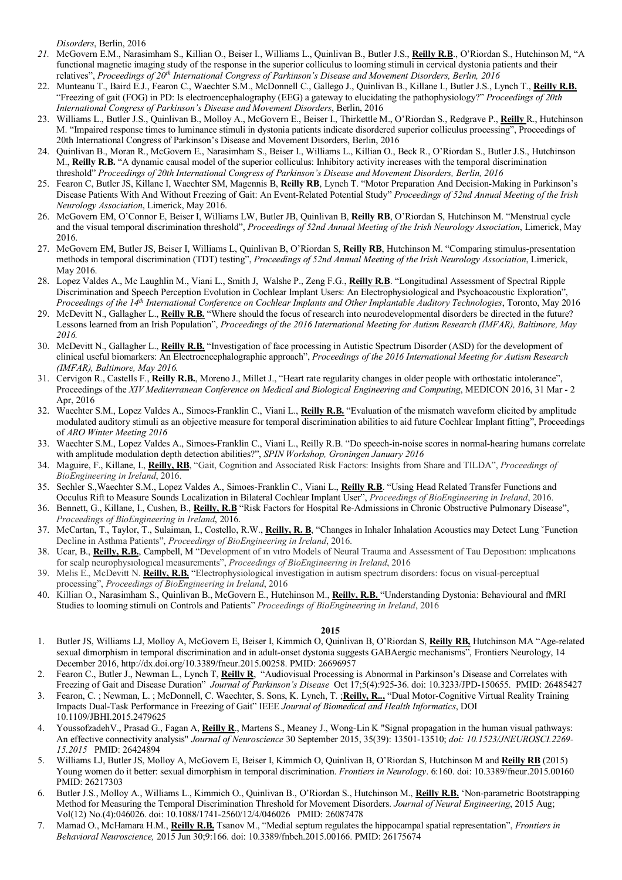*Disorders*, Berlin, 2016

21. McGovern E.M., Narasimham S., Killian O., Beiser I., Williams L., Quinlivan B., Butler J.S., **Reilly R.B**., O'Riordan S., Hutchinson M, "A functional magnetic imaging study of the response in the superior colliculus to looming stimuli in cervical dystonia patients and their relatives", *Proceedings of 20th International Congress of Parkinson's Disease and Movement Disorders, Berlin, 2016*
22. Munteanu T., Baird E.J., Fearon C., Waechter S.M., McDonnell C., Gallego J., Quinlivan B., Killane I., Butler J.S., Lynch T., **Reilly R.B.** "Freezing of gait (FOG) in PD: Is electroencephalography (EEG) a gateway to elucidating the pathophysiology?" *Proceedings of 20th International Congress of Parkinson's Disease and Movement Disorders*, Berlin, 2016
23. Williams L., Butler J.S., Quinlivan B., Molloy A., McGovern E., Beiser I., Thirkettle M., O'Riordan S., Redgrave P., **Reilly** R., Hutchinson M. "Impaired response times to luminance stimuli in dystonia patients indicate disordered superior colliculus processing", Proceedings of 20th International Congress of Parkinson's Disease and Movement Disorders, Berlin, 2016
24. Quinlivan B., Moran R., McGovern E., Narasimham S., Beiser I., Williams L., Killian O., Beck R., O'Riordan S., Butler J.S., Hutchinson M., **Reilly R.B.** "A dynamic causal model of the superior colliculus: Inhibitory activity increases with the temporal discrimination threshold" *Proceedings of 20th International Congress of Parkinson's Disease and Movement Disorders, Berlin, 2016*
25. Fearon C, Butler JS, Killane I, Waechter SM, Magennis B, **Reilly RB**, Lynch T. "Motor Preparation And Decision-Making in Parkinson's Disease Patients With And Without Freezing of Gait: An Event-Related Potential Study" *Proceedings of 52nd Annual Meeting of the Irish Neurology Association*, Limerick, May 2016.
26. McGovern EM, O'Connor E, Beiser I, Williams LW, Butler JB, Quinlivan B, **Reilly RB**, O'Riordan S, Hutchinson M. "Menstrual cycle and the visual temporal discrimination threshold", *Proceedings of 52nd Annual Meeting of the Irish Neurology Association*, Limerick, May 2016.
27. McGovern EM, Butler JS, Beiser I, Williams L, Quinlivan B, O'Riordan S, **Reilly RB**, Hutchinson M. "Comparing stimulus-presentation methods in temporal discrimination (TDT) testing", *Proceedings of 52nd Annual Meeting of the Irish Neurology Association*, Limerick, May 2016.
28. Lopez Valdes A., Mc Laughlin M., Viani L., Smith J, Walshe P., Zeng F.G., **Reilly R.B**. "Longitudinal Assessment of Spectral Ripple Discrimination and Speech Perception Evolution in Cochlear Implant Users: An Electrophysiological and Psychoacoustic Exploration", *Proceedings of the 14th International Conference on Cochlear Implants and Other Implantable Auditory Technologies*, Toronto, May 2016
29. McDevitt N., Gallagher L., **Reilly R.B.** "Where should the focus of research into neurodevelopmental disorders be directed in the future? Lessons learned from an Irish Population", *Proceedings of the 2016 International Meeting for Autism Research (IMFAR), Baltimore, May 2016.*
30. McDevitt N., Gallagher L., **Reilly R.B.** "Investigation of face processing in Autistic Spectrum Disorder (ASD) for the development of clinical useful biomarkers: An Electroencephalographic approach", *Proceedings of the 2016 International Meeting for Autism Research (IMFAR), Baltimore, May 2016.*
31. Cervigon R., Castells F., **Reilly R.B.**, Moreno J., Millet J., "Heart rate regularity changes in older people with orthostatic intolerance", Proceedings of the *XIV Mediterranean Conference on Medical and Biological Engineering and Computing*, MEDICON 2016, 31 Mar - 2 Apr, 2016
32. Waechter S.M., Lopez Valdes A., Simoes-Franklin C., Viani L., **Reilly R.B.** "Evaluation of the mismatch waveform elicited by amplitude modulated auditory stimuli as an objective measure for temporal discrimination abilities to aid future Cochlear Implant fitting", Proceedings of *ARO Winter Meeting 2016*
33. Waechter S.M., Lopez Valdes A., Simoes-Franklin C., Viani L., Reilly R.B. "Do speech-in-noise scores in normal-hearing humans correlate with amplitude modulation depth detection abilities?", *SPIN Workshop, Groningen January 2016*
34. Maguire, F., Killane, I., **Reilly, RB**, "Gait, Cognition and Associated Risk Factors: Insights from Share and TILDA", *Proceedings of BioEngineering in Ireland*, 2016.
35. Sechler S.,Waechter S.M., Lopez Valdes A., Simoes-Franklin C., Viani L., **Reilly R.B**. "Using Head Related Transfer Functions and Occulus Rift to Measure Sounds Localization in Bilateral Cochlear Implant User", *Proceedings of BioEngineering in Ireland*, 2016.
36. Bennett, G., Killane, I., Cushen, B., **Reilly, R.B** "Risk Factors for Hospital Re-Admissions in Chronic Obstructive Pulmonary Disease", *Proceedings of BioEngineering in Ireland*, 2016.
37. McCartan, T., Taylor, T., Sulaiman, I., Costello, R.W., **Reilly, R. B**, "Changes in Inhaler Inhalation Acoustics may Detect Lung ˇFunction Decline in Asthma Patients", *Proceedings of BioEngineering in Ireland*, 2016.
38. Ucar, B., **Reilly, R.B.**, Campbell, M "Development of ın vıtro Models of Neural Trauma and Assessment of Tau Deposıtıon: ımplıcatıons for scalp neurophysıologıcal measurements", *Proceedings of BioEngineering in Ireland*, 2016
39. Melis E., McDevitt N. **Reilly, R.B.** "Electrophysiological investigation in autism spectrum disorders: focus on visual-perceptual processing", *Proceedings of BioEngineering in Ireland*, 2016
40. Killian O., Narasimham S., Quinlivan B., McGovern E., Hutchinson M., **Reilly, R.B.** "Understanding Dystonia: Behavioural and fMRI Studies to looming stimuli on Controls and Patients" *Proceedings of BioEngineering in Ireland*, 2016

**2015**

1. Butler JS, Williams LJ, Molloy A, McGovern E, Beiser I, Kimmich O, Quinlivan B, O'Riordan S, **Reilly RB,** Hutchinson MA "Age-related sexual dimorphism in temporal discrimination and in adult-onset dystonia suggests GABAergic mechanisms", Frontiers Neurology, 14 December 2016, http://dx.doi.org/10.3389/fneur.2015.00258. PMID: 26696957
2. Fearon C., Butler J., Newman L., Lynch T, **Reilly R**, "Audiovisual Processing is Abnormal in Parkinson's Disease and Correlates with Freezing of Gait and Disease Duration" *Journal of Parkinson's Disease* Oct 17;5(4):925-36. doi: 10.3233/JPD-150655. PMID: 26485427
3. Fearon, C. ; Newman, L. ; McDonnell, C. Waechter, S. Sons, K. Lynch, T. ;**Reilly, R..**, "Dual Motor-Cognitive Virtual Reality Training Impacts Dual-Task Performance in Freezing of Gait" IEEE *Journal of Biomedical and Health Informatics*, DOI 10.1109/JBHI.2015.2479625
4. YoussofzadehV., Prasad G., Fagan A, **Reilly R**., Martens S., Meaney J., Wong-Lin K "Signal propagation in the human visual pathways: An effective connectivity analysis" *Journal of Neuroscience* 30 September 2015, 35(39): 13501-13510; *doi: 10.1523/JNEUROSCI.2269-15.2015* PMID: 26424894
5. Williams LJ, Butler JS, Molloy A, McGovern E, Beiser I, Kimmich O, Quinlivan B, O'Riordan S, Hutchinson M and **Reilly RB** (2015) Young women do it better: sexual dimorphism in temporal discrimination. *Frontiers in Neurology*. 6:160. doi: 10.3389/fneur.2015.00160 PMID: 26217303
6. Butler J.S., Molloy A., Williams L., Kimmich O., Quinlivan B., O'Riordan S., Hutchinson M., **Reilly R.B.** 'Non-parametric Bootstrapping Method for Measuring the Temporal Discrimination Threshold for Movement Disorders. *Journal of Neural Engineering*, 2015 Aug; Vol(12) No.(4):046026. doi: 10.1088/1741-2560/12/4/046026 PMID: 26087478
7. Mamad O., McHamara H.M., **Reilly R.B.** Tsanov M., "Medial septum regulates the hippocampal spatial representation", *Frontiers in Behavioral Neuroscience,* 2015 Jun 30;9:166. doi: 10.3389/fnbeh.2015.00166. PMID: 26175674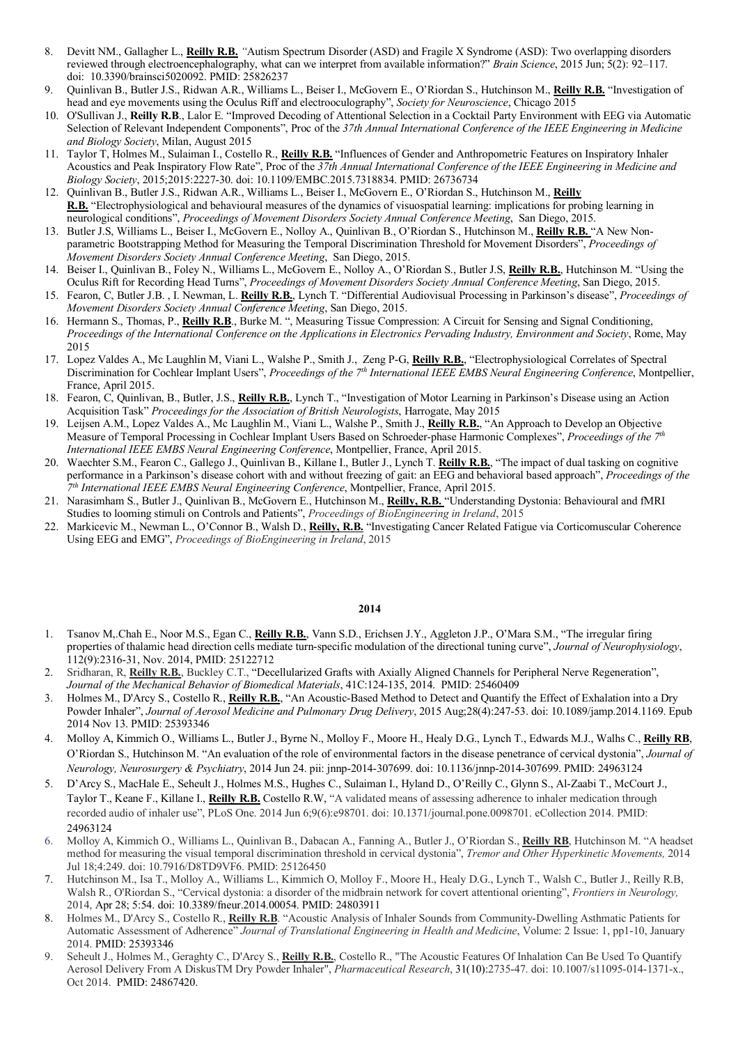8. Devitt NM., Gallagher L., **Reilly R.B.** "Autism Spectrum Disorder (ASD) and Fragile X Syndrome (ASD): Two overlapping disorders reviewed through electroencephalography, what can we interpret from available information?" *Brain Science*, 2015 Jun; 5(2): 92–117. doi: 10.3390/brainsci5020092. PMID: 25826237
9. Quinlivan B., Butler J.S., Ridwan A.R., Williams L., Beiser I., McGovern E., O'Riordan S., Hutchinson M., **Reilly R.B.** "Investigation of head and eye movements using the Oculus Riff and electrooculography", *Society for Neuroscience*, Chicago 2015
10. O'Sullivan J., **Reilly R.B**., Lalor E. "Improved Decoding of Attentional Selection in a Cocktail Party Environment with EEG via Automatic Selection of Relevant Independent Components", Proc of the *37th Annual International Conference of the IEEE Engineering in Medicine and Biology Society*, Milan, August 2015
11. Taylor T, Holmes M., Sulaiman I., Costello R., **Reilly R.B.** "Influences of Gender and Anthropometric Features on Inspiratory Inhaler Acoustics and Peak Inspiratory Flow Rate", Proc of the *37th Annual International Conference of the IEEE Engineering in Medicine and Biology Society*, 2015;2015:2227-30. doi: 10.1109/EMBC.2015.7318834. PMID: 26736734
12. Quinlivan B., Butler J.S., Ridwan A.R., Williams L., Beiser I., McGovern E., O'Riordan S., Hutchinson M., **Reilly R.B.** "Electrophysiological and behavioural measures of the dynamics of visuospatial learning: implications for probing learning in neurological conditions", *Proceedings of Movement Disorders Society Annual Conference Meeting*, San Diego, 2015.
13. Butler J.S, Williams L., Beiser I., McGovern E., Nolloy A., Quinlivan B., O'Riordan S., Hutchinson M., **Reilly R.B.** "A New Non-parametric Bootstrapping Method for Measuring the Temporal Discrimination Threshold for Movement Disorders", *Proceedings of Movement Disorders Society Annual Conference Meeting*, San Diego, 2015.
14. Beiser I., Quinlivan B., Foley N., Williams L., McGovern E., Nolloy A., O'Riordan S., Butler J.S, **Reilly R.B.**, Hutchinson M. "Using the Oculus Rift for Recording Head Turns", *Proceedings of Movement Disorders Society Annual Conference Meeting*, San Diego, 2015.
15. Fearon, C, Butler J.B. , I. Newman, L. **Reilly R.B.**, Lynch T. "Differential Audiovisual Processing in Parkinson's disease", *Proceedings of Movement Disorders Society Annual Conference Meeting*, San Diego, 2015.
16. Hermann S., Thomas, P., **Reilly R.B**., Burke M. ", Measuring Tissue Compression: A Circuit for Sensing and Signal Conditioning, *Proceedings of the International Conference on the Applications in Electronics Pervading Industry, Environment and Society*, Rome, May 2015
17. Lopez Valdes A., Mc Laughlin M, Viani L., Walshe P., Smith J., Zeng P-G, **Reilly R.B.**, "Electrophysiological Correlates of Spectral Discrimination for Cochlear Implant Users", *Proceedings of the 7th International IEEE EMBS Neural Engineering Conference*, Montpellier, France, April 2015.
18. Fearon, C, Quinlivan, B., Butler, J.S., **Reilly R.B.**, Lynch T., "Investigation of Motor Learning in Parkinson's Disease using an Action Acquisition Task" *Proceedings for the Association of British Neurologists*, Harrogate, May 2015
19. Leijsen A.M., Lopez Valdes A., Mc Laughlin M., Viani L., Walshe P., Smith J., **Reilly R.B.**, "An Approach to Develop an Objective Measure of Temporal Processing in Cochlear Implant Users Based on Schroeder-phase Harmonic Complexes", *Proceedings of the 7th International IEEE EMBS Neural Engineering Conference*, Montpellier, France, April 2015.
20. Waechter S.M., Fearon C., Gallego J., Quinlivan B., Killane I., Butler J., Lynch T. **Reilly R.B.**, "The impact of dual tasking on cognitive performance in a Parkinson's disease cohort with and without freezing of gait: an EEG and behavioral based approach", *Proceedings of the 7th International IEEE EMBS Neural Engineering Conference*, Montpellier, France, April 2015.
21. Narasimham S., Butler J., Quinlivan B., McGovern E., Hutchinson M., **Reilly, R.B.** "Understanding Dystonia: Behavioural and fMRI Studies to looming stimuli on Controls and Patients", *Proceedings of BioEngineering in Ireland*, 2015
22. Markicevic M., Newman L., O'Connor B., Walsh D., **Reilly, R.B.** "Investigating Cancer Related Fatigue via Corticomuscular Coherence Using EEG and EMG", *Proceedings of BioEngineering in Ireland*, 2015

**2014**

1. Tsanov M,.Chah E., Noor M.S., Egan C., **Reilly R.B.**, Vann S.D., Erichsen J.Y., Aggleton J.P., O'Mara S.M., "The irregular firing properties of thalamic head direction cells mediate turn-specific modulation of the directional tuning curve", *Journal of Neurophysiology*, 112(9):2316-31, Nov. 2014, PMID: 25122712
2. Sridharan, R, **Reilly R.B.**, Buckley C.T., "Decellularized Grafts with Axially Aligned Channels for Peripheral Nerve Regeneration", *Journal of the Mechanical Behavior of Biomedical Materials*, 41C:124-135, 2014. PMID: 25460409
3. Holmes M., D'Arcy S., Costello R., **Reilly R.B.**, "An Acoustic-Based Method to Detect and Quantify the Effect of Exhalation into a Dry Powder Inhaler", *Journal of Aerosol Medicine and Pulmonary Drug Delivery*, 2015 Aug;28(4):247-53. doi: 10.1089/jamp.2014.1169. Epub 2014 Nov 13. PMID: 25393346
4. Molloy A, Kimmich O., Williams L., Butler J., Byrne N., Molloy F., Moore H., Healy D.G., Lynch T., Edwards M.J., Walhs C., **Reilly RB**, O'Riordan S., Hutchinson M. "An evaluation of the role of environmental factors in the disease penetrance of cervical dystonia", *Journal of Neurology, Neurosurgery & Psychiatry*, 2014 Jun 24. pii: jnnp-2014-307699. doi: 10.1136/jnnp-2014-307699. PMID: 24963124
5. D'Arcy S., MacHale E., Seheult J., Holmes M.S., Hughes C., Sulaiman I., Hyland D., O'Reilly C., Glynn S., Al-Zaabi T., McCourt J., Taylor T., Keane F., Killane I., **Reilly R.B.** Costello R.W, "A validated means of assessing adherence to inhaler medication through recorded audio of inhaler use", PLoS One. 2014 Jun 6;9(6):e98701. doi: 10.1371/journal.pone.0098701. eCollection 2014. PMID: 24963124
6. Molloy A, Kimmich O., Williams L., Quinlivan B., Dabacan A., Fanning A., Butler J., O'Riordan S., **Reilly RB**, Hutchinson M. "A headset method for measuring the visual temporal discrimination threshold in cervical dystonia", *Tremor and Other Hyperkinetic Movements,* 2014 Jul 18;4:249. doi: 10.7916/D8TD9VF6. PMID: 25126450
7. Hutchinson M., Isa T., Molloy A., Williams L., Kimmich O, Molloy F., Moore H., Healy D.G., Lynch T., Walsh C., Butler J., Reilly R.B, Walsh R., O'Riordan S., "Cervical dystonia: a disorder of the midbrain network for covert attentional orienting", *Frontiers in Neurology,* 2014, Apr 28; 5:54. doi: 10.3389/fneur.2014.00054. PMID: 24803911
8. Holmes M., D'Arcy S., Costello R., **Reilly R.B**. "Acoustic Analysis of Inhaler Sounds from Community-Dwelling Asthmatic Patients for Automatic Assessment of Adherence" *Journal of Translational Engineering in Health and Medicine*, Volume: 2 Issue: 1, pp1-10, January 2014. PMID: 25393346
9. Seheult J., Holmes M., Geraghty C., D'Arcy S., **Reilly R.B.**, Costello R., "The Acoustic Features Of Inhalation Can Be Used To Quantify Aerosol Delivery From A DiskusTM Dry Powder Inhaler", *Pharmaceutical Research*, 31(10):2735-47. doi: 10.1007/s11095-014-1371-x., Oct 2014. PMID: 24867420.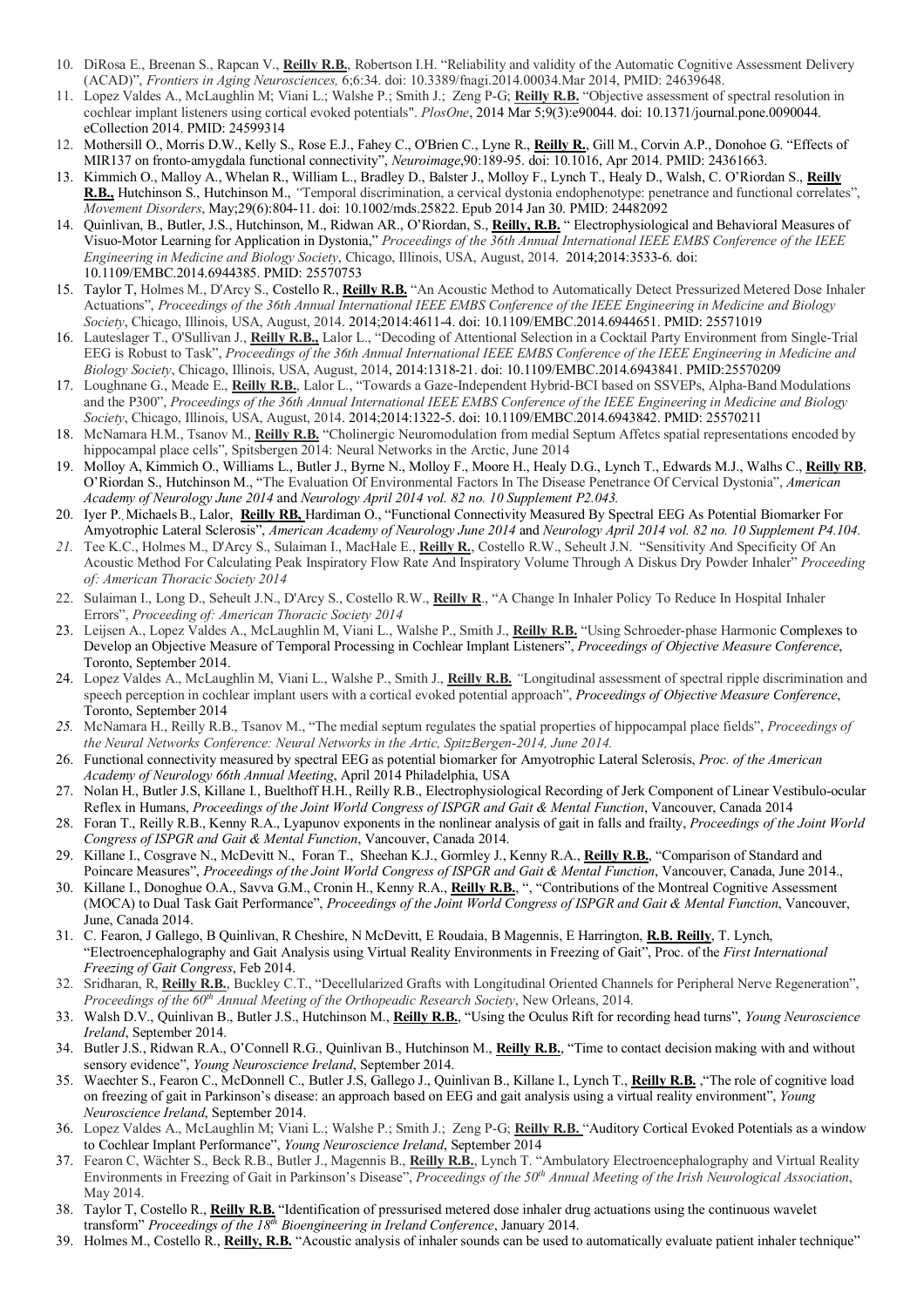10. DiRosa E., Breenan S., Rapcan V., **Reilly R.B.**, Robertson I.H. "Reliability and validity of the Automatic Cognitive Assessment Delivery (ACAD)", *Frontiers in Aging Neurosciences,* 6;6:34. doi: 10.3389/fnagi.2014.00034.Mar 2014, PMID: 24639648.
11. Lopez Valdes A., McLaughlin M; Viani L.; Walshe P.; Smith J.; Zeng P-G; **Reilly R.B.** "Objective assessment of spectral resolution in cochlear implant listeners using cortical evoked potentials". *PlosOne*, 2014 Mar 5;9(3):e90044. doi: 10.1371/journal.pone.0090044. eCollection 2014. PMID: 24599314
12. Mothersill O., Morris D.W., Kelly S., Rose E.J., Fahey C., O'Brien C., Lyne R., **Reilly R.**, Gill M., Corvin A.P., Donohoe G. "Effects of MIR137 on fronto-amygdala functional connectivity", *Neuroimage*,90:189-95. doi: 10.1016, Apr 2014. PMID: 24361663.
13. Kimmich O., Malloy A., Whelan R., William L., Bradley D., Balster J., Molloy F., Lynch T., Healy D., Walsh, C. O'Riordan S., **Reilly R.B.,** Hutchinson S., Hutchinson M., *"*Temporal discrimination, a cervical dystonia endophenotype: penetrance and functional correlates", *Movement Disorders*, May;29(6):804-11. doi: 10.1002/mds.25822. Epub 2014 Jan 30. PMID: 24482092
14. Quinlivan, B., Butler, J.S., Hutchinson, M., Ridwan AR., O'Riordan, S., **Reilly, R.B.** " Electrophysiological and Behavioral Measures of Visuo-Motor Learning for Application in Dystonia," *Proceedings of the 36th Annual International IEEE EMBS Conference of the IEEE Engineering in Medicine and Biology Society*, Chicago, Illinois, USA, August, 2014. 2014;2014:3533-6. doi: 10.1109/EMBC.2014.6944385. PMID: 25570753
15. Taylor T, Holmes M., D'Arcy S., Costello R., **Reilly R.B.** "An Acoustic Method to Automatically Detect Pressurized Metered Dose Inhaler Actuations", *Proceedings of the 36th Annual International IEEE EMBS Conference of the IEEE Engineering in Medicine and Biology Society*, Chicago, Illinois, USA, August, 2014. 2014;2014:4611-4. doi: 10.1109/EMBC.2014.6944651. PMID: 25571019
16. Lauteslager T., O'Sullivan J., **Reilly R.B.,** Lalor L., "Decoding of Attentional Selection in a Cocktail Party Environment from Single-Trial EEG is Robust to Task", *Proceedings of the 36th Annual International IEEE EMBS Conference of the IEEE Engineering in Medicine and Biology Society*, Chicago, Illinois, USA, August, 2014, 2014:1318-21. doi: 10.1109/EMBC.2014.6943841. PMID:25570209
17. Loughnane G., Meade E., **Reilly R.B.**, Lalor L., "Towards a Gaze-Independent Hybrid-BCI based on SSVEPs, Alpha-Band Modulations and the P300", *Proceedings of the 36th Annual International IEEE EMBS Conference of the IEEE Engineering in Medicine and Biology Society*, Chicago, Illinois, USA, August, 2014. 2014;2014:1322-5. doi: 10.1109/EMBC.2014.6943842. PMID: 25570211
18. McNamara H.M., Tsanov M., **Reilly R.B.** "Cholinergic Neuromodulation from medial Septum Affetcs spatial representations encoded by hippocampal place cells", Spitsbergen 2014: Neural Networks in the Arctic, June 2014
19. Molloy A, Kimmich O., Williams L., Butler J., Byrne N., Molloy F., Moore H., Healy D.G., Lynch T., Edwards M.J., Walhs C., **Reilly RB**, O'Riordan S., Hutchinson M., "The Evaluation Of Environmental Factors In The Disease Penetrance Of Cervical Dystonia", *American Academy of Neurology June 2014* and *Neurology April 2014 vol. 82 no. 10 Supplement P2.043.*
20. Iyer P., Michaels B., Lalor, **Reilly RB,** Hardiman O., "Functional Connectivity Measured By Spectral EEG As Potential Biomarker For Amyotrophic Lateral Sclerosis", *American Academy of Neurology June 2014* and *Neurology April 2014 vol. 82 no. 10 Supplement P4.104.*
21. Tee K.C., Holmes M., D'Arcy S., Sulaiman I., MacHale E., **Reilly R.**, Costello R.W., Seheult J.N. "Sensitivity And Specificity Of An Acoustic Method For Calculating Peak Inspiratory Flow Rate And Inspiratory Volume Through A Diskus Dry Powder Inhaler" *Proceeding of: American Thoracic Society 2014*
22. Sulaiman I., Long D., Seheult J.N., D'Arcy S., Costello R.W., **Reilly R**., "A Change In Inhaler Policy To Reduce In Hospital Inhaler Errors", *Proceeding of: American Thoracic Society 2014*
23. Leijsen A., Lopez Valdes A., McLaughlin M, Viani L., Walshe P., Smith J., **Reilly R.B.** "Using Schroeder-phase Harmonic Complexes to Develop an Objective Measure of Temporal Processing in Cochlear Implant Listeners", *Proceedings of Objective Measure Conference*, Toronto, September 2014.
24. Lopez Valdes A., McLaughlin M, Viani L., Walshe P., Smith J., **Reilly R.B.** *"*Longitudinal assessment of spectral ripple discrimination and speech perception in cochlear implant users with a cortical evoked potential approach", *Proceedings of Objective Measure Conference*, Toronto, September 2014
25. McNamara H., Reilly R.B., Tsanov M., "The medial septum regulates the spatial properties of hippocampal place fields", *Proceedings of the Neural Networks Conference: Neural Networks in the Artic, SpitzBergen-2014, June 2014.*
26. Functional connectivity measured by spectral EEG as potential biomarker for Amyotrophic Lateral Sclerosis, *Proc. of the American Academy of Neurology 66th Annual Meeting*, April 2014 Philadelphia, USA
27. Nolan H., Butler J.S, Killane I., Buelthoff H.H., Reilly R.B., Electrophysiological Recording of Jerk Component of Linear Vestibulo-ocular Reflex in Humans, *Proceedings of the Joint World Congress of ISPGR and Gait & Mental Function*, Vancouver, Canada 2014
28. Foran T., Reilly R.B., Kenny R.A., Lyapunov exponents in the nonlinear analysis of gait in falls and frailty, *Proceedings of the Joint World Congress of ISPGR and Gait & Mental Function*, Vancouver, Canada 2014.
29. Killane I., Cosgrave N., McDevitt N., Foran T., Sheehan K.J., Gormley J., Kenny R.A., **Reilly R.B.**, "Comparison of Standard and Poincare Measures", *Proceedings of the Joint World Congress of ISPGR and Gait & Mental Function*, Vancouver, Canada, June 2014.,
30. Killane I., Donoghue O.A., Savva G.M., Cronin H., Kenny R.A., **Reilly R.B.**, ", "Contributions of the Montreal Cognitive Assessment (MOCA) to Dual Task Gait Performance", *Proceedings of the Joint World Congress of ISPGR and Gait & Mental Function*, Vancouver, June, Canada 2014.
31. C. Fearon, J Gallego, B Quinlivan, R Cheshire, N McDevitt, E Roudaia, B Magennis, E Harrington, **R.B. Reilly**, T. Lynch, "Electroencephalography and Gait Analysis using Virtual Reality Environments in Freezing of Gait", Proc. of the *First International Freezing of Gait Congress*, Feb 2014.
32. Sridharan, R, **Reilly R.B.**, Buckley C.T., "Decellularized Grafts with Longitudinal Oriented Channels for Peripheral Nerve Regeneration", *Proceedings of the 60th Annual Meeting of the Orthopeadic Research Society*, New Orleans, 2014.
33. Walsh D.V., Quinlivan B., Butler J.S., Hutchinson M., **Reilly R.B.**, "Using the Oculus Rift for recording head turns", *Young Neuroscience Ireland*, September 2014.
34. Butler J.S., Ridwan R.A., O'Connell R.G., Quinlivan B., Hutchinson M., **Reilly R.B.**, "Time to contact decision making with and without sensory evidence", *Young Neuroscience Ireland*, September 2014.
35. Waechter S., Fearon C., McDonnell C., Butler J.S, Gallego J., Quinlivan B., Killane I., Lynch T., **Reilly R.B.** ,"The role of cognitive load on freezing of gait in Parkinson's disease: an approach based on EEG and gait analysis using a virtual reality environment", *Young Neuroscience Ireland*, September 2014.
36. Lopez Valdes A., McLaughlin M; Viani L.; Walshe P.; Smith J.; Zeng P-G; **Reilly R.B.** "Auditory Cortical Evoked Potentials as a window to Cochlear Implant Performance", *Young Neuroscience Ireland*, September 2014
37. Fearon C, Wächter S., Beck R.B., Butler J., Magennis B., **Reilly R.B.**, Lynch T. "Ambulatory Electroencephalography and Virtual Reality Environments in Freezing of Gait in Parkinson's Disease", *Proceedings of the 50th Annual Meeting of the Irish Neurological Association*, May 2014.
38. Taylor T, Costello R., **Reilly R.B.** "Identification of pressurised metered dose inhaler drug actuations using the continuous wavelet transform" *Proceedings of the 18th Bioengineering in Ireland Conference*, January 2014.
39. Holmes M., Costello R., **Reilly, R.B.** "Acoustic analysis of inhaler sounds can be used to automatically evaluate patient inhaler technique"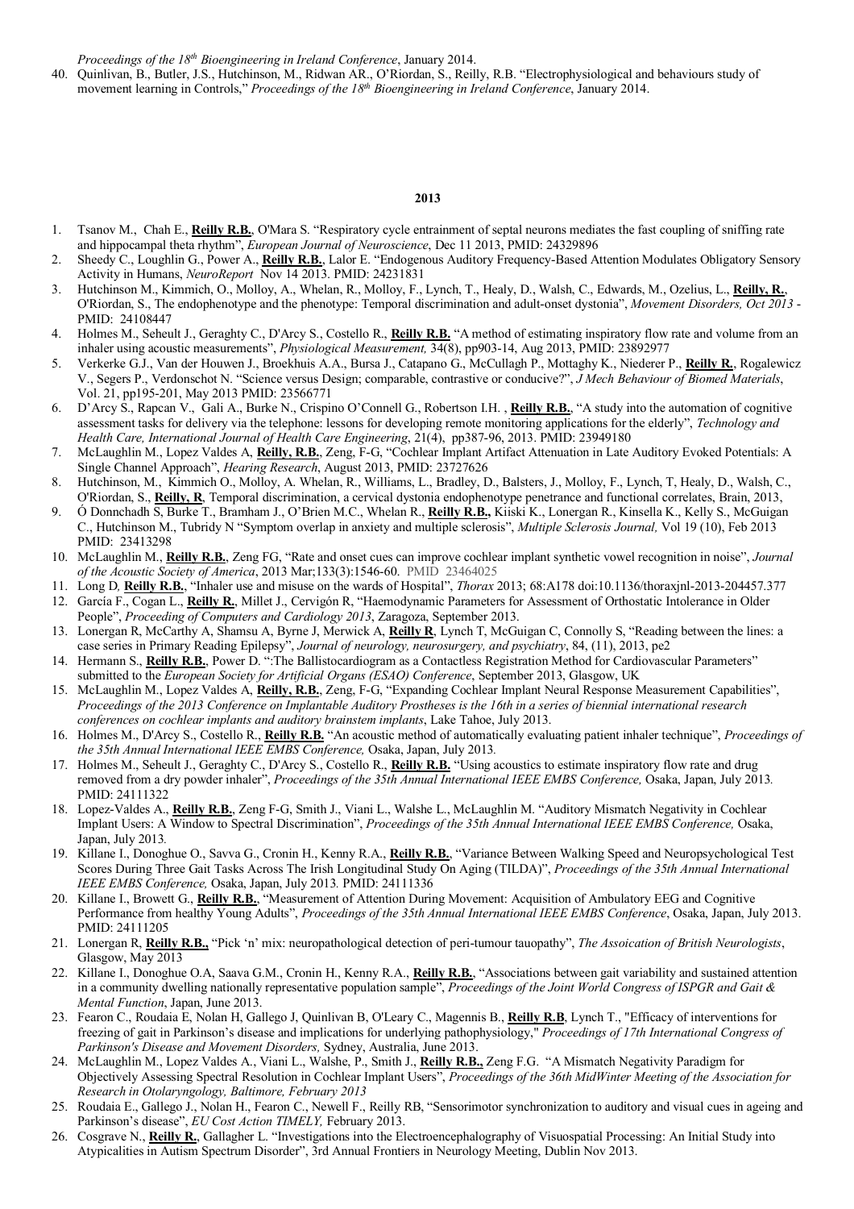*Proceedings of the 18th Bioengineering in Ireland Conference*, January 2014.

40. Quinlivan, B., Butler, J.S., Hutchinson, M., Ridwan AR., O'Riordan, S., Reilly, R.B. "Electrophysiological and behaviours study of movement learning in Controls," *Proceedings of the 18th Bioengineering in Ireland Conference*, January 2014.

**2013**

1. Tsanov M., Chah E., **Reilly R.B.**, O'Mara S. "Respiratory cycle entrainment of septal neurons mediates the fast coupling of sniffing rate and hippocampal theta rhythm", *European Journal of Neuroscience*, Dec 11 2013, PMID: 24329896
2. Sheedy C., Loughlin G., Power A., **Reilly R.B.**, Lalor E. "Endogenous Auditory Frequency-Based Attention Modulates Obligatory Sensory Activity in Humans, *NeuroReport* Nov 14 2013. PMID: 24231831
3. Hutchinson M., Kimmich, O., Molloy, A., Whelan, R., Molloy, F., Lynch, T., Healy, D., Walsh, C., Edwards, M., Ozelius, L., **Reilly, R.**, O'Riordan, S., The endophenotype and the phenotype: Temporal discrimination and adult-onset dystonia", *Movement Disorders, Oct 2013* - PMID: 24108447
4. Holmes M., Seheult J., Geraghty C., D'Arcy S., Costello R., **Reilly R.B.** "A method of estimating inspiratory flow rate and volume from an inhaler using acoustic measurements", *Physiological Measurement,* 34(8), pp903-14, Aug 2013, PMID: 23892977
5. Verkerke G.J., Van der Houwen J., Broekhuis A.A., Bursa J., Catapano G., McCullagh P., Mottaghy K., Niederer P., **Reilly R.**, Rogalewicz V., Segers P., Verdonschot N. "Science versus Design; comparable, contrastive or conducive?", *J Mech Behaviour of Biomed Materials*, Vol. 21, pp195-201, May 2013 PMID: 23566771
6. D'Arcy S., Rapcan V., Gali A., Burke N., Crispino O'Connell G., Robertson I.H. , **Reilly R.B.**, "A study into the automation of cognitive assessment tasks for delivery via the telephone: lessons for developing remote monitoring applications for the elderly", *Technology and Health Care, International Journal of Health Care Engineering*, 21(4), pp387-96, 2013. PMID: 23949180
7. McLaughlin M., Lopez Valdes A, **Reilly, R.B.**, Zeng, F-G, "Cochlear Implant Artifact Attenuation in Late Auditory Evoked Potentials: A Single Channel Approach", *Hearing Research*, August 2013, PMID: 23727626
8. Hutchinson, M., Kimmich O., Molloy, A. Whelan, R., Williams, L., Bradley, D., Balsters, J., Molloy, F., Lynch, T, Healy, D., Walsh, C., O'Riordan, S., **Reilly, R**, Temporal discrimination, a cervical dystonia endophenotype penetrance and functional correlates, Brain, 2013,
9. Ó Donnchadh S, Burke T., Bramham J., O'Brien M.C., Whelan R., **Reilly R.B.,** Kiiski K., Lonergan R., Kinsella K., Kelly S., McGuigan C., Hutchinson M., Tubridy N "Symptom overlap in anxiety and multiple sclerosis", *Multiple Sclerosis Journal,* Vol 19 (10), Feb 2013 PMID: 23413298
10. McLaughlin M., **Reilly R.B.**, Zeng FG, "Rate and onset cues can improve cochlear implant synthetic vowel recognition in noise", *Journal of the Acoustic Society of America*, 2013 Mar;133(3):1546-60. PMID 23464025
11. Long D*,* **Reilly R.B.**, "Inhaler use and misuse on the wards of Hospital", *Thorax* 2013; 68:A178 doi:10.1136/thoraxjnl-2013-204457.377
12. García F., Cogan L., **Reilly R.**, Millet J., Cervigón R, "Haemodynamic Parameters for Assessment of Orthostatic Intolerance in Older People", *Proceeding of Computers and Cardiology 2013*, Zaragoza, September 2013.
13. Lonergan R, McCarthy A, Shamsu A, Byrne J, Merwick A, **Reilly R**, Lynch T, McGuigan C, Connolly S, "Reading between the lines: a case series in Primary Reading Epilepsy", *Journal of neurology, neurosurgery, and psychiatry*, 84, (11), 2013, pe2
14. Hermann S., **Reilly R.B.**, Power D. ":The Ballistocardiogram as a Contactless Registration Method for Cardiovascular Parameters" submitted to the *European Society for Artificial Organs (ESAO) Conference*, September 2013, Glasgow, UK
15. McLaughlin M., Lopez Valdes A, **Reilly, R.B.**, Zeng, F-G, "Expanding Cochlear Implant Neural Response Measurement Capabilities", *Proceedings of the 2013 Conference on Implantable Auditory Prostheses is the 16th in a series of biennial international research conferences on cochlear implants and auditory brainstem implants*, Lake Tahoe, July 2013.
16. Holmes M., D'Arcy S., Costello R., **Reilly R.B.** "An acoustic method of automatically evaluating patient inhaler technique", *Proceedings of the 35th Annual International IEEE EMBS Conference,* Osaka, Japan, July 2013*.*
17. Holmes M., Seheult J., Geraghty C., D'Arcy S., Costello R., **Reilly R.B.** "Using acoustics to estimate inspiratory flow rate and drug removed from a dry powder inhaler", *Proceedings of the 35th Annual International IEEE EMBS Conference,* Osaka, Japan, July 2013*.* PMID: 24111322
18. Lopez-Valdes A., **Reilly R.B.**, Zeng F-G, Smith J., Viani L., Walshe L., McLaughlin M. "Auditory Mismatch Negativity in Cochlear Implant Users: A Window to Spectral Discrimination", *Proceedings of the 35th Annual International IEEE EMBS Conference,* Osaka, Japan, July 2013*.*
19. Killane I., Donoghue O., Savva G., Cronin H., Kenny R.A., **Reilly R.B.**, "Variance Between Walking Speed and Neuropsychological Test Scores During Three Gait Tasks Across The Irish Longitudinal Study On Aging (TILDA)", *Proceedings of the 35th Annual International IEEE EMBS Conference,* Osaka, Japan, July 2013*.* PMID: 24111336
20. Killane I., Browett G., **Reilly R.B.**, "Measurement of Attention During Movement: Acquisition of Ambulatory EEG and Cognitive Performance from healthy Young Adults", *Proceedings of the 35th Annual International IEEE EMBS Conference*, Osaka, Japan, July 2013. PMID: 24111205
21. Lonergan R, **Reilly R.B.,** "Pick 'n' mix: neuropathological detection of peri-tumour tauopathy", *The Assoication of British Neurologists*, Glasgow, May 2013
22. Killane I., Donoghue O.A, Saava G.M., Cronin H., Kenny R.A., **Reilly R.B.**, "Associations between gait variability and sustained attention in a community dwelling nationally representative population sample", *Proceedings of the Joint World Congress of ISPGR and Gait & Mental Function*, Japan, June 2013.
23. Fearon C., Roudaia E, Nolan H, Gallego J, Quinlivan B, O'Leary C., Magennis B., **Reilly R.B**, Lynch T., "Efficacy of interventions for freezing of gait in Parkinson's disease and implications for underlying pathophysiology," *Proceedings of 17th International Congress of Parkinson's Disease and Movement Disorders,* Sydney, Australia, June 2013.
24. McLaughlin M., Lopez Valdes A., Viani L., Walshe, P., Smith J., **Reilly R.B.,** Zeng F.G. "A Mismatch Negativity Paradigm for Objectively Assessing Spectral Resolution in Cochlear Implant Users", *Proceedings of the 36th MidWinter Meeting of the Association for Research in Otolaryngology, Baltimore, February 2013*
25. Roudaia E., Gallego J., Nolan H., Fearon C., Newell F., Reilly RB, "Sensorimotor synchronization to auditory and visual cues in ageing and Parkinson's disease", *EU Cost Action TIMELY,* February 2013.
26. Cosgrave N., **Reilly R.**, Gallagher L. "Investigations into the Electroencephalography of Visuospatial Processing: An Initial Study into Atypicalities in Autism Spectrum Disorder", 3rd Annual Frontiers in Neurology Meeting, Dublin Nov 2013.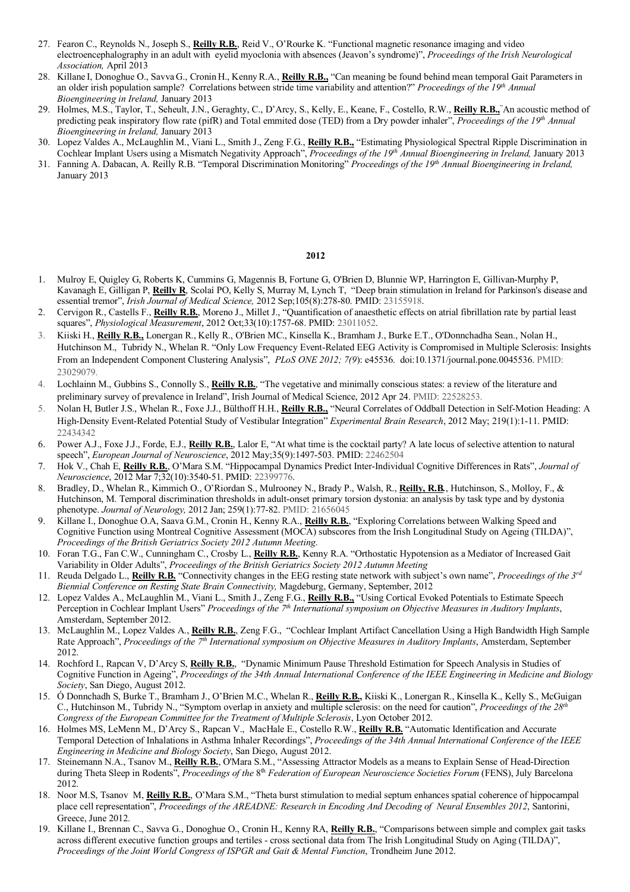27. Fearon C., Reynolds N., Joseph S., **Reilly R.B.**, Reid V., O'Rourke K. "Functional magnetic resonance imaging and video electroencephalography in an adult with eyelid myoclonia with absences (Jeavon's syndrome)", *Proceedings of the Irish Neurological Association,* April 2013
28. Killane I, Donoghue O., Savva G., Cronin H., Kenny R.A., **Reilly R.B.,** "Can meaning be found behind mean temporal Gait Parameters in an older irish population sample? Correlations between stride time variability and attention?" *Proceedings of the 19th Annual Bioengineering in Ireland,* January 2013
29. Holmes, M.S., Taylor, T., Seheult, J.N., Geraghty, C., D'Arcy, S., Kelly, E., Keane, F., Costello, R.W., **Reilly R.B.,** "An acoustic method of predicting peak inspiratory flow rate (pifR) and Total emmited dose (TED) from a Dry powder inhaler", *Proceedings of the 19th Annual Bioengineering in Ireland,* January 2013
30. Lopez Valdes A., McLaughlin M., Viani L., Smith J., Zeng F.G., **Reilly R.B.,** "Estimating Physiological Spectral Ripple Discrimination in Cochlear Implant Users using a Mismatch Negativity Approach", *Proceedings of the 19th Annual Bioengineering in Ireland,* January 2013
31. Fanning A. Dabacan, A. Reilly R.B. "Temporal Discrimination Monitoring" *Proceedings of the 19th Annual Bioengineering in Ireland,* January 2013

## 2012

1. Mulroy E, Quigley G, Roberts K, Cummins G, Magennis B, Fortune G, O'Brien D, Blunnie WP, Harrington E, Gillivan-Murphy P, Kavanagh E, Gilligan P, **Reilly R**, Scolaí PO, Kelly S, Murray M, Lynch T, "Deep brain stimulation in Ireland for Parkinson's disease and essential tremor", *Irish Journal of Medical Science,* 2012 Sep;105(8):278-80. PMID: 23155918.
2. Cervigon R., Castells F., **Reilly R.B.**, Moreno J., Millet J., "Quantification of anaesthetic effects on atrial fibrillation rate by partial least squares", *Physiological Measurement*, 2012 Oct;33(10):1757-68. PMID: 23011052.
3. Kiiski H., **Reilly R.B.,** Lonergan R., Kelly R., O'Brien MC., Kinsella K., Bramham J., Burke E.T., O'Donnchadha Sean., Nolan H., Hutchinson M., Tubridy N., Whelan R. "Only Low Frequency Event-Related EEG Activity is Compromised in Multiple Sclerosis: Insights From an Independent Component Clustering Analysis", *PLoS ONE 2012; 7(9)*: e45536. doi:10.1371/journal.pone.0045536. PMID: 23029079.
4. Lochlainn M., Gubbins S., Connolly S., **Reilly R.B.**, "The vegetative and minimally conscious states: a review of the literature and preliminary survey of prevalence in Ireland", Irish Journal of Medical Science, 2012 Apr 24. PMID: 22528253.
5. Nolan H, Butler J.S., Whelan R., Foxe J.J., Bülthoff H.H., **Reilly R.B.,** "Neural Correlates of Oddball Detection in Self-Motion Heading: A High-Density Event-Related Potential Study of Vestibular Integration" *Experimental Brain Research*, 2012 May; 219(1):1-11. PMID: 22434342
6. Power A.J., Foxe J.J., Forde, E.J., **Reilly R.B.**, Lalor E, "At what time is the cocktail party? A late locus of selective attention to natural speech", *European Journal of Neuroscience*, 2012 May;35(9):1497-503. PMID: 22462504
7. Hok V., Chah E, **Reilly R.B.**, O'Mara S.M. "Hippocampal Dynamics Predict Inter-Individual Cognitive Differences in Rats", *Journal of Neuroscience*, 2012 Mar 7;32(10):3540-51. PMID: 22399776.
8. Bradley, D., Whelan R., Kimmich O., O'Riordan S., Mulrooney N., Brady P., Walsh, R., **Reilly, R.B.**, Hutchinson, S., Molloy, F., & Hutchinson, M. Temporal discrimination thresholds in adult-onset primary torsion dystonia: an analysis by task type and by dystonia phenotype. *Journal of Neurology,* 2012 Jan; 259(1):77-82. PMID: 21656045
9. Killane I., Donoghue O.A, Saava G.M., Cronin H., Kenny R.A., **Reilly R.B.**, "Exploring Correlations between Walking Speed and Cognitive Function using Montreal Cognitive Assessment (MOCA) subscores from the Irish Longitudinal Study on Ageing (TILDA)", *Proceedings of the British Geriatrics Society 2012 Autumn Meeting*.
10. Foran T.G., Fan C.W., Cunningham C., Crosby L., **Reilly R.B.**, Kenny R.A. "Orthostatic Hypotension as a Mediator of Increased Gait Variability in Older Adults", *Proceedings of the British Geriatrics Society 2012 Autumn Meeting*
11. Reuda Delgado L., **Reilly R.B.** "Connectivity changes in the EEG resting state network with subject's own name", *Proceedings of the 3rd Biennial Conference on Resting State Brain Connectivity,* Magdeburg, Germany, September, 2012
12. Lopez Valdes A., McLaughlin M., Viani L., Smith J., Zeng F.G., **Reilly R.B.,** "Using Cortical Evoked Potentials to Estimate Speech Perception in Cochlear Implant Users" *Proceedings of the 7th International symposium on Objective Measures in Auditory Implants*, Amsterdam, September 2012.
13. McLaughlin M., Lopez Valdes A., **Reilly R.B.**, Zeng F.G., "Cochlear Implant Artifact Cancellation Using a High Bandwidth High Sample Rate Approach", *Proceedings of the 7th International symposium on Objective Measures in Auditory Implants*, Amsterdam, September 2012.
14. Rochford I., Rapcan V, D'Arcy S, **Reilly R.B.**, "Dynamic Minimum Pause Threshold Estimation for Speech Analysis in Studies of Cognitive Function in Ageing", *Proceedings of the 34th Annual International Conference of the IEEE Engineering in Medicine and Biology Society*, San Diego, August 2012.
15. Ó Donnchadh S, Burke T., Bramham J., O'Brien M.C., Whelan R., **Reilly R.B.,** Kiiski K., Lonergan R., Kinsella K., Kelly S., McGuigan C., Hutchinson M., Tubridy N., "Symptom overlap in anxiety and multiple sclerosis: on the need for caution", *Proceedings of the 28th Congress of the European Committee for the Treatment of Multiple Sclerosis*, Lyon October 2012.
16. Holmes MS, LeMenn M., D'Arcy S., Rapcan V., MacHale E., Costello R.W., **Reilly R.B.** "Automatic Identification and Accurate Temporal Detection of Inhalations in Asthma Inhaler Recordings", *Proceedings of the 34th Annual International Conference of the IEEE Engineering in Medicine and Biology Society*, San Diego, August 2012.
17. Steinemann N.A., Tsanov M., **Reilly R.B.**, O'Mara S.M., "Assessing Attractor Models as a means to Explain Sense of Head-Direction during Theta Sleep in Rodents", *Proceedings of the 8th Federation of European Neuroscience Societies Forum* (FENS), July Barcelona 2012.
18. Noor M.S, Tsanov M, **Reilly R.B.**, O'Mara S.M., "Theta burst stimulation to medial septum enhances spatial coherence of hippocampal place cell representation", *Proceedings of the AREADNE: Research in Encoding And Decoding of Neural Ensembles 2012*, Santorini, Greece, June 2012.
19. Killane I., Brennan C., Savva G., Donoghue O., Cronin H., Kenny RA, **Reilly R.B.**, "Comparisons between simple and complex gait tasks across different executive function groups and tertiles - cross sectional data from The Irish Longitudinal Study on Aging (TILDA)", *Proceedings of the Joint World Congress of ISPGR and Gait & Mental Function*, Trondheim June 2012.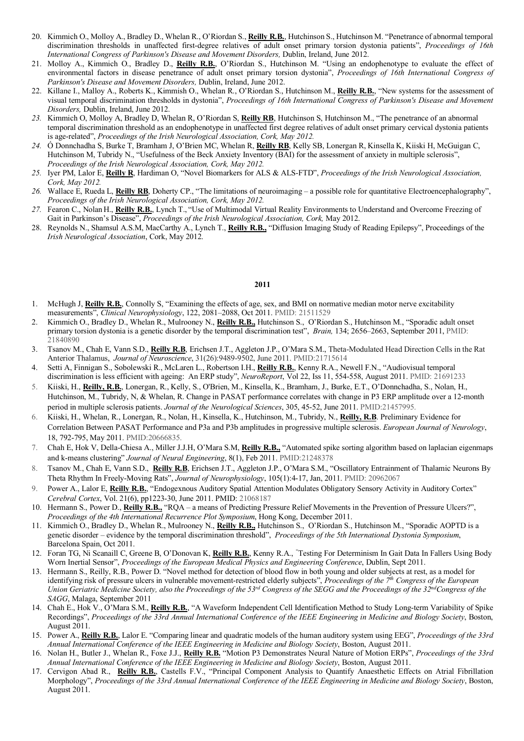20. Kimmich O., Molloy A., Bradley D., Whelan R., O'Riordan S., **Reilly R.B.**, Hutchinson S., Hutchinson M. "Penetrance of abnormal temporal discrimination thresholds in unaffected first-degree relatives of adult onset primary torsion dystonia patients", *Proceedings of 16th International Congress of Parkinson's Disease and Movement Disorders,* Dublin, Ireland, June 2012.
21. Molloy A., Kimmich O., Bradley D., **Reilly R.B.**, O'Riordan S., Hutchinson M. "Using an endophenotype to evaluate the effect of environmental factors in disease penetrance of adult onset primary torsion dystonia", *Proceedings of 16th International Congress of Parkinson's Disease and Movement Disorders,* Dublin, Ireland, June 2012.
22. Killane I., Malloy A., Roberts K., Kimmish O., Whelan R., O'Riordan S., Hutchinson M., **Reilly R.B.**, "New systems for the assessment of visual temporal discrimination thresholds in dystonia", *Proceedings of 16th International Congress of Parkinson's Disease and Movement Disorders,* Dublin, Ireland, June 2012.
23. Kimmich O, Molloy A, Bradley D, Whelan R, O'Riordan S, **Reilly RB**, Hutchinson S, Hutchinson M., "The penetrance of an abnormal temporal discrimination threshold as an endophenotype in unaffected first degree relatives of adult onset primary cervical dystonia patients is age-related", *Proceedings of the Irish Neurological Association, Cork, May 2012.*
24. Ó Donnchadha S, Burke T, Bramham J, O'Brien MC, Whelan R, **Reilly RB**, Kelly SB, Lonergan R, Kinsella K, Kiiski H, McGuigan C, Hutchinson M, Tubridy N., "Usefulness of the Beck Anxiety Inventory (BAI) for the assessment of anxiety in multiple sclerosis", *Proceedings of the Irish Neurological Association, Cork, May 2012.*
25. Iyer PM, Lalor E, **Reilly R**, Hardiman O, "Novel Biomarkers for ALS & ALS-FTD", *Proceedings of the Irish Neurological Association, Cork, May 2012.*
26. Wallace E, Rueda L, **Reilly RB**, Doherty CP., "The limitations of neuroimaging – a possible role for quantitative Electroencephalography", *Proceedings of the Irish Neurological Association, Cork, May 2012.*
27. Fearon C., Nolan H., **Reilly R.B.**, Lynch T., "Use of Multimodal Virtual Reality Environments to Understand and Overcome Freezing of Gait in Parkinson's Disease", *Proceedings of the Irish Neurological Association, Cork,* May 2012.
28. Reynolds N., Shamsul A.S.M, MacCarthy A., Lynch T., **Reilly R.B.,** "Diffusion Imaging Study of Reading Epilepsy", Proceedings of the *Irish Neurological Association*, Cork, May 2012.

**2011**

1. McHugh J, **Reilly R.B.**, Connolly S, "Examining the effects of age, sex, and BMI on normative median motor nerve excitability measurements", *Clinical Neurophysiology*, 122, 2081–2088, Oct 2011. PMID: 21511529
2. Kimmich O., Bradley D., Whelan R., Mulrooney N., **Reilly R.B.,** Hutchinson S., O'Riordan S., Hutchinson M., "Sporadic adult onset primary torsion dystonia is a genetic disorder by the temporal discrimination test", *Brain,* 134; 2656–2663, September 2011, PMID: 21840890
3. Tsanov M., Chah E, Vann S.D., **Reilly R.B**, Erichsen J.T., Aggleton J.P., O'Mara S.M., Theta-Modulated Head Direction Cells in the Rat Anterior Thalamus, *Journal of Neuroscience*, 31(26):9489-9502, June 2011. PMID:21715614
4. Setti A, Finnigan S., Sobolewski R., McLaren L., Robertson I.H., **Reilly R.B.**, Kenny R.A., Newell F.N., "Audiovisual temporal discrimination is less efficient with ageing: An ERP study", *NeuroReport*, Vol 22, Iss 11, 554-558, August 2011. PMID: 21691233
5. Kiiski, H., **Reilly, R.B.**, Lonergan, R., Kelly, S., O'Brien, M., Kinsella, K., Bramham, J., Burke, E.T., O'Donnchadha, S., Nolan, H., Hutchinson, M., Tubridy, N, & Whelan, R. Change in PASAT performance correlates with change in P3 ERP amplitude over a 12-month period in multiple sclerosis patients. *Journal of the Neurological Sciences*, 305, 45-52, June 2011. PMID:21457995.
6. Kiiski, H., Whelan, R., Lonergan, R., Nolan, H., Kinsella, K., Hutchinson, M., Tubridy, N., **Reilly, R.B**. Preliminary Evidence for Correlation Between PASAT Performance and P3a and P3b amplitudes in progressive multiple sclerosis. *European Journal of Neurology*, 18, 792-795, May 2011. PMID:20666835.
7. Chah E, Hok V, Della-Chiesa A., Miller J.J.H, O'Mara S.M, **Reilly R.B.,** "Automated spike sorting algorithm based on laplacian eigenmaps and k-means clustering" *Journal of Neural Engineering*, 8(1), Feb 2011. PMID:21248378
8. Tsanov M., Chah E, Vann S.D., **Reilly R.B**, Erichsen J.T., Aggleton J.P., O'Mara S.M., "Oscillatory Entrainment of Thalamic Neurons By Theta Rhythm In Freely-Moving Rats", *Journal of Neurophysiology*, 105(1):4-17, Jan, 2011. PMID: 20962067
9. Power A., Lalor E, **Reilly R.B.**, "Endogexnous Auditory Spatial Attention Modulates Obligatory Sensory Activity in Auditory Cortex" *Cerebral Cortex*, Vol. 21(6), pp1223-30, June 2011. PMID: 21068187
10. Hermann S., Power D., **Reilly R.B.,** "RQA – a means of Predicting Pressure Relief Movements in the Prevention of Pressure Ulcers?", *Proceedings of the 4th International Recurrence Plot Symposium*, Hong Kong, December 2011.
11. Kimmich O., Bradley D., Whelan R., Mulrooney N., **Reilly R.B.,** Hutchinson S., O'Riordan S., Hutchinson M., "Sporadic AOPTD is a genetic disorder – evidence by the temporal discrimination threshold", *Proceedings of the 5th International Dystonia Symposium*, Barcelona Spain, Oct 2011.
12. Foran TG, Ni Scanaill C, Greene B, O'Donovan K, **Reilly R.B.**, Kenny R.A., "Testing For Determinism In Gait Data In Fallers Using Body Worn Inertial Sensor", *Proceedings of the European Medical Physics and Engineering Conference*, Dublin, Sept 2011.
13. Hermann S., Reilly, R.B., Power D. "Novel method for detection of blood flow in both young and older subjects at rest, as a model for identifying risk of pressure ulcers in vulnerable movement-restricted elderly subjects", *Proceedings of the 7th Congress of the European Union Geriatric Medicine Society, also the Proceedings of the 53rd Congress of the SEGG and the Proceedings of the 32nd Congress of the SAGG*, Malaga, September 2011
14. Chah E., Hok V., O'Mara S.M., **Reilly R.B.**, "A Waveform Independent Cell Identification Method to Study Long-term Variability of Spike Recordings", *Proceedings of the 33rd Annual International Conference of the IEEE Engineering in Medicine and Biology Society*, Boston, August 2011.
15. Power A., **Reilly R.B.**, Lalor E. "Comparing linear and quadratic models of the human auditory system using EEG", *Proceedings of the 33rd Annual International Conference of the IEEE Engineering in Medicine and Biology Society*, Boston, August 2011.
16. Nolan H., Butler J., Whelan R., Foxe J.J., **Reilly R.B.** "Motion P3 Demonstrates Neural Nature of Motion ERPs", *Proceedings of the 33rd Annual International Conference of the IEEE Engineering in Medicine and Biology Society*, Boston, August 2011.
17. Cervigon Abad R., **Reilly R.B.**, Castells F.V., "Principal Component Analysis to Quantify Anaesthetic Effects on Atrial Fibrillation Morphology", *Proceedings of the 33rd Annual International Conference of the IEEE Engineering in Medicine and Biology Society*, Boston, August 2011.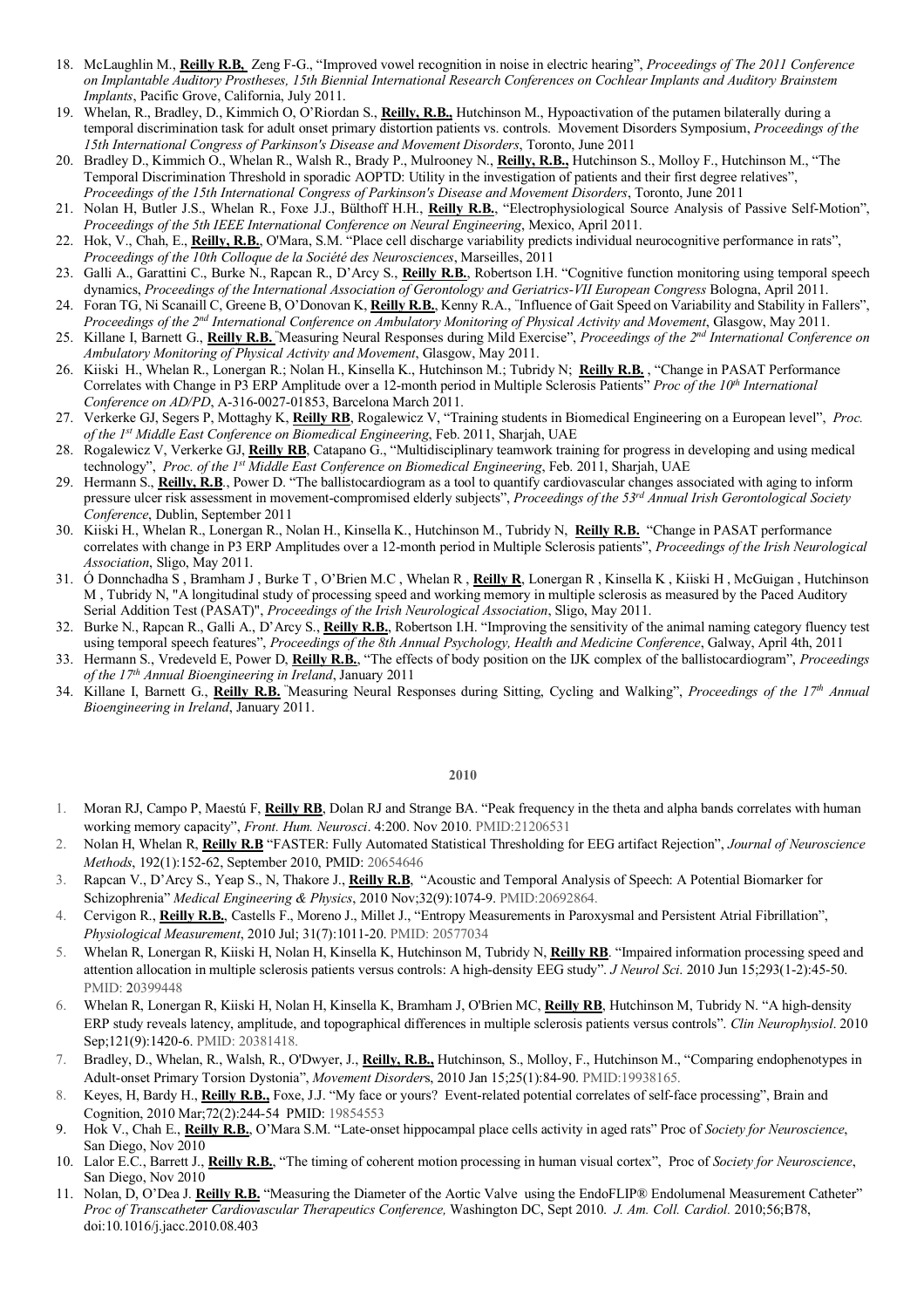18. McLaughlin M., **Reilly R.B,** Zeng F-G., "Improved vowel recognition in noise in electric hearing", *Proceedings of The 2011 Conference on Implantable Auditory Prostheses, 15th Biennial International Research Conferences on Cochlear Implants and Auditory Brainstem Implants*, Pacific Grove, California, July 2011.
19. Whelan, R., Bradley, D., Kimmich O, O'Riordan S., **Reilly, R.B.,** Hutchinson M., Hypoactivation of the putamen bilaterally during a temporal discrimination task for adult onset primary distortion patients vs. controls. Movement Disorders Symposium, *Proceedings of the 15th International Congress of Parkinson's Disease and Movement Disorders*, Toronto, June 2011
20. Bradley D., Kimmich O., Whelan R., Walsh R., Brady P., Mulrooney N., **Reilly, R.B.,** Hutchinson S., Molloy F., Hutchinson M., "The Temporal Discrimination Threshold in sporadic AOPTD: Utility in the investigation of patients and their first degree relatives", *Proceedings of the 15th International Congress of Parkinson's Disease and Movement Disorders*, Toronto, June 2011
21. Nolan H, Butler J.S., Whelan R., Foxe J.J., Bülthoff H.H., **Reilly R.B.**, "Electrophysiological Source Analysis of Passive Self-Motion", *Proceedings of the 5th IEEE International Conference on Neural Engineering*, Mexico, April 2011.
22. Hok, V., Chah, E., **Reilly, R.B.**, O'Mara, S.M. "Place cell discharge variability predicts individual neurocognitive performance in rats", *Proceedings of the 10th Colloque de la Société des Neurosciences*, Marseilles, 2011
23. Galli A., Garattini C., Burke N., Rapcan R., D'Arcy S., **Reilly R.B.**, Robertson I.H. "Cognitive function monitoring using temporal speech dynamics, *Proceedings of the International Association of Gerontology and Geriatrics-VII European Congress* Bologna, April 2011.
24. Foran TG, Ni Scanaill C, Greene B, O'Donovan K, **Reilly R.B.**, Kenny R.A., "Influence of Gait Speed on Variability and Stability in Fallers", *Proceedings of the 2nd International Conference on Ambulatory Monitoring of Physical Activity and Movement*, Glasgow, May 2011.
25. Killane I, Barnett G., **Reilly R.B.** "Measuring Neural Responses during Mild Exercise", *Proceedings of the 2nd International Conference on Ambulatory Monitoring of Physical Activity and Movement*, Glasgow, May 2011.
26. Kiiski H., Whelan R., Lonergan R.; Nolan H., Kinsella K., Hutchinson M.; Tubridy N; **Reilly R.B.** , "Change in PASAT Performance Correlates with Change in P3 ERP Amplitude over a 12-month period in Multiple Sclerosis Patients" *Proc of the 10th International Conference on AD/PD*, A-316-0027-01853, Barcelona March 2011.
27. Verkerke GJ, Segers P, Mottaghy K, **Reilly RB**, Rogalewicz V, "Training students in Biomedical Engineering on a European level", *Proc. of the 1st Middle East Conference on Biomedical Engineering*, Feb. 2011, Sharjah, UAE
28. Rogalewicz V, Verkerke GJ, **Reilly RB**, Catapano G., "Multidisciplinary teamwork training for progress in developing and using medical technology", *Proc. of the 1st Middle East Conference on Biomedical Engineering*, Feb. 2011, Sharjah, UAE
29. Hermann S., **Reilly, R.B**., Power D. "The ballistocardiogram as a tool to quantify cardiovascular changes associated with aging to inform pressure ulcer risk assessment in movement-compromised elderly subjects", *Proceedings of the 53rd Annual Irish Gerontological Society Conference*, Dublin, September 2011
30. Kiiski H., Whelan R., Lonergan R., Nolan H., Kinsella K., Hutchinson M., Tubridy N, **Reilly R.B.** "Change in PASAT performance correlates with change in P3 ERP Amplitudes over a 12-month period in Multiple Sclerosis patients", *Proceedings of the Irish Neurological Association*, Sligo, May 2011.
31. Ó Donnchadha S , Bramham J , Burke T , O'Brien M.C , Whelan R , **Reilly R**, Lonergan R , Kinsella K , Kiiski H , McGuigan , Hutchinson M , Tubridy N, "A longitudinal study of processing speed and working memory in multiple sclerosis as measured by the Paced Auditory Serial Addition Test (PASAT)", *Proceedings of the Irish Neurological Association*, Sligo, May 2011.
32. Burke N., Rapcan R., Galli A., D'Arcy S., **Reilly R.B.**, Robertson I.H. "Improving the sensitivity of the animal naming category fluency test using temporal speech features", *Proceedings of the 8th Annual Psychology, Health and Medicine Conference*, Galway, April 4th, 2011
33. Hermann S., Vredeveld E, Power D, **Reilly R.B.**, "The effects of body position on the IJK complex of the ballistocardiogram", *Proceedings of the 17th Annual Bioengineering in Ireland*, January 2011
34. Killane I, Barnett G., **Reilly R.B.** "Measuring Neural Responses during Sitting, Cycling and Walking", *Proceedings of the 17th Annual Bioengineering in Ireland*, January 2011.

**2010**

1. Moran RJ, Campo P, Maestú F, **Reilly RB**, Dolan RJ and Strange BA. "Peak frequency in the theta and alpha bands correlates with human working memory capacity", *Front. Hum. Neurosci*. 4:200. Nov 2010. PMID:21206531
2. Nolan H, Whelan R, **Reilly R.B** "FASTER: Fully Automated Statistical Thresholding for EEG artifact Rejection", *Journal of Neuroscience Methods*, 192(1):152-62, September 2010, PMID: 20654646
3. Rapcan V., D'Arcy S., Yeap S., N, Thakore J., **Reilly R.B**, "Acoustic and Temporal Analysis of Speech: A Potential Biomarker for Schizophrenia" *Medical Engineering & Physics*, 2010 Nov;32(9):1074-9. PMID:20692864.
4. Cervigon R., **Reilly R.B.**, Castells F., Moreno J., Millet J., "Entropy Measurements in Paroxysmal and Persistent Atrial Fibrillation", *Physiological Measurement*, 2010 Jul; 31(7):1011-20. PMID: 20577034
5. Whelan R, Lonergan R, Kiiski H, Nolan H, Kinsella K, Hutchinson M, Tubridy N, **Reilly RB**. "Impaired information processing speed and attention allocation in multiple sclerosis patients versus controls: A high-density EEG study". *J Neurol Sci*. 2010 Jun 15;293(1-2):45-50. PMID: 20399448
6. Whelan R, Lonergan R, Kiiski H, Nolan H, Kinsella K, Bramham J, O'Brien MC, **Reilly RB**, Hutchinson M, Tubridy N. "A high-density ERP study reveals latency, amplitude, and topographical differences in multiple sclerosis patients versus controls". *Clin Neurophysiol*. 2010 Sep;121(9):1420-6. PMID: 20381418.
7. Bradley, D., Whelan, R., Walsh, R., O'Dwyer, J., **Reilly, R.B.,** Hutchinson, S., Molloy, F., Hutchinson M., "Comparing endophenotypes in Adult-onset Primary Torsion Dystonia", *Movement Disorders*, 2010 Jan 15;25(1):84-90. PMID:19938165.
8. Keyes, H, Bardy H., **Reilly R.B.,** Foxe, J.J. "My face or yours? Event-related potential correlates of self-face processing", Brain and Cognition, 2010 Mar;72(2):244-54 PMID: 19854553
9. Hok V., Chah E., **Reilly R.B.**, O'Mara S.M. "Late-onset hippocampal place cells activity in aged rats" Proc of *Society for Neuroscience*, San Diego, Nov 2010
10. Lalor E.C., Barrett J., **Reilly R.B.**, "The timing of coherent motion processing in human visual cortex", Proc of *Society for Neuroscience*, San Diego, Nov 2010
11. Nolan, D, O'Dea J. **Reilly R.B.** "Measuring the Diameter of the Aortic Valve using the EndoFLIP® Endolumenal Measurement Catheter" *Proc of Transcatheter Cardiovascular Therapeutics Conference,* Washington DC, Sept 2010. *J. Am. Coll. Cardiol.* 2010;56;B78, doi:10.1016/j.jacc.2010.08.403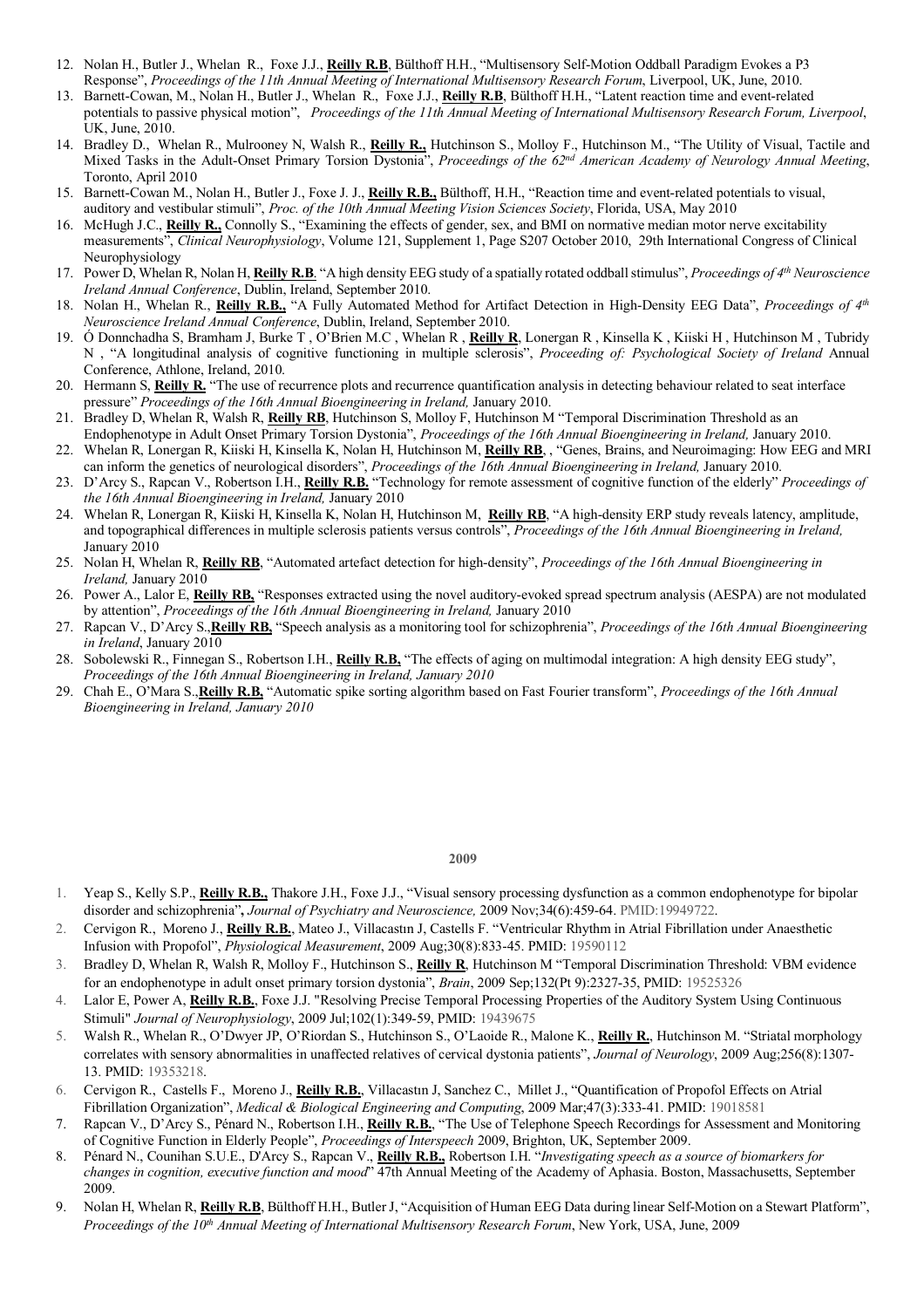12. Nolan H., Butler J., Whelan R., Foxe J.J., **Reilly R.B**, Bülthoff H.H., "Multisensory Self-Motion Oddball Paradigm Evokes a P3 Response", *Proceedings of the 11th Annual Meeting of International Multisensory Research Forum*, Liverpool, UK, June, 2010.
13. Barnett-Cowan, M., Nolan H., Butler J., Whelan R., Foxe J.J., **Reilly R.B**, Bülthoff H.H., "Latent reaction time and event-related potentials to passive physical motion", *Proceedings of the 11th Annual Meeting of International Multisensory Research Forum, Liverpool*, UK, June, 2010.
14. Bradley D., Whelan R., Mulrooney N, Walsh R., **Reilly R.,** Hutchinson S., Molloy F., Hutchinson M., "The Utility of Visual, Tactile and Mixed Tasks in the Adult-Onset Primary Torsion Dystonia", *Proceedings of the 62nd American Academy of Neurology Annual Meeting*, Toronto, April 2010
15. Barnett-Cowan M., Nolan H., Butler J., Foxe J. J., **Reilly R.B.,** Bülthoff, H.H., "Reaction time and event-related potentials to visual, auditory and vestibular stimuli", *Proc. of the 10th Annual Meeting Vision Sciences Society*, Florida, USA, May 2010
16. McHugh J.C., **Reilly R.,** Connolly S., "Examining the effects of gender, sex, and BMI on normative median motor nerve excitability measurements", *Clinical Neurophysiology*, Volume 121, Supplement 1, Page S207 October 2010, 29th International Congress of Clinical Neurophysiology
17. Power D, Whelan R, Nolan H, **Reilly R.B**. "A high density EEG study of a spatially rotated oddball stimulus", *Proceedings of 4th Neuroscience Ireland Annual Conference*, Dublin, Ireland, September 2010.
18. Nolan H., Whelan R., **Reilly R.B.,** "A Fully Automated Method for Artifact Detection in High-Density EEG Data", *Proceedings of 4th Neuroscience Ireland Annual Conference*, Dublin, Ireland, September 2010.
19. Ó Donnchadha S, Bramham J, Burke T , O'Brien M.C , Whelan R , **Reilly R**, Lonergan R , Kinsella K , Kiiski H , Hutchinson M , Tubridy N , "A longitudinal analysis of cognitive functioning in multiple sclerosis", *Proceeding of: Psychological Society of Ireland* Annual Conference, Athlone, Ireland, 2010.
20. Hermann S, **Reilly R.** "The use of recurrence plots and recurrence quantification analysis in detecting behaviour related to seat interface pressure" *Proceedings of the 16th Annual Bioengineering in Ireland,* January 2010.
21. Bradley D, Whelan R, Walsh R, **Reilly RB**, Hutchinson S, Molloy F, Hutchinson M "Temporal Discrimination Threshold as an Endophenotype in Adult Onset Primary Torsion Dystonia", *Proceedings of the 16th Annual Bioengineering in Ireland,* January 2010.
22. Whelan R, Lonergan R, Kiiski H, Kinsella K, Nolan H, Hutchinson M, **Reilly RB**, , "Genes, Brains, and Neuroimaging: How EEG and MRI can inform the genetics of neurological disorders", *Proceedings of the 16th Annual Bioengineering in Ireland,* January 2010.
23. D'Arcy S., Rapcan V., Robertson I.H., **Reilly R.B.** "Technology for remote assessment of cognitive function of the elderly" *Proceedings of the 16th Annual Bioengineering in Ireland,* January 2010
24. Whelan R, Lonergan R, Kiiski H, Kinsella K, Nolan H, Hutchinson M, **Reilly RB**, "A high-density ERP study reveals latency, amplitude, and topographical differences in multiple sclerosis patients versus controls", *Proceedings of the 16th Annual Bioengineering in Ireland,* January 2010
25. Nolan H, Whelan R, **Reilly RB**, "Automated artefact detection for high-density", *Proceedings of the 16th Annual Bioengineering in Ireland,* January 2010
26. Power A., Lalor E, **Reilly RB,** "Responses extracted using the novel auditory-evoked spread spectrum analysis (AESPA) are not modulated by attention", *Proceedings of the 16th Annual Bioengineering in Ireland,* January 2010
27. Rapcan V., D'Arcy S.,**Reilly RB,** "Speech analysis as a monitoring tool for schizophrenia", *Proceedings of the 16th Annual Bioengineering in Ireland*, January 2010
28. Sobolewski R., Finnegan S., Robertson I.H., **Reilly R.B,** "The effects of aging on multimodal integration: A high density EEG study", *Proceedings of the 16th Annual Bioengineering in Ireland, January 2010*
29. Chah E., O'Mara S.,**Reilly R.B,** "Automatic spike sorting algorithm based on Fast Fourier transform", *Proceedings of the 16th Annual Bioengineering in Ireland, January 2010*

## 2009

1. Yeap S., Kelly S.P., **Reilly R.B.,** Thakore J.H., Foxe J.J., "Visual sensory processing dysfunction as a common endophenotype for bipolar disorder and schizophrenia", *Journal of Psychiatry and Neuroscience,* 2009 Nov;34(6):459-64. PMID:19949722.
2. Cervigon R., Moreno J., **Reilly R.B.**, Mateo J., Villacastın J, Castells F. "Ventricular Rhythm in Atrial Fibrillation under Anaesthetic Infusion with Propofol", *Physiological Measurement*, 2009 Aug;30(8):833-45. PMID: 19590112
3. Bradley D, Whelan R, Walsh R, Molloy F., Hutchinson S., **Reilly R**, Hutchinson M "Temporal Discrimination Threshold: VBM evidence for an endophenotype in adult onset primary torsion dystonia", *Brain*, 2009 Sep;132(Pt 9):2327-35, PMID: 19525326
4. Lalor E, Power A, **Reilly R.B.**, Foxe J.J. "Resolving Precise Temporal Processing Properties of the Auditory System Using Continuous Stimuli" *Journal of Neurophysiology*, 2009 Jul;102(1):349-59, PMID: 19439675
5. Walsh R., Whelan R., O'Dwyer JP, O'Riordan S., Hutchinson S., O'Laoide R., Malone K., **Reilly R.**, Hutchinson M. "Striatal morphology correlates with sensory abnormalities in unaffected relatives of cervical dystonia patients", *Journal of Neurology*, 2009 Aug;256(8):1307-13. PMID: 19353218.
6. Cervigon R., Castells F., Moreno J., **Reilly R.B.**, Villacastın J, Sanchez C., Millet J., "Quantification of Propofol Effects on Atrial Fibrillation Organization", *Medical & Biological Engineering and Computing*, 2009 Mar;47(3):333-41. PMID: 19018581
7. Rapcan V., D'Arcy S., Pénard N., Robertson I.H., **Reilly R.B.**, "The Use of Telephone Speech Recordings for Assessment and Monitoring of Cognitive Function in Elderly People", *Proceedings of Interspeech* 2009, Brighton, UK, September 2009.
8. Pénard N., Counihan S.U.E., D'Arcy S., Rapcan V., **Reilly R.B.,** Robertson I.H. "*Investigating speech as a source of biomarkers for changes in cognition, executive function and mood*" 47th Annual Meeting of the Academy of Aphasia. Boston, Massachusetts, September 2009.
9. Nolan H, Whelan R, **Reilly R.B**, Bülthoff H.H., Butler J, "Acquisition of Human EEG Data during linear Self-Motion on a Stewart Platform", *Proceedings of the 10th Annual Meeting of International Multisensory Research Forum*, New York, USA, June, 2009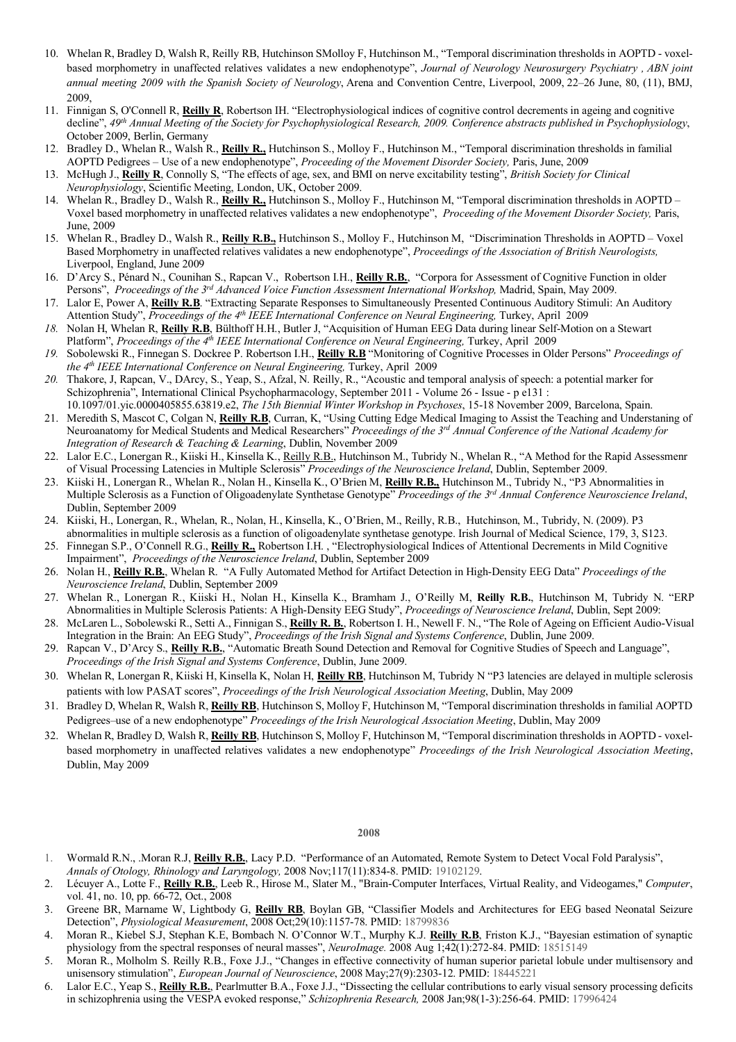10. Whelan R, Bradley D, Walsh R, Reilly RB, Hutchinson SMolloy F, Hutchinson M., "Temporal discrimination thresholds in AOPTD - voxel-based morphometry in unaffected relatives validates a new endophenotype", *Journal of Neurology Neurosurgery Psychiatry , ABN joint annual meeting 2009 with the Spanish Society of Neurology*, Arena and Convention Centre, Liverpool, 2009, 22–26 June, 80, (11), BMJ, 2009,
11. Finnigan S, O'Connell R, **Reilly R**, Robertson IH. "Electrophysiological indices of cognitive control decrements in ageing and cognitive decline", *49th Annual Meeting of the Society for Psychophysiological Research, 2009. Conference abstracts published in Psychophysiology*, October 2009, Berlin, Germany
12. Bradley D., Whelan R., Walsh R., **Reilly R.,** Hutchinson S., Molloy F., Hutchinson M., "Temporal discrimination thresholds in familial AOPTD Pedigrees – Use of a new endophenotype", *Proceeding of the Movement Disorder Society,* Paris, June, 2009
13. McHugh J., **Reilly R**, Connolly S, "The effects of age, sex, and BMI on nerve excitability testing", *British Society for Clinical Neurophysiology*, Scientific Meeting, London, UK, October 2009.
14. Whelan R., Bradley D., Walsh R., **Reilly R.,** Hutchinson S., Molloy F., Hutchinson M, "Temporal discrimination thresholds in AOPTD – Voxel based morphometry in unaffected relatives validates a new endophenotype", *Proceeding of the Movement Disorder Society,* Paris, June, 2009
15. Whelan R., Bradley D., Walsh R., **Reilly R.B.,** Hutchinson S., Molloy F., Hutchinson M, "Discrimination Thresholds in AOPTD – Voxel Based Morphometry in unaffected relatives validates a new endophenotype", *Proceedings of the Association of British Neurologists,* Liverpool, England, June 2009
16. D'Arcy S., Pénard N., Counihan S., Rapcan V., Robertson I.H., **Reilly R.B.**, "Corpora for Assessment of Cognitive Function in older Persons", *Proceedings of the 3rd Advanced Voice Function Assessment International Workshop,* Madrid, Spain, May 2009.
17. Lalor E, Power A, **Reilly R.B**. "Extracting Separate Responses to Simultaneously Presented Continuous Auditory Stimuli: An Auditory Attention Study", *Proceedings of the 4th IEEE International Conference on Neural Engineering,* Turkey, April 2009
18. Nolan H, Whelan R, **Reilly R.B**, Bülthoff H.H., Butler J, "Acquisition of Human EEG Data during linear Self-Motion on a Stewart Platform", *Proceedings of the 4th IEEE International Conference on Neural Engineering,* Turkey, April 2009
19. Sobolewski R., Finnegan S. Dockree P. Robertson I.H., **Reilly R.B** "Monitoring of Cognitive Processes in Older Persons" *Proceedings of the 4th IEEE International Conference on Neural Engineering,* Turkey, April 2009
20. Thakore, J, Rapcan, V., DArcy, S., Yeap, S., Afzal, N. Reilly, R., "Acoustic and temporal analysis of speech: a potential marker for Schizophrenia", International Clinical Psychopharmacology, September 2011 - Volume 26 - Issue - p e131 : 10.1097/01.yic.0000405855.63819.e2, *The 15th Biennial Winter Workshop in Psychoses*, 15-18 November 2009, Barcelona, Spain.
21. Meredith S, Mascot C, Colgan N, **Reilly R.B**, Curran, K, "Using Cutting Edge Medical Imaging to Assist the Teaching and Understaning of Neuroanatomy for Medical Students and Medical Researchers" *Proceedings of the 3rd Annual Conference of the National Academy for Integration of Research & Teaching & Learning*, Dublin, November 2009
22. Lalor E.C., Lonergan R., Kiiski H., Kinsella K., Reilly R.B., Hutchinson M., Tubridy N., Whelan R., "A Method for the Rapid Assessmenr of Visual Processing Latencies in Multiple Sclerosis" *Proceedings of the Neuroscience Ireland*, Dublin, September 2009.
23. Kiiski H., Lonergan R., Whelan R., Nolan H., Kinsella K., O'Brien M, **Reilly R.B.,** Hutchinson M., Tubridy N., "P3 Abnormalities in Multiple Sclerosis as a Function of Oligoadenylate Synthetase Genotype" *Proceedings of the 3rd Annual Conference Neuroscience Ireland*, Dublin, September 2009
24. Kiiski, H., Lonergan, R., Whelan, R., Nolan, H., Kinsella, K., O'Brien, M., Reilly, R.B., Hutchinson, M., Tubridy, N. (2009). P3 abnormalities in multiple sclerosis as a function of oligoadenylate synthetase genotype. Irish Journal of Medical Science, 179, 3, S123.
25. Finnegan S.P., O'Connell R.G., **Reilly R.,** Robertson I.H. , "Electrophysiological Indices of Attentional Decrements in Mild Cognitive Impairment", *Proceedings of the Neuroscience Ireland*, Dublin, September 2009
26. Nolan H., **Reilly R.B.**, Whelan R. "A Fully Automated Method for Artifact Detection in High-Density EEG Data" *Proceedings of the Neuroscience Ireland*, Dublin, September 2009
27. Whelan R., Lonergan R., Kiiski H., Nolan H., Kinsella K., Bramham J., O'Reilly M, **Reilly R.B.**, Hutchinson M, Tubridy N. "ERP Abnormalities in Multiple Sclerosis Patients: A High-Density EEG Study", *Proceedings of Neuroscience Ireland*, Dublin, Sept 2009:
28. McLaren L., Sobolewski R., Setti A., Finnigan S., **Reilly R. B.**, Robertson I. H., Newell F. N., "The Role of Ageing on Efficient Audio-Visual Integration in the Brain: An EEG Study", *Proceedings of the Irish Signal and Systems Conference*, Dublin, June 2009.
29. Rapcan V., D'Arcy S., **Reilly R.B.**, "Automatic Breath Sound Detection and Removal for Cognitive Studies of Speech and Language", *Proceedings of the Irish Signal and Systems Conference*, Dublin, June 2009.
30. Whelan R, Lonergan R, Kiiski H, Kinsella K, Nolan H, **Reilly RB**, Hutchinson M, Tubridy N "P3 latencies are delayed in multiple sclerosis patients with low PASAT scores", *Proceedings of the Irish Neurological Association Meeting*, Dublin, May 2009
31. Bradley D, Whelan R, Walsh R, **Reilly RB**, Hutchinson S, Molloy F, Hutchinson M, "Temporal discrimination thresholds in familial AOPTD Pedigrees–use of a new endophenotype" *Proceedings of the Irish Neurological Association Meeting*, Dublin, May 2009
32. Whelan R, Bradley D, Walsh R, **Reilly RB**, Hutchinson S, Molloy F, Hutchinson M, "Temporal discrimination thresholds in AOPTD - voxel-based morphometry in unaffected relatives validates a new endophenotype" *Proceedings of the Irish Neurological Association Meeting*, Dublin, May 2009

**2008**

1. Wormald R.N., .Moran R.J, **Reilly R.B.**, Lacy P.D. "Performance of an Automated, Remote System to Detect Vocal Fold Paralysis", *Annals of Otology, Rhinology and Laryngology,* 2008 Nov;117(11):834-8. PMID: 19102129.
2. Lécuyer A., Lotte F., **Reilly R.B.**, Leeb R., Hirose M., Slater M., "Brain-Computer Interfaces, Virtual Reality, and Videogames," *Computer*, vol. 41, no. 10, pp. 66-72, Oct., 2008
3. Greene BR, Marname W, Lightbody G, **Reilly RB**, Boylan GB, "Classifier Models and Architectures for EEG based Neonatal Seizure Detection", *Physiological Measurement*, 2008 Oct;29(10):1157-78. PMID: 18799836
4. Moran R., Kiebel S.J, Stephan K.E, Bombach N. O'Connor W.T., Murphy K.J. **Reilly R.B**, Friston K.J., "Bayesian estimation of synaptic physiology from the spectral responses of neural masses", *NeuroImage.* 2008 Aug 1;42(1):272-84. PMID: 18515149
5. Moran R., Molholm S. Reilly R.B., Foxe J.J., "Changes in effective connectivity of human superior parietal lobule under multisensory and unisensory stimulation", *European Journal of Neuroscience*, 2008 May;27(9):2303-12. PMID: 18445221
6. Lalor E.C., Yeap S., **Reilly R.B.**, Pearlmutter B.A., Foxe J.J., "Dissecting the cellular contributions to early visual sensory processing deficits in schizophrenia using the VESPA evoked response," *Schizophrenia Research,* 2008 Jan;98(1-3):256-64. PMID: 17996424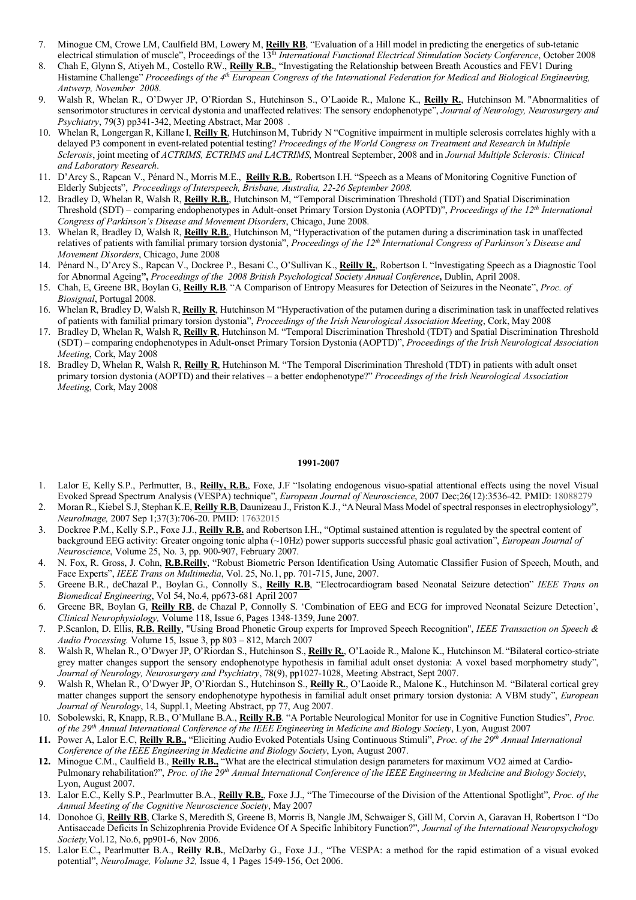7. Minogue CM, Crowe LM, Caulfield BM, Lowery M, **Reilly RB**, "Evaluation of a Hill model in predicting the energetics of sub-tetanic electrical stimulation of muscle", Proceedings of the 13th *International Functional Electrical Stimulation Society Conference*, October 2008
8. Chah E, Glynn S, Atiyeh M., Costello RW., **Reilly R.B.**, "Investigating the Relationship between Breath Acoustics and FEV1 During Histamine Challenge" *Proceedings of the 4th European Congress of the International Federation for Medical and Biological Engineering, Antwerp, November 2008*.
9. Walsh R, Whelan R., O'Dwyer JP, O'Riordan S., Hutchinson S., O'Laoide R., Malone K., **Reilly R.**, Hutchinson M. "Abnormalities of sensorimotor structures in cervical dystonia and unaffected relatives: The sensory endophenotype", *Journal of Neurology, Neurosurgery and Psychiatry*, 79(3) pp341-342, Meeting Abstract, Mar 2008 .
10. Whelan R, Longergan R, Killane I, **Reilly R**, Hutchinson M, Tubridy N "Cognitive impairment in multiple sclerosis correlates highly with a delayed P3 component in event-related potential testing? *Proceedings of the World Congress on Treatment and Research in Multiple Sclerosis*, joint meeting of *ACTRIMS, ECTRIMS and LACTRIMS*, Montreal September, 2008 and in *Journal Multiple Sclerosis: Clinical and Laboratory Research*.
11. D'Arcy S., Rapcan V., Pénard N., Morris M.E., **Reilly R.B.**, Robertson I.H. "Speech as a Means of Monitoring Cognitive Function of Elderly Subjects", *Proceedings of Interspeech, Brisbane, Australia, 22-26 September 2008.*
12. Bradley D, Whelan R, Walsh R, **Reilly R.B.**, Hutchinson M, "Temporal Discrimination Threshold (TDT) and Spatial Discrimination Threshold (SDT) – comparing endophenotypes in Adult-onset Primary Torsion Dystonia (AOPTD)", *Proceedings of the 12th International Congress of Parkinson's Disease and Movement Disorders*, Chicago, June 2008.
13. Whelan R, Bradley D, Walsh R, **Reilly R.B.**, Hutchinson M, "Hyperactivation of the putamen during a discrimination task in unaffected relatives of patients with familial primary torsion dystonia", *Proceedings of the 12th International Congress of Parkinson's Disease and Movement Disorders*, Chicago, June 2008
14. Pénard N., D'Arcy S., Rapcan V., Dockree P., Besani C., O'Sullivan K., **Reilly R.**, Robertson I. "Investigating Speech as a Diagnostic Tool for Abnormal Ageing"**,** *Proceedings of the 2008 British Psychological Society Annual Conference***,** Dublin, April 2008.
15. Chah, E, Greene BR, Boylan G, **Reilly R.B**. "A Comparison of Entropy Measures for Detection of Seizures in the Neonate", *Proc. of Biosignal*, Portugal 2008.
16. Whelan R, Bradley D, Walsh R, **Reilly R**, Hutchinson M "Hyperactivation of the putamen during a discrimination task in unaffected relatives of patients with familial primary torsion dystonia", *Proceedings of the Irish Neurological Association Meeting*, Cork, May 2008
17. Bradley D, Whelan R, Walsh R, **Reilly R**, Hutchinson M. "Temporal Discrimination Threshold (TDT) and Spatial Discrimination Threshold (SDT) – comparing endophenotypes in Adult-onset Primary Torsion Dystonia (AOPTD)", *Proceedings of the Irish Neurological Association Meeting*, Cork, May 2008
18. Bradley D, Whelan R, Walsh R, **Reilly R**, Hutchinson M. "The Temporal Discrimination Threshold (TDT) in patients with adult onset primary torsion dystonia (AOPTD) and their relatives – a better endophenotype?" *Proceedings of the Irish Neurological Association Meeting*, Cork, May 2008

**1991-2007**

1. Lalor E, Kelly S.P., Perlmutter, B., **Reilly, R.B.**, Foxe, J.F "Isolating endogenous visuo-spatial attentional effects using the novel Visual Evoked Spread Spectrum Analysis (VESPA) technique", *European Journal of Neuroscience*, 2007 Dec;26(12):3536-42. PMID: 18088279
2. Moran R., Kiebel S.J, Stephan K.E, **Reilly R.B**, Daunizeau J., Friston K.J., "A Neural Mass Model of spectral responses in electrophysiology", *NeuroImage,* 2007 Sep 1;37(3):706-20. PMID: 17632015
3. Dockree P.M., Kelly S.P., Foxe J.J., **Reilly R.B.** and Robertson I.H., "Optimal sustained attention is regulated by the spectral content of background EEG activity: Greater ongoing tonic alpha (~10Hz) power supports successful phasic goal activation", *European Journal of Neuroscience*, Volume 25, No. 3, pp. 900-907, February 2007.
4. N. Fox, R. Gross, J. Cohn, **R.B.Reilly**, "Robust Biometric Person Identification Using Automatic Classifier Fusion of Speech, Mouth, and Face Experts", *IEEE Trans on Multimedia*, Vol. 25, No.1, pp. 701-715, June, 2007.
5. Greene B.R., deChazal P., Boylan G., Connolly S., **Reilly R.B**, "Electrocardiogram based Neonatal Seizure detection" *IEEE Trans on Biomedical Engineering*, Vol 54, No.4, pp673-681 April 2007
6. Greene BR, Boylan G, **Reilly RB**, de Chazal P, Connolly S. 'Combination of EEG and ECG for improved Neonatal Seizure Detection', *Clinical Neurophysiology,* Volume 118, Issue 6, Pages 1348-1359, June 2007.
7. P.Scanlon, D. Ellis, **R.B. Reilly**, "Using Broad Phonetic Group experts for Improved Speech Recognition", *IEEE Transaction on Speech & Audio Processing.* Volume 15, Issue 3, pp 803 – 812, March 2007
8. Walsh R, Whelan R., O'Dwyer JP, O'Riordan S., Hutchinson S., **Reilly R.**, O'Laoide R., Malone K., Hutchinson M. "Bilateral cortico-striate grey matter changes support the sensory endophenotype hypothesis in familial adult onset dystonia: A voxel based morphometry study", *Journal of Neurology, Neurosurgery and Psychiatry*, 78(9), pp1027-1028, Meeting Abstract, Sept 2007.
9. Walsh R, Whelan R., O'Dwyer JP, O'Riordan S., Hutchinson S., **Reilly R.**, O'Laoide R., Malone K., Hutchinson M. "Bilateral cortical grey matter changes support the sensory endophenotype hypothesis in familial adult onset primary torsion dystonia: A VBM study", *European Journal of Neurology*, 14, Suppl.1, Meeting Abstract, pp 77, Aug 2007.
10. Sobolewski, R, Knapp, R.B., O'Mullane B.A., **Reilly R.B**. "A Portable Neurological Monitor for use in Cognitive Function Studies", *Proc. of the 29th Annual International Conference of the IEEE Engineering in Medicine and Biology Society*, Lyon, August 2007
11. Power A, Lalor E.C, **Reilly R.B.,** "Eliciting Audio Evoked Potentials Using Continuous Stimuli", *Proc. of the 29th Annual International Conference of the IEEE Engineering in Medicine and Biology Society*, Lyon, August 2007.
12. Minogue C.M., Caulfield B., **Reilly R.B.,** "What are the electrical stimulation design parameters for maximum VO2 aimed at Cardio-Pulmonary rehabilitation?", *Proc. of the 29th Annual International Conference of the IEEE Engineering in Medicine and Biology Society*, Lyon, August 2007.
13. Lalor E.C., Kelly S.P., Pearlmutter B.A., **Reilly R.B.**, Foxe J.J., "The Timecourse of the Division of the Attentional Spotlight", *Proc. of the Annual Meeting of the Cognitive Neuroscience Society*, May 2007
14. Donohoe G, **Reilly RB**, Clarke S, Meredith S, Greene B, Morris B, Nangle JM, Schwaiger S, Gill M, Corvin A, Garavan H, Robertson I "Do Antisaccade Deficits In Schizophrenia Provide Evidence Of A Specific Inhibitory Function?", *Journal of the International Neuropsychology Society,*Vol.12, No.6, pp901-6, Nov 2006.
15. Lalor E.C., Pearlmutter B.A., **Reilly R.B.**, McDarby G., Foxe J.J., "The VESPA: a method for the rapid estimation of a visual evoked potential", *NeuroImage, Volume 32,* Issue 4, 1 Pages 1549-156, Oct 2006.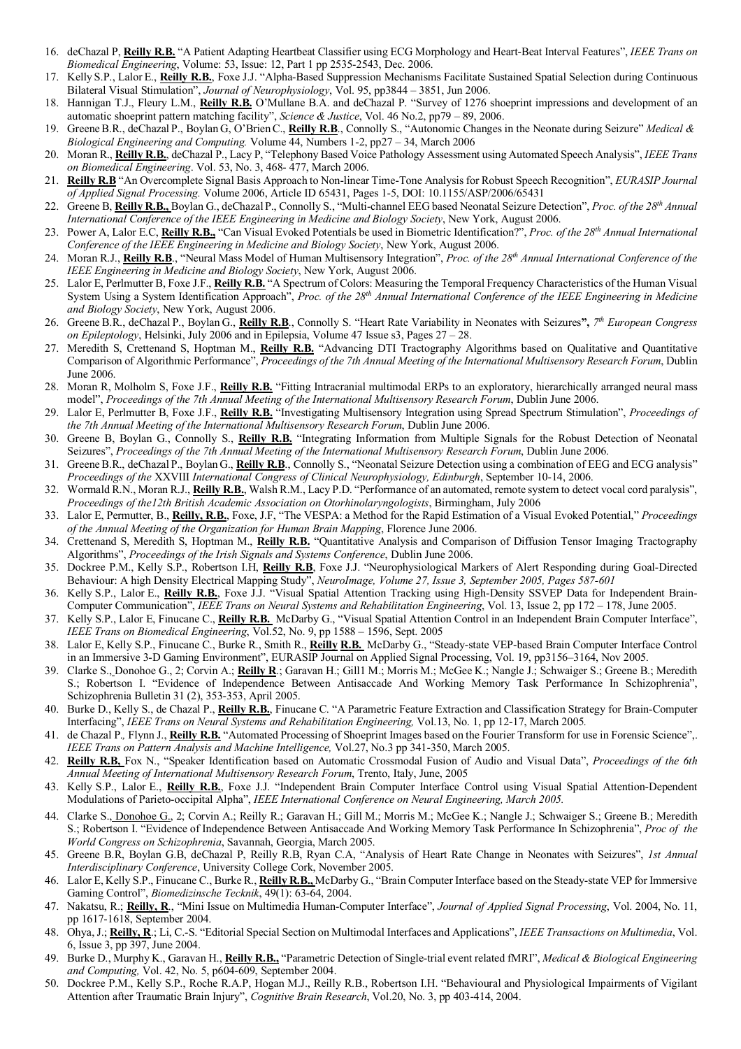16. deChazal P, **Reilly R.B.** "A Patient Adapting Heartbeat Classifier using ECG Morphology and Heart-Beat Interval Features", *IEEE Trans on Biomedical Engineering*, Volume: 53, Issue: 12, Part 1 pp 2535-2543, Dec. 2006.
17. Kelly S.P., Lalor E., **Reilly R.B.**, Foxe J.J. "Alpha-Based Suppression Mechanisms Facilitate Sustained Spatial Selection during Continuous Bilateral Visual Stimulation", *Journal of Neurophysiology*, Vol. 95, pp3844 – 3851, Jun 2006.
18. Hannigan T.J., Fleury L.M., **Reilly R.B.** O'Mullane B.A. and deChazal P. "Survey of 1276 shoeprint impressions and development of an automatic shoeprint pattern matching facility", *Science & Justice*, Vol. 46 No.2, pp79 – 89, 2006.
19. Greene B.R., deChazal P., Boylan G, O'Brien C., **Reilly R.B**., Connolly S., "Autonomic Changes in the Neonate during Seizure" *Medical & Biological Engineering and Computing.* Volume 44, Numbers 1-2, pp27 – 34, March 2006
20. Moran R., **Reilly R.B.**, deChazal P., Lacy P, "Telephony Based Voice Pathology Assessment using Automated Speech Analysis", *IEEE Trans on Biomedical Engineering*. Vol. 53, No. 3, 468- 477, March 2006.
21. **Reilly R.B** "An Overcomplete Signal Basis Approach to Non-linear Time-Tone Analysis for Robust Speech Recognition", *EURASIP Journal of Applied Signal Processing.* Volume 2006, Article ID 65431, Pages 1-5, DOI: 10.1155/ASP/2006/65431
22. Greene B, **Reilly R.B.,** Boylan G., deChazal P., Connolly S., "Multi-channel EEG based Neonatal Seizure Detection", *Proc. of the 28th Annual International Conference of the IEEE Engineering in Medicine and Biology Society*, New York, August 2006.
23. Power A, Lalor E.C, **Reilly R.B.,** "Can Visual Evoked Potentials be used in Biometric Identification?", *Proc. of the 28th Annual International Conference of the IEEE Engineering in Medicine and Biology Society*, New York, August 2006.
24. Moran R.J., **Reilly R.B**., "Neural Mass Model of Human Multisensory Integration", *Proc. of the 28th Annual International Conference of the IEEE Engineering in Medicine and Biology Society*, New York, August 2006.
25. Lalor E, Perlmutter B, Foxe J.F., **Reilly R.B.** "A Spectrum of Colors: Measuring the Temporal Frequency Characteristics of the Human Visual System Using a System Identification Approach", *Proc. of the 28th Annual International Conference of the IEEE Engineering in Medicine and Biology Society*, New York, August 2006.
26. Greene B.R., deChazal P., Boylan G., **Reilly R.B**., Connolly S. "Heart Rate Variability in Neonates with Seizures**",** *7th European Congress on Epileptology*, Helsinki, July 2006 and in Epilepsia, Volume 47 Issue s3, Pages 27 – 28.
27. Meredith S, Crettenand S, Hoptman M., **Reilly R.B.** "Advancing DTI Tractography Algorithms based on Qualitative and Quantitative Comparison of Algorithmic Performance", *Proceedings of the 7th Annual Meeting of the International Multisensory Research Forum*, Dublin June 2006.
28. Moran R, Molholm S, Foxe J.F., **Reilly R.B.** "Fitting Intracranial multimodal ERPs to an exploratory, hierarchically arranged neural mass model", *Proceedings of the 7th Annual Meeting of the International Multisensory Research Forum*, Dublin June 2006.
29. Lalor E, Perlmutter B, Foxe J.F., **Reilly R.B.** "Investigating Multisensory Integration using Spread Spectrum Stimulation", *Proceedings of the 7th Annual Meeting of the International Multisensory Research Forum*, Dublin June 2006.
30. Greene B, Boylan G., Connolly S., **Reilly R.B.** "Integrating Information from Multiple Signals for the Robust Detection of Neonatal Seizures", *Proceedings of the 7th Annual Meeting of the International Multisensory Research Forum*, Dublin June 2006.
31. Greene B.R., deChazal P., Boylan G., **Reilly R.B**., Connolly S., "Neonatal Seizure Detection using a combination of EEG and ECG analysis" *Proceedings of the* XXVIII *International Congress of Clinical Neurophysiology, Edinburgh*, September 10-14, 2006.
32. Wormald R.N., Moran R.J., **Reilly R.B.**, Walsh R.M., Lacy P.D. "Performance of an automated, remote system to detect vocal cord paralysis", *Proceedings of the12th British Academic Association on Otorhinolaryngologists*, Birmingham, July 2006
33. Lalor E, Permutter, B., **Reilly, R.B.**, Foxe, J.F, "The VESPA: a Method for the Rapid Estimation of a Visual Evoked Potential," *Proceedings of the Annual Meeting of the Organization for Human Brain Mapping*, Florence June 2006.
34. Crettenand S, Meredith S, Hoptman M., **Reilly R.B.** "Quantitative Analysis and Comparison of Diffusion Tensor Imaging Tractography Algorithms", *Proceedings of the Irish Signals and Systems Conference*, Dublin June 2006.
35. Dockree P.M., Kelly S.P., Robertson I.H, **Reilly R.B**, Foxe J.J. "Neurophysiological Markers of Alert Responding during Goal-Directed Behaviour: A high Density Electrical Mapping Study", *NeuroImage, Volume 27, Issue 3, September 2005, Pages 587-601*
36. Kelly S.P., Lalor E., **Reilly R.B.**, Foxe J.J. "Visual Spatial Attention Tracking using High-Density SSVEP Data for Independent Brain-Computer Communication", *IEEE Trans on Neural Systems and Rehabilitation Engineering*, Vol. 13, Issue 2, pp 172 – 178, June 2005.
37. Kelly S.P., Lalor E, Finucane C., **Reilly R.B.** McDarby G., "Visual Spatial Attention Control in an Independent Brain Computer Interface", *IEEE Trans on Biomedical Engineering*, Vol.52, No. 9, pp 1588 – 1596, Sept. 2005
38. Lalor E, Kelly S.P., Finucane C., Burke R., Smith R., **Reilly R.B.** McDarby G., "Steady-state VEP-based Brain Computer Interface Control in an Immersive 3-D Gaming Environment", EURASIP Journal on Applied Signal Processing, Vol. 19, pp3156–3164, Nov 2005.
39. Clarke S., Donohoe G., 2; Corvin A.; **Reilly R**.; Garavan H.; Gill1 M.; Morris M.; McGee K.; Nangle J.; Schwaiger S.; Greene B.; Meredith S.; Robertson I. "Evidence of Independence Between Antisaccade And Working Memory Task Performance In Schizophrenia", Schizophrenia Bulletin 31 (2), 353-353, April 2005.
40. Burke D., Kelly S., de Chazal P., **Reilly R.B.**, Finucane C. "A Parametric Feature Extraction and Classification Strategy for Brain-Computer Interfacing", *IEEE Trans on Neural Systems and Rehabilitation Engineering,* Vol.13, No. 1, pp 12-17, March 2005*.*
41. de Chazal P*.,* Flynn J., **Reilly R.B.** "Automated Processing of Shoeprint Images based on the Fourier Transform for use in Forensic Science",. *IEEE Trans on Pattern Analysis and Machine Intelligence,* Vol.27, No.3 pp 341-350, March 2005*.*
42. **Reilly R.B,** Fox N., "Speaker Identification based on Automatic Crossmodal Fusion of Audio and Visual Data", *Proceedings of the 6th Annual Meeting of International Multisensory Research Forum*, Trento, Italy, June, 2005
43. Kelly S.P., Lalor E., **Reilly R.B.**, Foxe J.J. "Independent Brain Computer Interface Control using Visual Spatial Attention-Dependent Modulations of Parieto-occipital Alpha", *IEEE International Conference on Neural Engineering, March 2005.*
44. Clarke S., Donohoe G., 2; Corvin A.; Reilly R.; Garavan H.; Gill M.; Morris M.; McGee K.; Nangle J.; Schwaiger S.; Greene B.; Meredith S.; Robertson I. "Evidence of Independence Between Antisaccade And Working Memory Task Performance In Schizophrenia", *Proc of the World Congress on Schizophrenia*, Savannah, Georgia, March 2005.
45. Greene B.R, Boylan G.B, deChazal P, Reilly R.B, Ryan C.A, "Analysis of Heart Rate Change in Neonates with Seizures", *1st Annual Interdisciplinary Conference*, University College Cork, November 2005.
46. Lalor E, Kelly S.P., Finucane C., Burke R., **Reilly R.B.,** McDarby G., "Brain Computer Interface based on the Steady-state VEP for Immersive Gaming Control", *Biomedizinsche Tecknik*, 49(1): 63-64, 2004.
47. Nakatsu, R.; **Reilly, R**., "Mini Issue on Multimedia Human-Computer Interface", *Journal of Applied Signal Processing*, Vol. 2004, No. 11, pp 1617-1618, September 2004.
48. Ohya, J.; **Reilly, R**.; Li, C.-S. "Editorial Special Section on Multimodal Interfaces and Applications", *IEEE Transactions on Multimedia*, Vol. 6, Issue 3, pp 397, June 2004.
49. Burke D., Murphy K., Garavan H., **Reilly R.B.,** "Parametric Detection of Single-trial event related fMRI", *Medical & Biological Engineering and Computing,* Vol. 42, No. 5, p604-609, September 2004.
50. Dockree P.M., Kelly S.P., Roche R.A.P, Hogan M.J., Reilly R.B., Robertson I.H. "Behavioural and Physiological Impairments of Vigilant Attention after Traumatic Brain Injury", *Cognitive Brain Research*, Vol.20, No. 3, pp 403-414, 2004.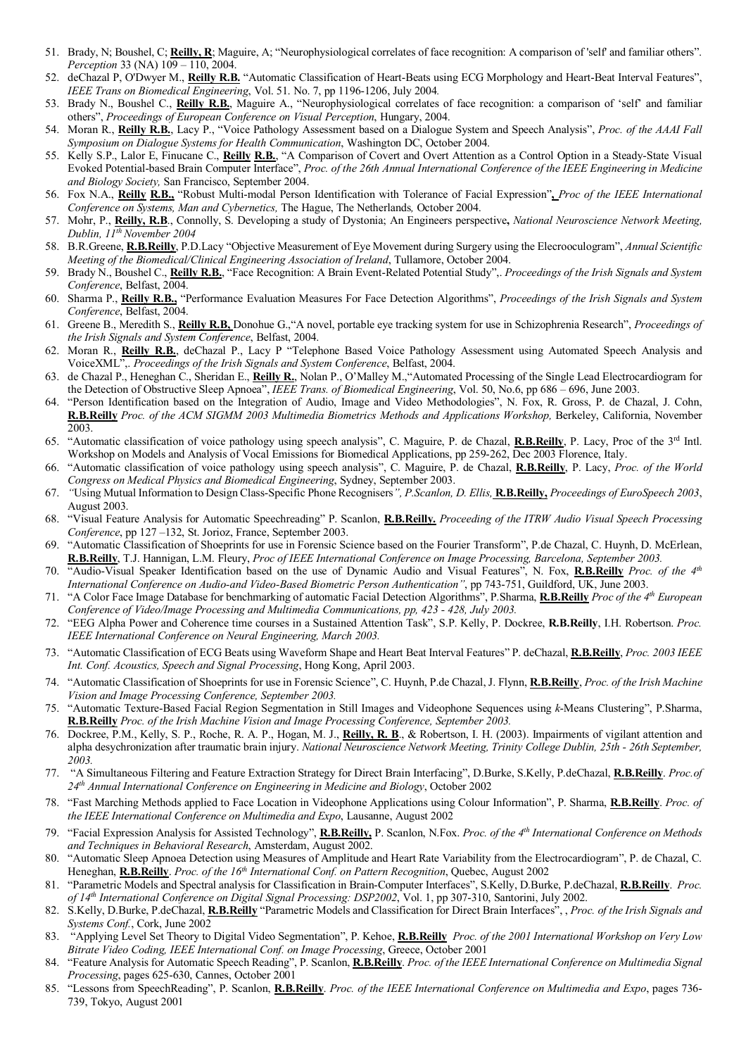51. Brady, N; Boushel, C; **Reilly, R**; Maguire, A; "Neurophysiological correlates of face recognition: A comparison of 'self' and familiar others". *Perception* 33 (NA) 109 – 110, 2004.
52. deChazal P, O'Dwyer M., **Reilly R.B.** "Automatic Classification of Heart-Beats using ECG Morphology and Heart-Beat Interval Features", *IEEE Trans on Biomedical Engineering*, Vol. 51. No. 7, pp 1196-1206, July 2004*.*
53. Brady N., Boushel C., **Reilly R.B.**, Maguire A., "Neurophysiological correlates of face recognition: a comparison of 'self' and familiar others", *Proceedings of European Conference on Visual Perception*, Hungary, 2004.
54. Moran R., **Reilly R.B.**, Lacy P., "Voice Pathology Assessment based on a Dialogue System and Speech Analysis", *Proc. of the AAAI Fall Symposium on Dialogue Systems for Health Communication*, Washington DC, October 2004.
55. Kelly S.P., Lalor E, Finucane C., **Reilly R.B.**, "A Comparison of Covert and Overt Attention as a Control Option in a Steady-State Visual Evoked Potential-based Brain Computer Interface", *Proc. of the 26th Annual International Conference of the IEEE Engineering in Medicine and Biology Society,* San Francisco, September 2004.
56. Fox N.A., **Reilly R.B.,** "Robust Multi-modal Person Identification with Tolerance of Facial Expression", *Proc of the IEEE International Conference on Systems, Man and Cybernetics,* The Hague, The Netherlands*,* October 2004.
57. Mohr, P., **Reilly, R.B**., Connolly, S. Developing a study of Dystonia; An Engineers perspective**,** *National Neuroscience Network Meeting, Dublin, 11th November 2004*
58. B.R.Greene, **R.B.Reilly**, P.D.Lacy "Objective Measurement of Eye Movement during Surgery using the Elecrooculogram", *Annual Scientific Meeting of the Biomedical/Clinical Engineering Association of Ireland*, Tullamore, October 2004.
59. Brady N., Boushel C., **Reilly R.B.**, "Face Recognition: A Brain Event-Related Potential Study",. *Proceedings of the Irish Signals and System Conference*, Belfast, 2004.
60. Sharma P., **Reilly R.B.,** "Performance Evaluation Measures For Face Detection Algorithms", *Proceedings of the Irish Signals and System Conference*, Belfast, 2004.
61. Greene B., Meredith S., **Reilly R.B,** Donohue G.,"A novel, portable eye tracking system for use in Schizophrenia Research", *Proceedings of the Irish Signals and System Conference*, Belfast, 2004.
62. Moran R., **Reilly R.B.**, deChazal P., Lacy P "Telephone Based Voice Pathology Assessment using Automated Speech Analysis and VoiceXML",. *Proceedings of the Irish Signals and System Conference*, Belfast, 2004.
63. de Chazal P., Heneghan C., Sheridan E., **Reilly R.**, Nolan P., O'Malley M.,"Automated Processing of the Single Lead Electrocardiogram for the Detection of Obstructive Sleep Apnoea", *IEEE Trans. of Biomedical Engineering*, Vol. 50, No.6, pp 686 – 696, June 2003.
64. "Person Identification based on the Integration of Audio, Image and Video Methodologies", N. Fox, R. Gross, P. de Chazal, J. Cohn, **R.B.Reilly** *Proc. of the ACM SIGMM 2003 Multimedia Biometrics Methods and Applications Workshop,* Berkeley, California, November 2003.
65. "Automatic classification of voice pathology using speech analysis", C. Maguire, P. de Chazal, **R.B.Reilly**, P. Lacy, Proc of the 3rd Intl. Workshop on Models and Analysis of Vocal Emissions for Biomedical Applications, pp 259-262, Dec 2003 Florence, Italy.
66. "Automatic classification of voice pathology using speech analysis", C. Maguire, P. de Chazal, **R.B.Reilly**, P. Lacy, *Proc. of the World Congress on Medical Physics and Biomedical Engineering*, Sydney, September 2003.
67. *"*Using Mutual Information to Design Class-Specific Phone Recognisers*", P.Scanlon, D. Ellis,* **R.B.Reilly,** *Proceedings of EuroSpeech 2003*, August 2003.
68. "Visual Feature Analysis for Automatic Speechreading" P. Scanlon, **R.B.Reilly.** *Proceeding of the ITRW Audio Visual Speech Processing Conference*, pp 127 –132, St. Jorioz, France, September 2003.
69. "Automatic Classification of Shoeprints for use in Forensic Science based on the Fourier Transform", P.de Chazal, C. Huynh, D. McErlean, **R.B.Reilly**, T.J. Hannigan, L.M. Fleury, *Proc of IEEE International Conference on Image Processing, Barcelona, September 2003.*
70. "Audio-Visual Speaker Identification based on the use of Dynamic Audio and Visual Features", N. Fox, **R.B.Reilly** *Proc. of the 4th International Conference on Audio-and Video-Based Biometric Person Authentication"*, pp 743-751, Guildford, UK, June 2003.
71. "A Color Face Image Database for benchmarking of automatic Facial Detection Algorithms", P.Sharma, **R.B.Reilly** *Proc of the 4th European Conference of Video/Image Processing and Multimedia Communications, pp, 423 - 428, July 2003.*
72. "EEG Alpha Power and Coherence time courses in a Sustained Attention Task", S.P. Kelly, P. Dockree, **R.B.Reilly**, I.H. Robertson. *Proc. IEEE International Conference on Neural Engineering, March 2003.*
73. "Automatic Classification of ECG Beats using Waveform Shape and Heart Beat Interval Features" P. deChazal, **R.B.Reilly**, *Proc. 2003 IEEE Int. Conf. Acoustics, Speech and Signal Processing*, Hong Kong, April 2003.
74. "Automatic Classification of Shoeprints for use in Forensic Science", C. Huynh, P.de Chazal, J. Flynn, **R.B.Reilly**, *Proc. of the Irish Machine Vision and Image Processing Conference, September 2003.*
75. "Automatic Texture-Based Facial Region Segmentation in Still Images and Videophone Sequences using *k*-Means Clustering", P.Sharma, **R.B.Reilly** *Proc. of the Irish Machine Vision and Image Processing Conference, September 2003.*
76. Dockree, P.M., Kelly, S. P., Roche, R. A. P., Hogan, M. J., **Reilly, R. B**., & Robertson, I. H. (2003). Impairments of vigilant attention and alpha desychronization after traumatic brain injury. *National Neuroscience Network Meeting, Trinity College Dublin, 25th - 26th September, 2003.*
77. "A Simultaneous Filtering and Feature Extraction Strategy for Direct Brain Interfacing", D.Burke, S.Kelly, P.deChazal, **R.B.Reilly**. *Proc.of 24th Annual International Conference on Engineering in Medicine and Biology*, October 2002
78. "Fast Marching Methods applied to Face Location in Videophone Applications using Colour Information", P. Sharma, **R.B.Reilly**. *Proc. of the IEEE International Conference on Multimedia and Expo*, Lausanne, August 2002
79. "Facial Expression Analysis for Assisted Technology", **R.B.Reilly,** P. Scanlon, N.Fox. *Proc. of the 4th International Conference on Methods and Techniques in Behavioral Research*, Amsterdam, August 2002.
80. "Automatic Sleep Apnoea Detection using Measures of Amplitude and Heart Rate Variability from the Electrocardiogram", P. de Chazal, C. Heneghan, **R.B.Reilly**. *Proc. of the 16th International Conf. on Pattern Recognition*, Quebec, August 2002
81. "Parametric Models and Spectral analysis for Classification in Brain-Computer Interfaces", S.Kelly, D.Burke, P.deChazal, **R.B.Reilly**. *Proc. of 14th International Conference on Digital Signal Processing: DSP2002*, Vol. 1, pp 307-310, Santorini, July 2002.
82. S.Kelly, D.Burke, P.deChazal, **R.B.Reilly** "Parametric Models and Classification for Direct Brain Interfaces", , *Proc. of the Irish Signals and Systems Conf.*, Cork, June 2002
83. "Applying Level Set Theory to Digital Video Segmentation", P. Kehoe, **R.B.Reilly** *Proc. of the 2001 International Workshop on Very Low Bitrate Video Coding, IEEE International Conf. on Image Processing*, Greece, October 2001
84. "Feature Analysis for Automatic Speech Reading", P. Scanlon, **R.B.Reilly**. *Proc. of the IEEE International Conference on Multimedia Signal Processing*, pages 625-630, Cannes, October 2001
85. "Lessons from SpeechReading", P. Scanlon, **R.B.Reilly**. *Proc. of the IEEE International Conference on Multimedia and Expo*, pages 736-739, Tokyo, August 2001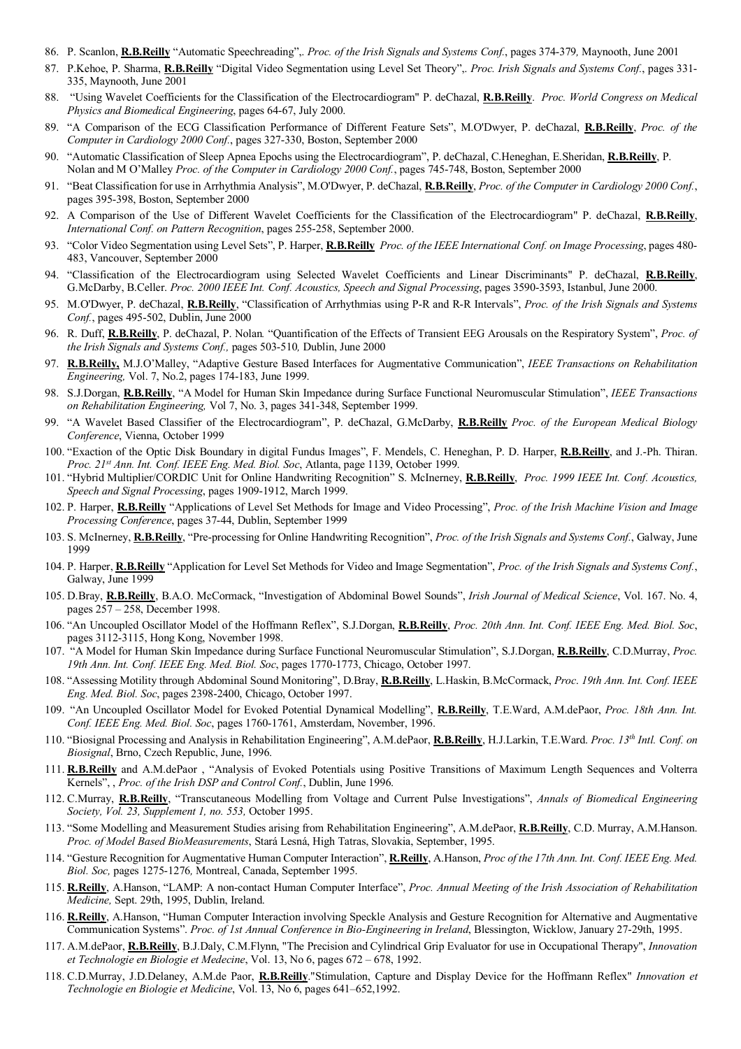86. P. Scanlon, **R.B.Reilly** "Automatic Speechreading",. *Proc. of the Irish Signals and Systems Conf.*, pages 374-379*,* Maynooth, June 2001
87. P.Kehoe, P. Sharma, **R.B.Reilly** "Digital Video Segmentation using Level Set Theory",. *Proc. Irish Signals and Systems Conf.*, pages 331-335, Maynooth, June 2001
88. "Using Wavelet Coefficients for the Classification of the Electrocardiogram" P. deChazal, **R.B.Reilly**. *Proc. World Congress on Medical Physics and Biomedical Engineering*, pages 64-67, July 2000.
89. "A Comparison of the ECG Classification Performance of Different Feature Sets", M.O'Dwyer, P. deChazal, **R.B.Reilly**, *Proc. of the Computer in Cardiology 2000 Conf.*, pages 327-330, Boston, September 2000
90. "Automatic Classification of Sleep Apnea Epochs using the Electrocardiogram", P. deChazal, C.Heneghan, E.Sheridan, **R.B.Reilly**, P. Nolan and M O'Malley *Proc. of the Computer in Cardiology 2000 Conf.*, pages 745-748, Boston, September 2000
91. "Beat Classification for use in Arrhythmia Analysis", M.O'Dwyer, P. deChazal, **R.B.Reilly**, *Proc. of the Computer in Cardiology 2000 Conf.*, pages 395-398, Boston, September 2000
92. A Comparison of the Use of Different Wavelet Coefficients for the Classification of the Electrocardiogram" P. deChazal, **R.B.Reilly**, *International Conf. on Pattern Recognition*, pages 255-258, September 2000.
93. "Color Video Segmentation using Level Sets", P. Harper, **R.B.Reilly** *Proc. of the IEEE International Conf. on Image Processing*, pages 480-483, Vancouver, September 2000
94. "Classification of the Electrocardiogram using Selected Wavelet Coefficients and Linear Discriminants" P. deChazal, **R.B.Reilly**, G.McDarby, B.Celler. *Proc. 2000 IEEE Int. Conf. Acoustics, Speech and Signal Processing*, pages 3590-3593, Istanbul, June 2000.
95. M.O'Dwyer, P. deChazal, **R.B.Reilly**, "Classification of Arrhythmias using P-R and R-R Intervals", *Proc. of the Irish Signals and Systems Conf.*, pages 495-502, Dublin, June 2000
96. R. Duff, **R.B.Reilly**, P. deChazal, P. Nolan*.* "Quantification of the Effects of Transient EEG Arousals on the Respiratory System", *Proc. of the Irish Signals and Systems Conf.,* pages 503-510*,* Dublin, June 2000
97. **R.B.Reilly,** M.J.O'Malley, "Adaptive Gesture Based Interfaces for Augmentative Communication", *IEEE Transactions on Rehabilitation Engineering,* Vol. 7, No.2, pages 174-183, June 1999.
98. S.J.Dorgan, **R.B.Reilly**, "A Model for Human Skin Impedance during Surface Functional Neuromuscular Stimulation", *IEEE Transactions on Rehabilitation Engineering,* Vol 7, No. 3, pages 341-348, September 1999.
99. "A Wavelet Based Classifier of the Electrocardiogram", P. deChazal, G.McDarby, **R.B.Reilly** *Proc. of the European Medical Biology Conference*, Vienna, October 1999
100. "Exaction of the Optic Disk Boundary in digital Fundus Images", F. Mendels, C. Heneghan, P. D. Harper, **R.B.Reilly**, and J.-Ph. Thiran. *Proc. 21st Ann. Int. Conf. IEEE Eng. Med. Biol. Soc*, Atlanta, page 1139, October 1999.
101. "Hybrid Multiplier/CORDIC Unit for Online Handwriting Recognition" S. McInerney, **R.B.Reilly**, *Proc. 1999 IEEE Int. Conf. Acoustics, Speech and Signal Processing*, pages 1909-1912, March 1999.
102. P. Harper, **R.B.Reilly** "Applications of Level Set Methods for Image and Video Processing", *Proc. of the Irish Machine Vision and Image Processing Conference*, pages 37-44, Dublin, September 1999
103. S. McInerney, **R.B.Reilly**, "Pre-processing for Online Handwriting Recognition", *Proc. of the Irish Signals and Systems Conf.*, Galway, June 1999
104. P. Harper, **R.B.Reilly** "Application for Level Set Methods for Video and Image Segmentation", *Proc. of the Irish Signals and Systems Conf.*, Galway, June 1999
105. D.Bray, **R.B.Reilly**, B.A.O. McCormack, "Investigation of Abdominal Bowel Sounds", *Irish Journal of Medical Science*, Vol. 167. No. 4, pages 257 – 258, December 1998.
106. "An Uncoupled Oscillator Model of the Hoffmann Reflex", S.J.Dorgan, **R.B.Reilly**, *Proc. 20th Ann. Int. Conf. IEEE Eng. Med. Biol. Soc*, pages 3112-3115, Hong Kong, November 1998.
107. "A Model for Human Skin Impedance during Surface Functional Neuromuscular Stimulation", S.J.Dorgan, **R.B.Reilly**, C.D.Murray, *Proc. 19th Ann. Int. Conf. IEEE Eng. Med. Biol. Soc*, pages 1770-1773, Chicago, October 1997.
108. "Assessing Motility through Abdominal Sound Monitoring", D.Bray, **R.B.Reilly**, L.Haskin, B.McCormack, *Proc. 19th Ann. Int. Conf. IEEE Eng. Med. Biol. Soc*, pages 2398-2400, Chicago, October 1997.
109. "An Uncoupled Oscillator Model for Evoked Potential Dynamical Modelling", **R.B.Reilly**, T.E.Ward, A.M.dePaor, *Proc. 18th Ann. Int. Conf. IEEE Eng. Med. Biol. Soc*, pages 1760-1761, Amsterdam, November, 1996.
110. "Biosignal Processing and Analysis in Rehabilitation Engineering", A.M.dePaor, **R.B.Reilly**, H.J.Larkin, T.E.Ward. *Proc. 13th Intl. Conf. on Biosignal*, Brno, Czech Republic, June, 1996.
111. **R.B.Reilly** and A.M.dePaor , "Analysis of Evoked Potentials using Positive Transitions of Maximum Length Sequences and Volterra Kernels", , *Proc. of the Irish DSP and Control Conf.*, Dublin, June 1996.
112. C.Murray, **R.B.Reilly**, "Transcutaneous Modelling from Voltage and Current Pulse Investigations", *Annals of Biomedical Engineering Society, Vol. 23, Supplement 1, no. 553,* October 1995.
113. "Some Modelling and Measurement Studies arising from Rehabilitation Engineering", A.M.dePaor, **R.B.Reilly**, C.D. Murray, A.M.Hanson. *Proc. of Model Based BioMeasurements*, Stará Lesná, High Tatras, Slovakia, September, 1995.
114. "Gesture Recognition for Augmentative Human Computer Interaction", **R.Reilly**, A.Hanson, *Proc of the 17th Ann. Int. Conf. IEEE Eng. Med. Biol. Soc,* pages 1275-1276*,* Montreal, Canada, September 1995.
115. **R.Reilly**, A.Hanson, "LAMP: A non-contact Human Computer Interface", *Proc. Annual Meeting of the Irish Association of Rehabilitation Medicine,* Sept. 29th, 1995, Dublin, Ireland.
116. **R.Reilly**, A.Hanson, "Human Computer Interaction involving Speckle Analysis and Gesture Recognition for Alternative and Augmentative Communication Systems". *Proc. of 1st Annual Conference in Bio-Engineering in Ireland*, Blessington, Wicklow, January 27-29th, 1995.
117. A.M.dePaor, **R.B.Reilly**, B.J.Daly, C.M.Flynn, "The Precision and Cylindrical Grip Evaluator for use in Occupational Therapy", *Innovation et Technologie en Biologie et Medecine*, Vol. 13, No 6, pages 672 – 678, 1992.
118. C.D.Murray, J.D.Delaney, A.M.de Paor, **R.B.Reilly**."Stimulation, Capture and Display Device for the Hoffmann Reflex" *Innovation et Technologie en Biologie et Medicine*, Vol. 13, No 6, pages 641–652,1992.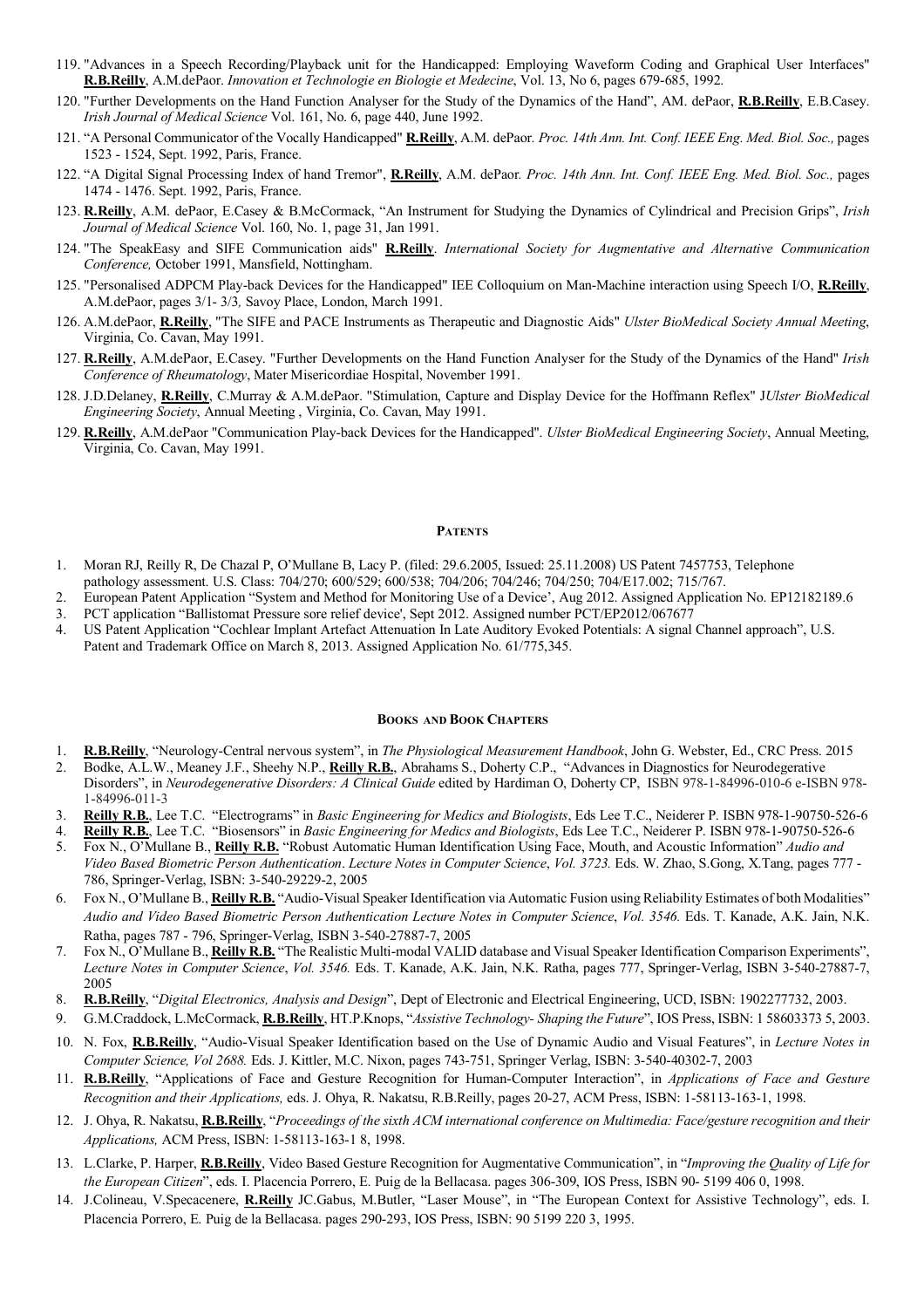119. "Advances in a Speech Recording/Playback unit for the Handicapped: Employing Waveform Coding and Graphical User Interfaces" **R.B.Reilly**, A.M.dePaor. *Innovation et Technologie en Biologie et Medecine*, Vol. 13, No 6, pages 679-685, 1992.
120. "Further Developments on the Hand Function Analyser for the Study of the Dynamics of the Hand", AM. dePaor, **R.B.Reilly**, E.B.Casey. *Irish Journal of Medical Science* Vol. 161, No. 6, page 440, June 1992.
121. "A Personal Communicator of the Vocally Handicapped" **R.Reilly**, A.M. dePaor. *Proc. 14th Ann. Int. Conf. IEEE Eng. Med. Biol. Soc.,* pages 1523 - 1524, Sept. 1992, Paris, France.
122. "A Digital Signal Processing Index of hand Tremor", **R.Reilly**, A.M. dePaor. *Proc. 14th Ann. Int. Conf. IEEE Eng. Med. Biol. Soc.,* pages 1474 - 1476. Sept. 1992, Paris, France.
123. **R.Reilly**, A.M. dePaor, E.Casey & B.McCormack, "An Instrument for Studying the Dynamics of Cylindrical and Precision Grips", *Irish Journal of Medical Science* Vol. 160, No. 1, page 31, Jan 1991.
124. "The SpeakEasy and SIFE Communication aids" **R.Reilly**. *International Society for Augmentative and Alternative Communication Conference,* October 1991, Mansfield, Nottingham.
125. "Personalised ADPCM Play-back Devices for the Handicapped" IEE Colloquium on Man-Machine interaction using Speech I/O, **R.Reilly**, A.M.dePaor, pages 3/1- 3/3*,* Savoy Place, London, March 1991.
126. A.M.dePaor, **R.Reilly**, "The SIFE and PACE Instruments as Therapeutic and Diagnostic Aids" *Ulster BioMedical Society Annual Meeting*, Virginia, Co. Cavan, May 1991.
127. **R.Reilly**, A.M.dePaor, E.Casey. "Further Developments on the Hand Function Analyser for the Study of the Dynamics of the Hand" *Irish Conference of Rheumatology*, Mater Misericordiae Hospital, November 1991.
128. J.D.Delaney, **R.Reilly**, C.Murray & A.M.dePaor. "Stimulation, Capture and Display Device for the Hoffmann Reflex" J*Ulster BioMedical Engineering Society*, Annual Meeting , Virginia, Co. Cavan, May 1991.
129. **R.Reilly**, A.M.dePaor "Communication Play-back Devices for the Handicapped". *Ulster BioMedical Engineering Society*, Annual Meeting, Virginia, Co. Cavan, May 1991.

## Patents

1. Moran RJ, Reilly R, De Chazal P, O'Mullane B, Lacy P. (filed: 29.6.2005, Issued: 25.11.2008) US Patent 7457753, Telephone pathology assessment. U.S. Class: 704/270; 600/529; 600/538; 704/206; 704/246; 704/250; 704/E17.002; 715/767.
2. European Patent Application "System and Method for Monitoring Use of a Device', Aug 2012. Assigned Application No. EP12182189.6
3. PCT application "Ballistomat Pressure sore relief device', Sept 2012. Assigned number PCT/EP2012/067677
4. US Patent Application "Cochlear Implant Artefact Attenuation In Late Auditory Evoked Potentials: A signal Channel approach", U.S. Patent and Trademark Office on March 8, 2013. Assigned Application No. 61/775,345.

## Books and Book Chapters

1. **R.B.Reilly**, "Neurology-Central nervous system", in *The Physiological Measurement Handbook*, John G. Webster, Ed., CRC Press. 2015
2. Bodke, A.L.W., Meaney J.F., Sheehy N.P., **Reilly R.B.**, Abrahams S., Doherty C.P., "Advances in Diagnostics for Neurodegerative Disorders", in *Neurodegenerative Disorders: A Clinical Guide* edited by Hardiman O, Doherty CP, ISBN 978-1-84996-010-6 e-ISBN 978-1-84996-011-3
3. **Reilly R.B.**, Lee T.C. "Electrograms" in *Basic Engineering for Medics and Biologists*, Eds Lee T.C., Neiderer P. ISBN 978-1-90750-526-6
4. **Reilly R.B.**, Lee T.C. "Biosensors" in *Basic Engineering for Medics and Biologists*, Eds Lee T.C., Neiderer P. ISBN 978-1-90750-526-6
5. Fox N., O'Mullane B., **Reilly R.B.** "Robust Automatic Human Identification Using Face, Mouth, and Acoustic Information" *Audio and Video Based Biometric Person Authentication*. *Lecture Notes in Computer Science*, *Vol. 3723.* Eds. W. Zhao, S.Gong, X.Tang, pages 777 - 786, Springer-Verlag, ISBN: 3-540-29229-2, 2005
6. Fox N., O'Mullane B., **Reilly R.B.** "Audio-Visual Speaker Identification via Automatic Fusion using Reliability Estimates of both Modalities" *Audio and Video Based Biometric Person Authentication Lecture Notes in Computer Science*, *Vol. 3546.* Eds. T. Kanade, A.K. Jain, N.K. Ratha, pages 787 - 796, Springer-Verlag, ISBN 3-540-27887-7, 2005
7. Fox N., O'Mullane B., **Reilly R.B.** "The Realistic Multi-modal VALID database and Visual Speaker Identification Comparison Experiments", *Lecture Notes in Computer Science*, *Vol. 3546.* Eds. T. Kanade, A.K. Jain, N.K. Ratha, pages 777, Springer-Verlag, ISBN 3-540-27887-7, 2005
8. **R.B.Reilly**, "*Digital Electronics, Analysis and Design*", Dept of Electronic and Electrical Engineering, UCD, ISBN: 1902277732, 2003.
9. G.M.Craddock, L.McCormack, **R.B.Reilly**, HT.P.Knops, "*Assistive Technology- Shaping the Future*", IOS Press, ISBN: 1 58603373 5, 2003.
10. N. Fox, **R.B.Reilly**, "Audio-Visual Speaker Identification based on the Use of Dynamic Audio and Visual Features", in *Lecture Notes in Computer Science, Vol 2688.* Eds. J. Kittler, M.C. Nixon, pages 743-751, Springer Verlag, ISBN: 3-540-40302-7, 2003
11. **R.B.Reilly**, "Applications of Face and Gesture Recognition for Human-Computer Interaction", in *Applications of Face and Gesture Recognition and their Applications,* eds. J. Ohya, R. Nakatsu, R.B.Reilly, pages 20-27, ACM Press, ISBN: 1-58113-163-1, 1998.
12. J. Ohya, R. Nakatsu, **R.B.Reilly**, "*Proceedings of the sixth ACM international conference on Multimedia: Face/gesture recognition and their Applications,* ACM Press, ISBN: 1-58113-163-1 8, 1998.
13. L.Clarke, P. Harper, **R.B.Reilly**, Video Based Gesture Recognition for Augmentative Communication", in "*Improving the Quality of Life for the European Citizen*", eds. I. Placencia Porrero, E. Puig de la Bellacasa. pages 306-309, IOS Press, ISBN 90- 5199 406 0, 1998.
14. J.Colineau, V.Specacenere, **R.Reilly** JC.Gabus, M.Butler, "Laser Mouse", in "The European Context for Assistive Technology", eds. I. Placencia Porrero, E. Puig de la Bellacasa. pages 290-293, IOS Press, ISBN: 90 5199 220 3, 1995.